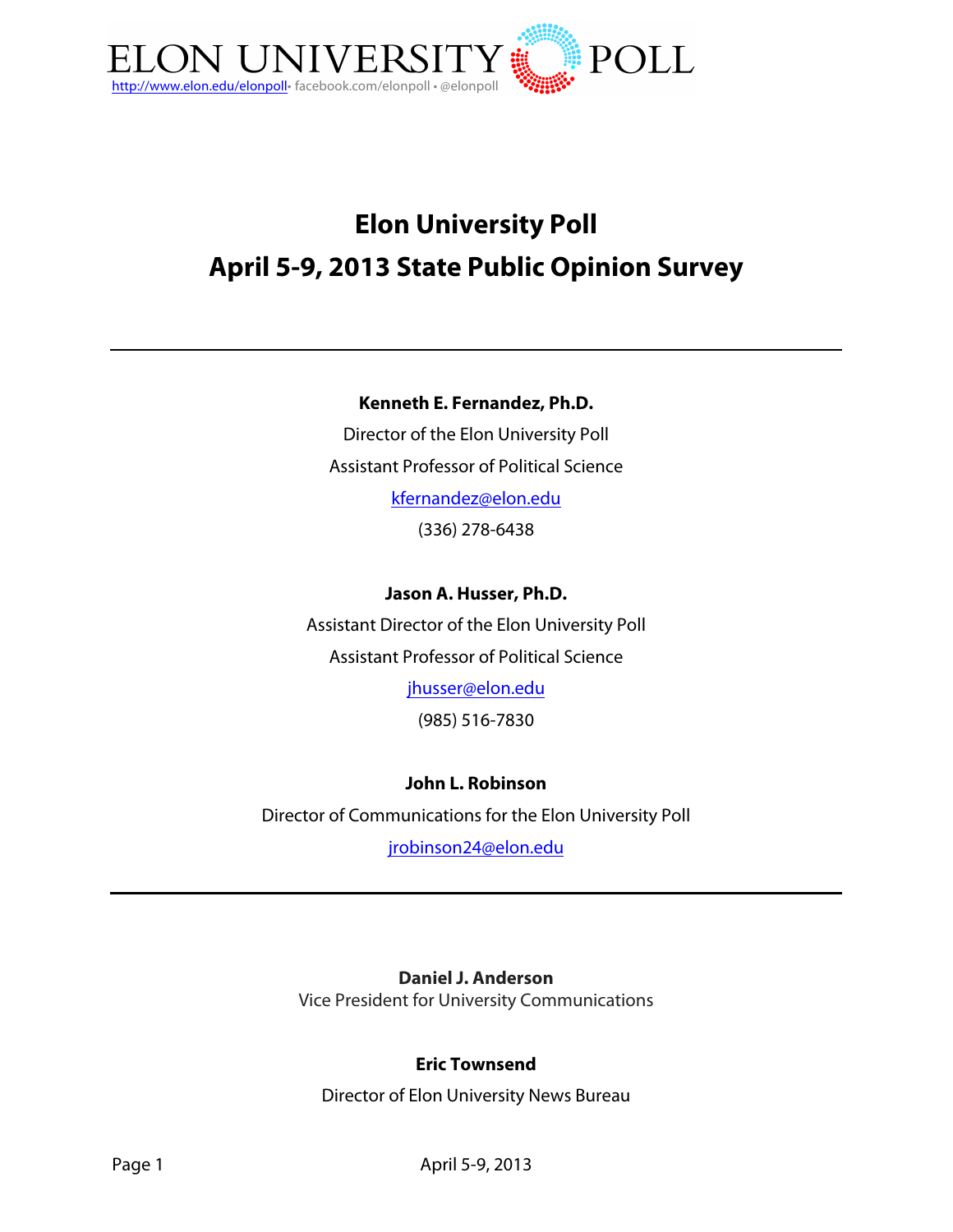ELON UNIVERSITY POLL

http://www.elon.edu/elonpoll • facebook.com/elonpoll • @elonpoll

# Elon University Poll
# April 5-9, 2013 State Public Opinion Survey

---

**Kenneth E. Fernandez, Ph.D.**

Director of the Elon University Poll

Assistant Professor of Political Science

kfernandez@elon.edu

(336) 278-6438

**Jason A. Husser, Ph.D.**

Assistant Director of the Elon University Poll

Assistant Professor of Political Science

jhusser@elon.edu

(985) 516-7830

**John L. Robinson**

Director of Communications for the Elon University Poll

jrobinson24@elon.edu

---

**Daniel J. Anderson**

Vice President for University Communications

**Eric Townsend**

Director of Elon University News Bureau

April 5-9, 2013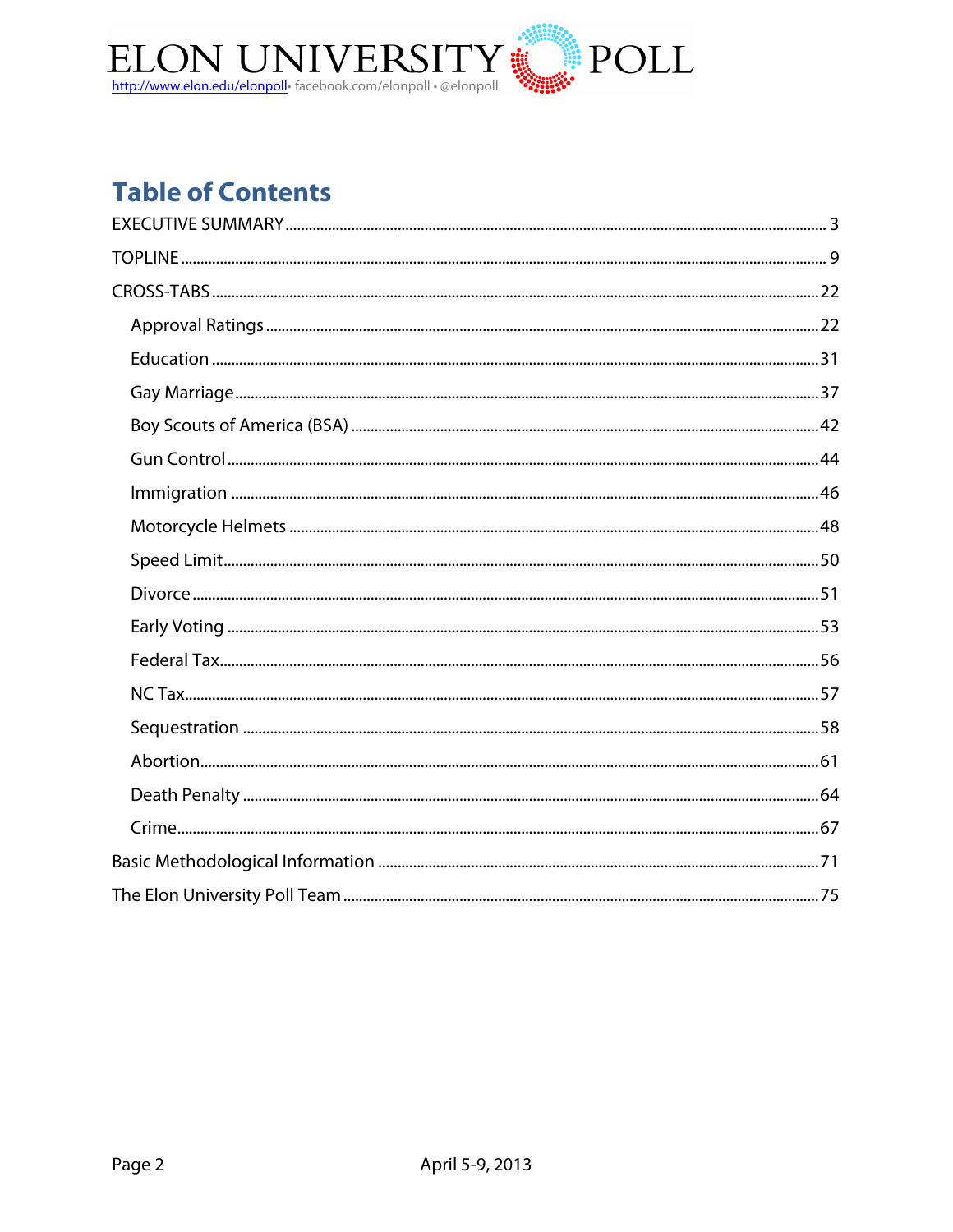## Table of Contents

EXECUTIVE SUMMARY ........................................ 3

TOPLINE ........................................ 9

CROSS-TABS ........................................ 22

- Approval Ratings ........................................ 22
- Education ........................................ 31
- Gay Marriage ........................................ 37
- Boy Scouts of America (BSA) ........................................ 42
- Gun Control ........................................ 44
- Immigration ........................................ 46
- Motorcycle Helmets ........................................ 48
- Speed Limit ........................................ 50
- Divorce ........................................ 51
- Early Voting ........................................ 53
- Federal Tax ........................................ 56
- NC Tax ........................................ 57
- Sequestration ........................................ 58
- Abortion ........................................ 61
- Death Penalty ........................................ 64
- Crime ........................................ 67

Basic Methodological Information ........................................ 71

The Elon University Poll Team ........................................ 75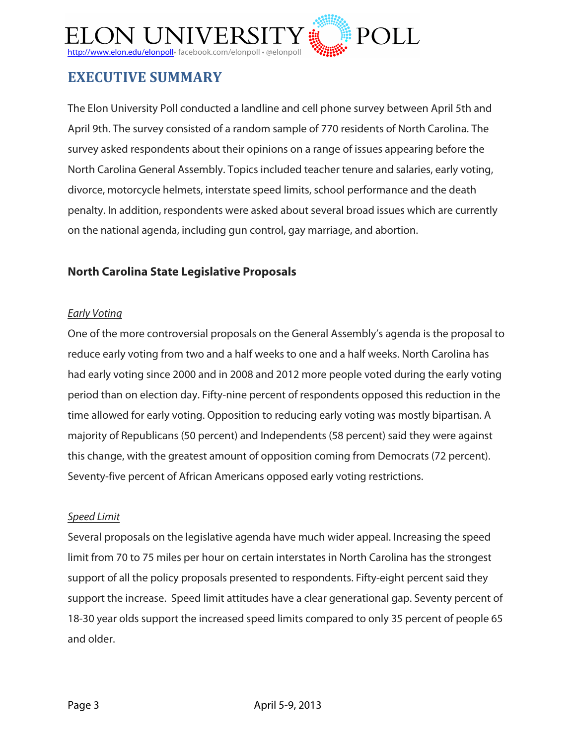## EXECUTIVE SUMMARY

The Elon University Poll conducted a landline and cell phone survey between April 5th and April 9th. The survey consisted of a random sample of 770 residents of North Carolina. The survey asked respondents about their opinions on a range of issues appearing before the North Carolina General Assembly. Topics included teacher tenure and salaries, early voting, divorce, motorcycle helmets, interstate speed limits, school performance and the death penalty. In addition, respondents were asked about several broad issues which are currently on the national agenda, including gun control, gay marriage, and abortion.

### North Carolina State Legislative Proposals

*Early Voting*

One of the more controversial proposals on the General Assembly's agenda is the proposal to reduce early voting from two and a half weeks to one and a half weeks. North Carolina has had early voting since 2000 and in 2008 and 2012 more people voted during the early voting period than on election day. Fifty-nine percent of respondents opposed this reduction in the time allowed for early voting. Opposition to reducing early voting was mostly bipartisan. A majority of Republicans (50 percent) and Independents (58 percent) said they were against this change, with the greatest amount of opposition coming from Democrats (72 percent). Seventy-five percent of African Americans opposed early voting restrictions.

*Speed Limit*

Several proposals on the legislative agenda have much wider appeal. Increasing the speed limit from 70 to 75 miles per hour on certain interstates in North Carolina has the strongest support of all the policy proposals presented to respondents. Fifty-eight percent said they support the increase. Speed limit attitudes have a clear generational gap. Seventy percent of 18-30 year olds support the increased speed limits compared to only 35 percent of people 65 and older.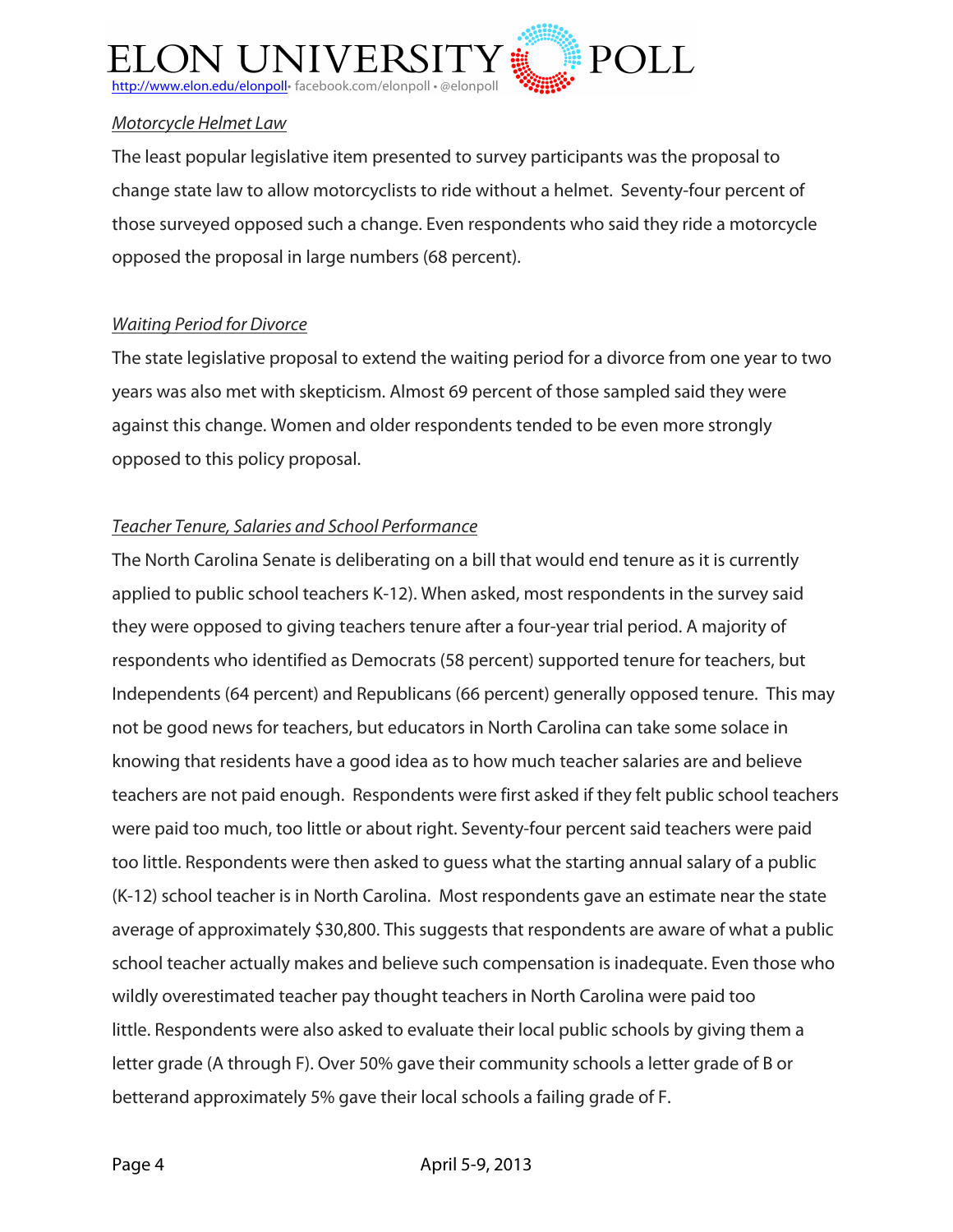### *Motorcycle Helmet Law*

The least popular legislative item presented to survey participants was the proposal to change state law to allow motorcyclists to ride without a helmet. Seventy-four percent of those surveyed opposed such a change. Even respondents who said they ride a motorcycle opposed the proposal in large numbers (68 percent).

### *Waiting Period for Divorce*

The state legislative proposal to extend the waiting period for a divorce from one year to two years was also met with skepticism. Almost 69 percent of those sampled said they were against this change. Women and older respondents tended to be even more strongly opposed to this policy proposal.

### *Teacher Tenure, Salaries and School Performance*

The North Carolina Senate is deliberating on a bill that would end tenure as it is currently applied to public school teachers K-12). When asked, most respondents in the survey said they were opposed to giving teachers tenure after a four-year trial period. A majority of respondents who identified as Democrats (58 percent) supported tenure for teachers, but Independents (64 percent) and Republicans (66 percent) generally opposed tenure. This may not be good news for teachers, but educators in North Carolina can take some solace in knowing that residents have a good idea as to how much teacher salaries are and believe teachers are not paid enough. Respondents were first asked if they felt public school teachers were paid too much, too little or about right. Seventy-four percent said teachers were paid too little. Respondents were then asked to guess what the starting annual salary of a public (K-12) school teacher is in North Carolina. Most respondents gave an estimate near the state average of approximately $30,800. This suggests that respondents are aware of what a public school teacher actually makes and believe such compensation is inadequate. Even those who wildly overestimated teacher pay thought teachers in North Carolina were paid too little. Respondents were also asked to evaluate their local public schools by giving them a letter grade (A through F). Over 50% gave their community schools a letter grade of B or betterand approximately 5% gave their local schools a failing grade of F.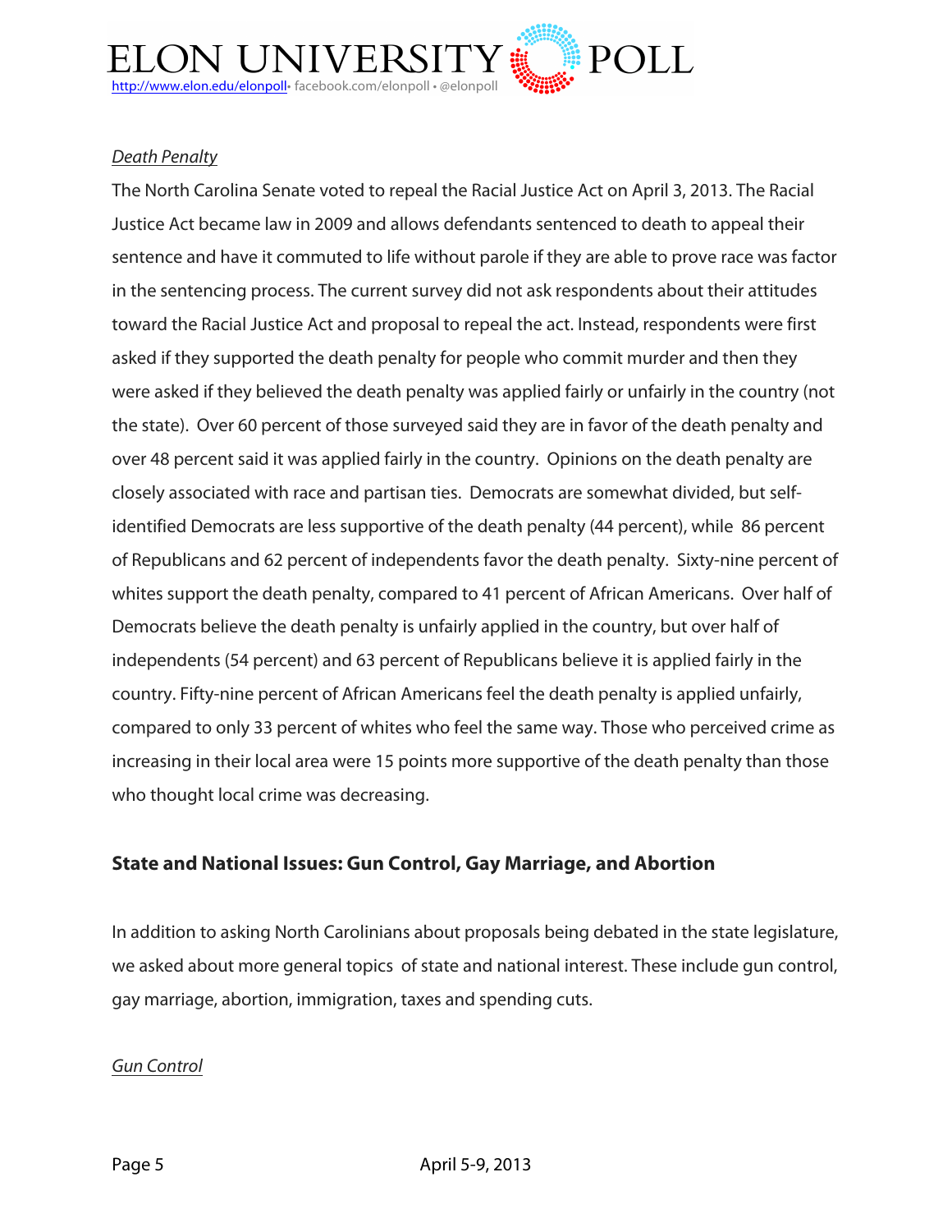*Death Penalty*

The North Carolina Senate voted to repeal the Racial Justice Act on April 3, 2013. The Racial Justice Act became law in 2009 and allows defendants sentenced to death to appeal their sentence and have it commuted to life without parole if they are able to prove race was factor in the sentencing process. The current survey did not ask respondents about their attitudes toward the Racial Justice Act and proposal to repeal the act. Instead, respondents were first asked if they supported the death penalty for people who commit murder and then they were asked if they believed the death penalty was applied fairly or unfairly in the country (not the state). Over 60 percent of those surveyed said they are in favor of the death penalty and over 48 percent said it was applied fairly in the country. Opinions on the death penalty are closely associated with race and partisan ties. Democrats are somewhat divided, but self-identified Democrats are less supportive of the death penalty (44 percent), while 86 percent of Republicans and 62 percent of independents favor the death penalty. Sixty-nine percent of whites support the death penalty, compared to 41 percent of African Americans. Over half of Democrats believe the death penalty is unfairly applied in the country, but over half of independents (54 percent) and 63 percent of Republicans believe it is applied fairly in the country. Fifty-nine percent of African Americans feel the death penalty is applied unfairly, compared to only 33 percent of whites who feel the same way. Those who perceived crime as increasing in their local area were 15 points more supportive of the death penalty than those who thought local crime was decreasing.

## State and National Issues: Gun Control, Gay Marriage, and Abortion

In addition to asking North Carolinians about proposals being debated in the state legislature, we asked about more general topics of state and national interest. These include gun control, gay marriage, abortion, immigration, taxes and spending cuts.

*Gun Control*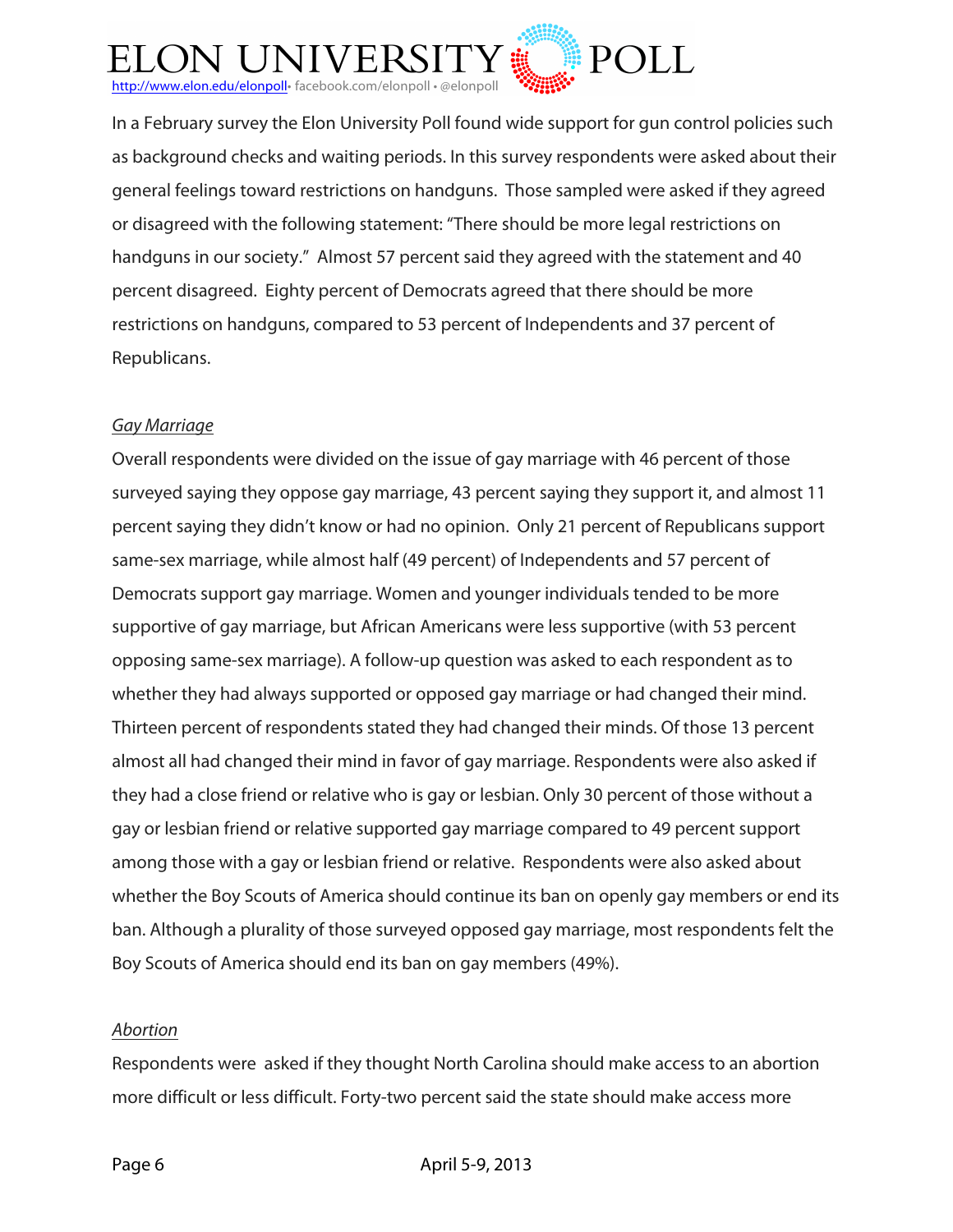In a February survey the Elon University Poll found wide support for gun control policies such as background checks and waiting periods. In this survey respondents were asked about their general feelings toward restrictions on handguns. Those sampled were asked if they agreed or disagreed with the following statement: "There should be more legal restrictions on handguns in our society." Almost 57 percent said they agreed with the statement and 40 percent disagreed. Eighty percent of Democrats agreed that there should be more restrictions on handguns, compared to 53 percent of Independents and 37 percent of Republicans.

*Gay Marriage*

Overall respondents were divided on the issue of gay marriage with 46 percent of those surveyed saying they oppose gay marriage, 43 percent saying they support it, and almost 11 percent saying they didn't know or had no opinion. Only 21 percent of Republicans support same-sex marriage, while almost half (49 percent) of Independents and 57 percent of Democrats support gay marriage. Women and younger individuals tended to be more supportive of gay marriage, but African Americans were less supportive (with 53 percent opposing same-sex marriage). A follow-up question was asked to each respondent as to whether they had always supported or opposed gay marriage or had changed their mind. Thirteen percent of respondents stated they had changed their minds. Of those 13 percent almost all had changed their mind in favor of gay marriage. Respondents were also asked if they had a close friend or relative who is gay or lesbian. Only 30 percent of those without a gay or lesbian friend or relative supported gay marriage compared to 49 percent support among those with a gay or lesbian friend or relative. Respondents were also asked about whether the Boy Scouts of America should continue its ban on openly gay members or end its ban. Although a plurality of those surveyed opposed gay marriage, most respondents felt the Boy Scouts of America should end its ban on gay members (49%).

*Abortion*

Respondents were asked if they thought North Carolina should make access to an abortion more difficult or less difficult. Forty-two percent said the state should make access more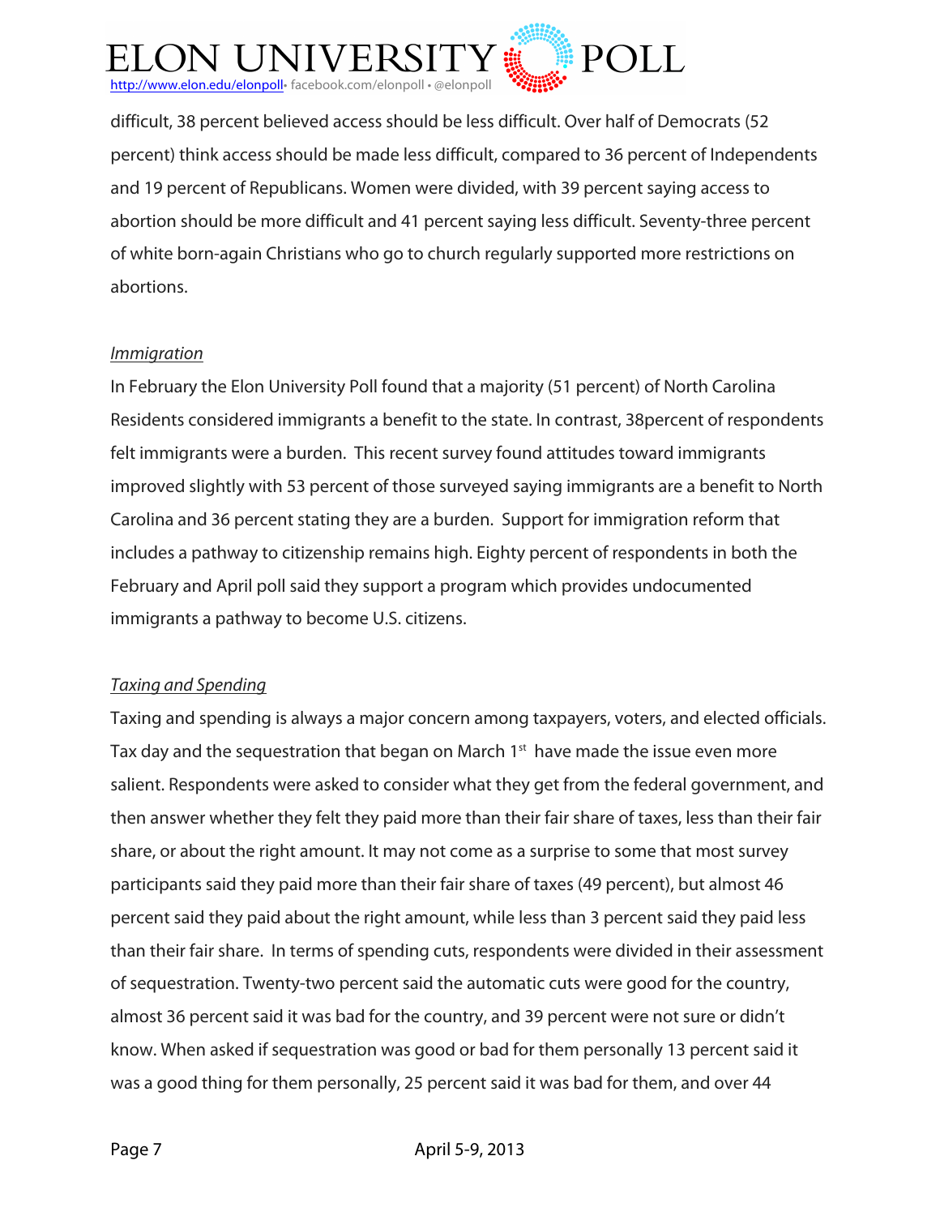difficult, 38 percent believed access should be less difficult. Over half of Democrats (52 percent) think access should be made less difficult, compared to 36 percent of Independents and 19 percent of Republicans. Women were divided, with 39 percent saying access to abortion should be more difficult and 41 percent saying less difficult. Seventy-three percent of white born-again Christians who go to church regularly supported more restrictions on abortions.

*Immigration*

In February the Elon University Poll found that a majority (51 percent) of North Carolina Residents considered immigrants a benefit to the state. In contrast, 38percent of respondents felt immigrants were a burden. This recent survey found attitudes toward immigrants improved slightly with 53 percent of those surveyed saying immigrants are a benefit to North Carolina and 36 percent stating they are a burden. Support for immigration reform that includes a pathway to citizenship remains high. Eighty percent of respondents in both the February and April poll said they support a program which provides undocumented immigrants a pathway to become U.S. citizens.

*Taxing and Spending*

Taxing and spending is always a major concern among taxpayers, voters, and elected officials. Tax day and the sequestration that began on March 1st have made the issue even more salient. Respondents were asked to consider what they get from the federal government, and then answer whether they felt they paid more than their fair share of taxes, less than their fair share, or about the right amount. It may not come as a surprise to some that most survey participants said they paid more than their fair share of taxes (49 percent), but almost 46 percent said they paid about the right amount, while less than 3 percent said they paid less than their fair share. In terms of spending cuts, respondents were divided in their assessment of sequestration. Twenty-two percent said the automatic cuts were good for the country, almost 36 percent said it was bad for the country, and 39 percent were not sure or didn't know. When asked if sequestration was good or bad for them personally 13 percent said it was a good thing for them personally, 25 percent said it was bad for them, and over 44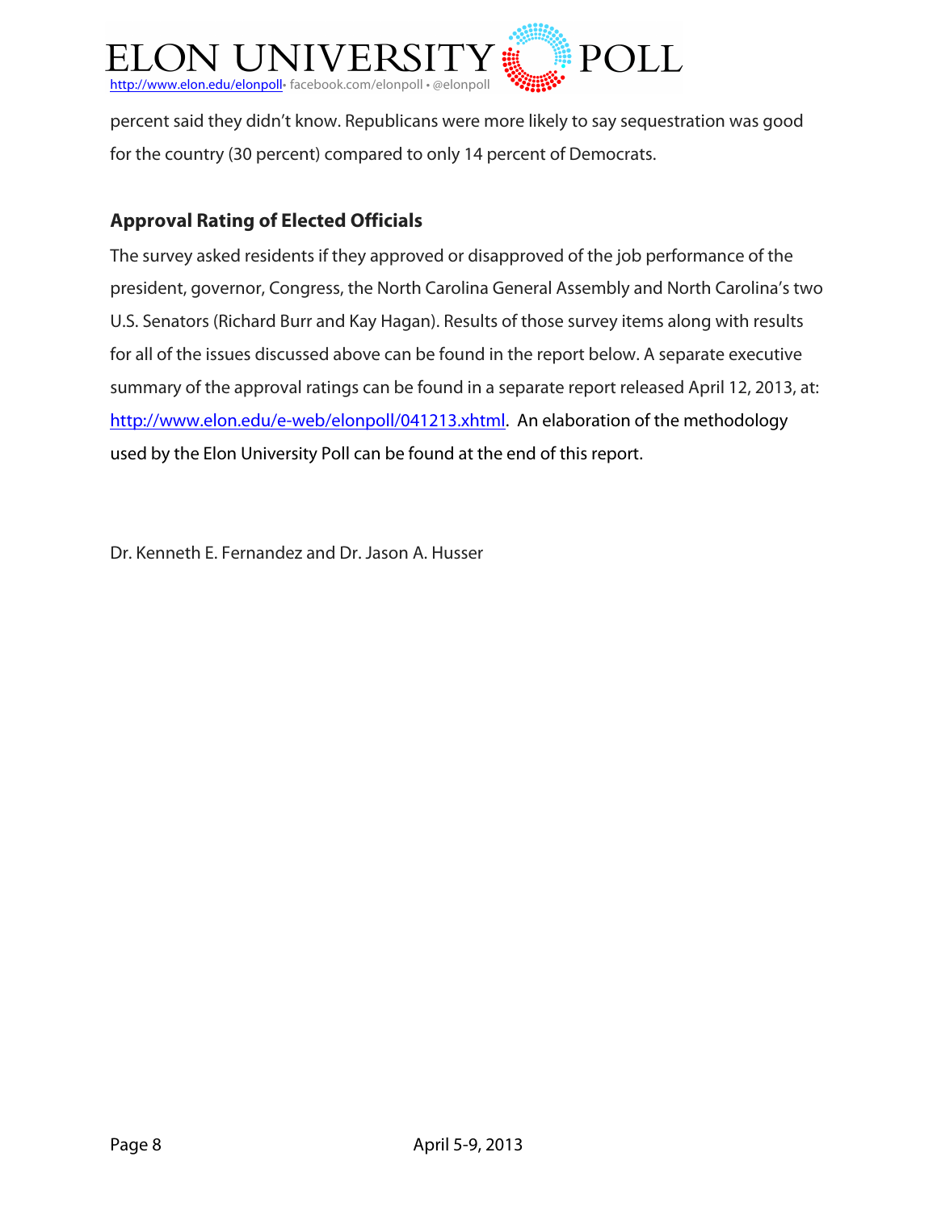percent said they didn't know. Republicans were more likely to say sequestration was good for the country (30 percent) compared to only 14 percent of Democrats.

## Approval Rating of Elected Officials

The survey asked residents if they approved or disapproved of the job performance of the president, governor, Congress, the North Carolina General Assembly and North Carolina's two U.S. Senators (Richard Burr and Kay Hagan). Results of those survey items along with results for all of the issues discussed above can be found in the report below. A separate executive summary of the approval ratings can be found in a separate report released April 12, 2013, at: http://www.elon.edu/e-web/elonpoll/041213.xhtml. An elaboration of the methodology used by the Elon University Poll can be found at the end of this report.

Dr. Kenneth E. Fernandez and Dr. Jason A. Husser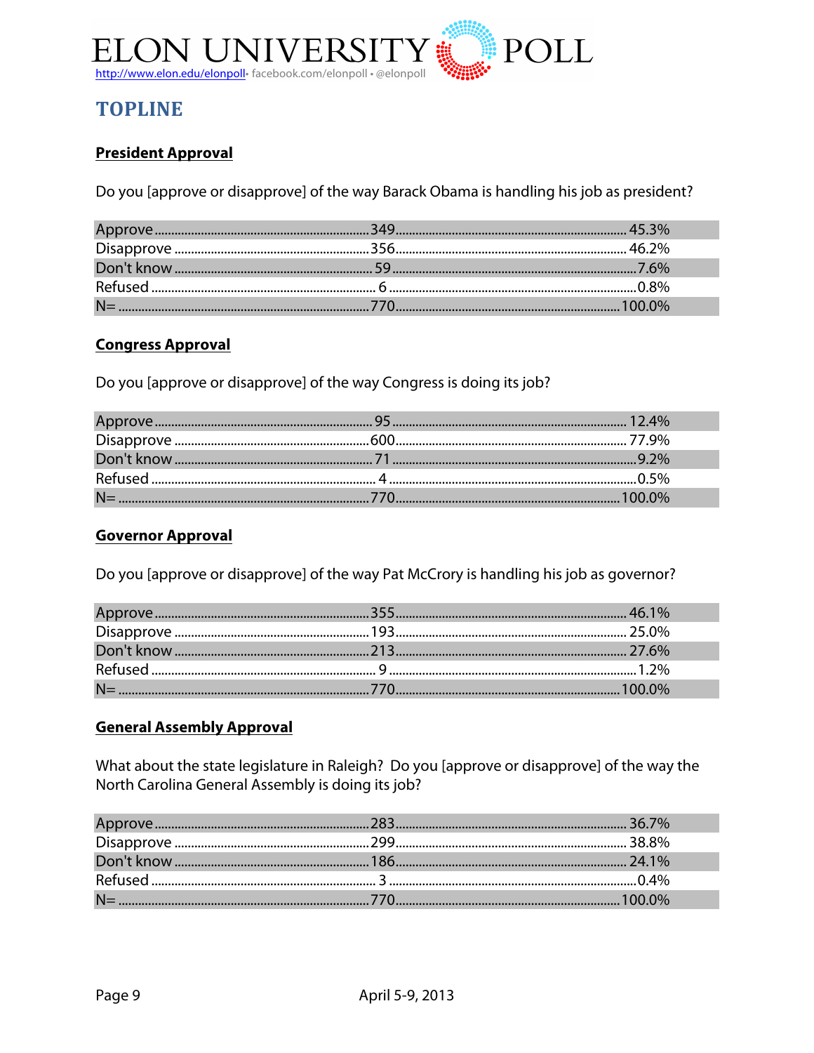## TOPLINE

### President Approval

Do you [approve or disapprove] of the way Barack Obama is handling his job as president?

| | | |
|---|---|---|
| Approve | 349 | 45.3% |
| Disapprove | 356 | 46.2% |
| Don't know | 59 | 7.6% |
| Refused | 6 | 0.8% |
| N= | 770 | 100.0% |

### Congress Approval

Do you [approve or disapprove] of the way Congress is doing its job?

| | | |
|---|---|---|
| Approve | 95 | 12.4% |
| Disapprove | 600 | 77.9% |
| Don't know | 71 | 9.2% |
| Refused | 4 | 0.5% |
| N= | 770 | 100.0% |

### Governor Approval

Do you [approve or disapprove] of the way Pat McCrory is handling his job as governor?

| | | |
|---|---|---|
| Approve | 355 | 46.1% |
| Disapprove | 193 | 25.0% |
| Don't know | 213 | 27.6% |
| Refused | 9 | 1.2% |
| N= | 770 | 100.0% |

### General Assembly Approval

What about the state legislature in Raleigh? Do you [approve or disapprove] of the way the North Carolina General Assembly is doing its job?

| | | |
|---|---|---|
| Approve | 283 | 36.7% |
| Disapprove | 299 | 38.8% |
| Don't know | 186 | 24.1% |
| Refused | 3 | 0.4% |
| N= | 770 | 100.0% |

April 5-9, 2013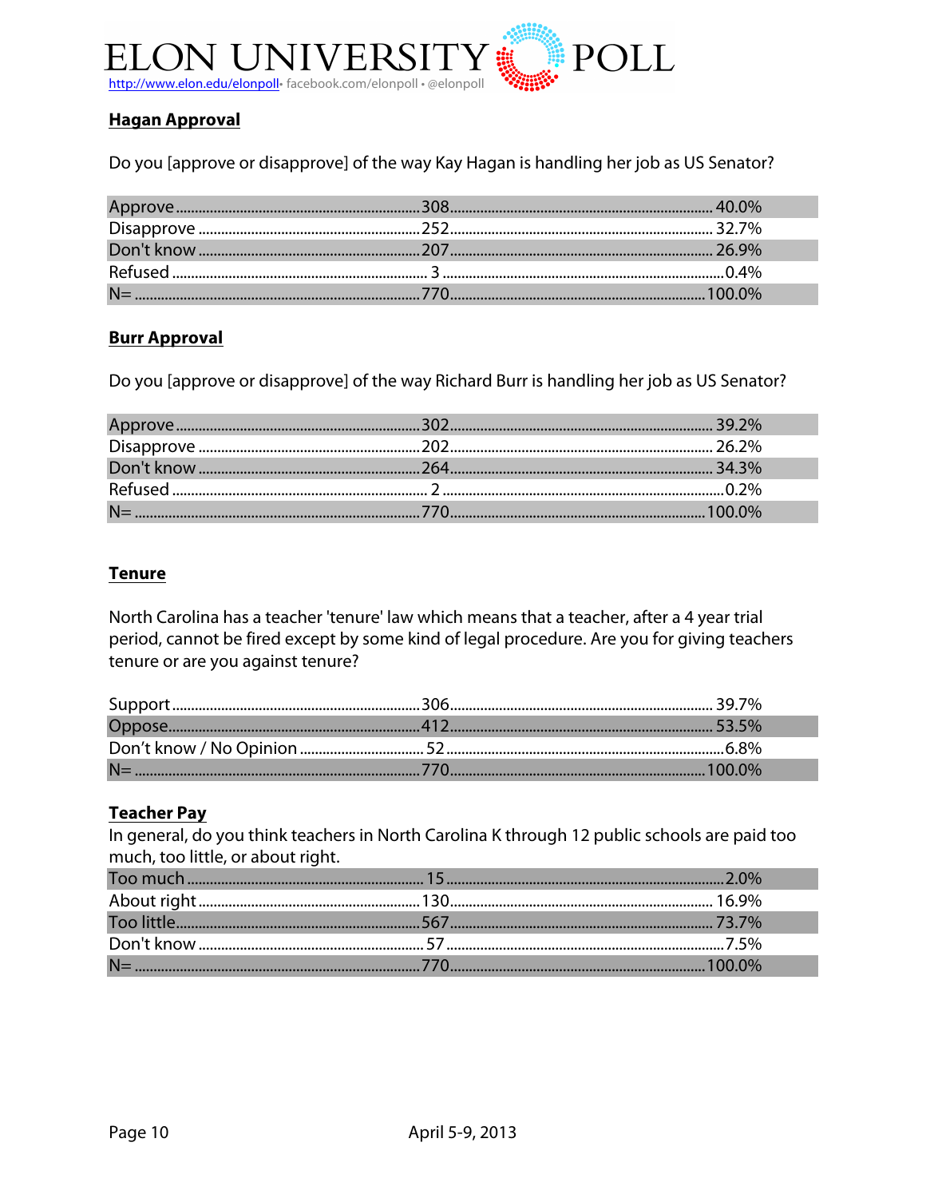## Hagan Approval

Do you [approve or disapprove] of the way Kay Hagan is handling her job as US Senator?

| Response | Count | Percent |
|---|---|---|
| Approve | 308 | 40.0% |
| Disapprove | 252 | 32.7% |
| Don't know | 207 | 26.9% |
| Refused | 3 | 0.4% |
| N= | 770 | 100.0% |

## Burr Approval

Do you [approve or disapprove] of the way Richard Burr is handling her job as US Senator?

| Response | Count | Percent |
|---|---|---|
| Approve | 302 | 39.2% |
| Disapprove | 202 | 26.2% |
| Don't know | 264 | 34.3% |
| Refused | 2 | 0.2% |
| N= | 770 | 100.0% |

## Tenure

North Carolina has a teacher 'tenure' law which means that a teacher, after a 4 year trial period, cannot be fired except by some kind of legal procedure. Are you for giving teachers tenure or are you against tenure?

| Response | Count | Percent |
|---|---|---|
| Support | 306 | 39.7% |
| Oppose | 412 | 53.5% |
| Don't know / No Opinion | 52 | 6.8% |
| N= | 770 | 100.0% |

## Teacher Pay

In general, do you think teachers in North Carolina K through 12 public schools are paid too much, too little, or about right.

| Response | Count | Percent |
|---|---|---|
| Too much | 15 | 2.0% |
| About right | 130 | 16.9% |
| Too little | 567 | 73.7% |
| Don't know | 57 | 7.5% |
| N= | 770 | 100.0% |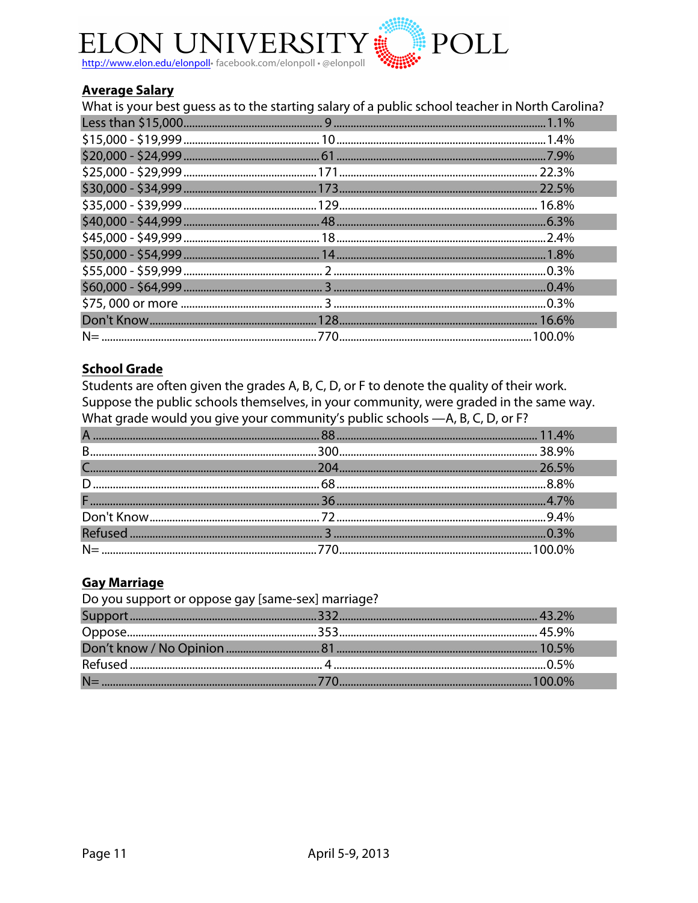## Average Salary

What is your best guess as to the starting salary of a public school teacher in North Carolina?

| Response | N | % |
|---|---|---|
| Less than $15,000 | 9 | 1.1% |
| $15,000 - $19,999 | 10 | 1.4% |
| $20,000 - $24,999 | 61 | 7.9% |
| $25,000 - $29,999 | 171 | 22.3% |
| $30,000 - $34,999 | 173 | 22.5% |
| $35,000 - $39,999 | 129 | 16.8% |
| $40,000 - $44,999 | 48 | 6.3% |
| $45,000 - $49,999 | 18 | 2.4% |
| $50,000 - $54,999 | 14 | 1.8% |
| $55,000 - $59,999 | 2 | 0.3% |
| $60,000 - $64,999 | 3 | 0.4% |
| $75, 000 or more | 3 | 0.3% |
| Don't Know | 128 | 16.6% |
| N= | 770 | 100.0% |

## School Grade

Students are often given the grades A, B, C, D, or F to denote the quality of their work. Suppose the public schools themselves, in your community, were graded in the same way. What grade would you give your community's public schools —A, B, C, D, or F?

| Response | N | % |
|---|---|---|
| A | 88 | 11.4% |
| B | 300 | 38.9% |
| C | 204 | 26.5% |
| D | 68 | 8.8% |
| F | 36 | 4.7% |
| Don't Know | 72 | 9.4% |
| Refused | 3 | 0.3% |
| N= | 770 | 100.0% |

## Gay Marriage

Do you support or oppose gay [same-sex] marriage?

| Response | N | % |
|---|---|---|
| Support | 332 | 43.2% |
| Oppose | 353 | 45.9% |
| Don't know / No Opinion | 81 | 10.5% |
| Refused | 4 | 0.5% |
| N= | 770 | 100.0% |

April 5-9, 2013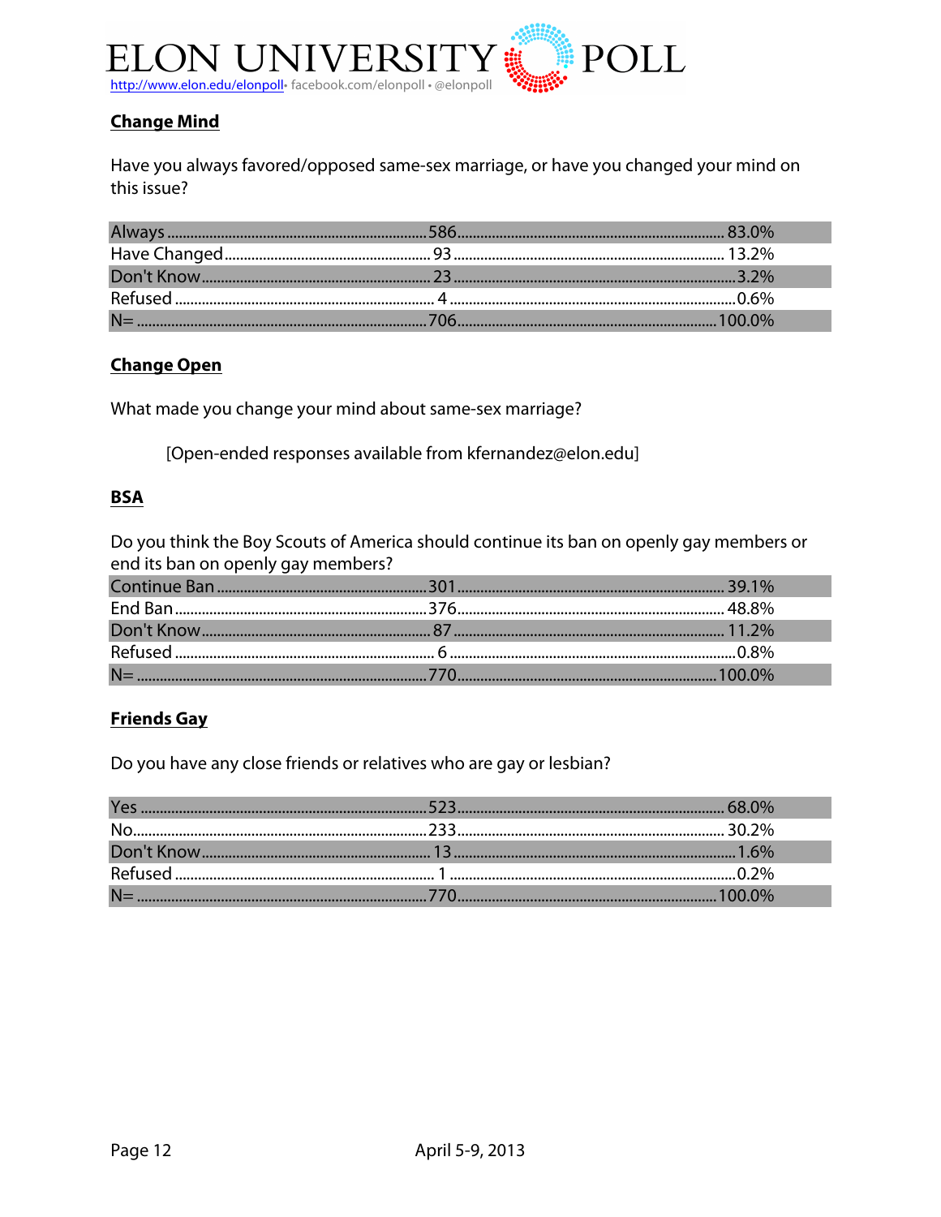## Change Mind

Have you always favored/opposed same-sex marriage, or have you changed your mind on this issue?

| | | |
|---|---|---|
| Always | 586 | 83.0% |
| Have Changed | 93 | 13.2% |
| Don't Know | 23 | 3.2% |
| Refused | 4 | 0.6% |
| N= | 706 | 100.0% |

## Change Open

What made you change your mind about same-sex marriage?

[Open-ended responses available from kfernandez@elon.edu]

## BSA

Do you think the Boy Scouts of America should continue its ban on openly gay members or end its ban on openly gay members?

| | | |
|---|---|---|
| Continue Ban | 301 | 39.1% |
| End Ban | 376 | 48.8% |
| Don't Know | 87 | 11.2% |
| Refused | 6 | 0.8% |
| N= | 770 | 100.0% |

## Friends Gay

Do you have any close friends or relatives who are gay or lesbian?

| | | |
|---|---|---|
| Yes | 523 | 68.0% |
| No | 233 | 30.2% |
| Don't Know | 13 | 1.6% |
| Refused | 1 | 0.2% |
| N= | 770 | 100.0% |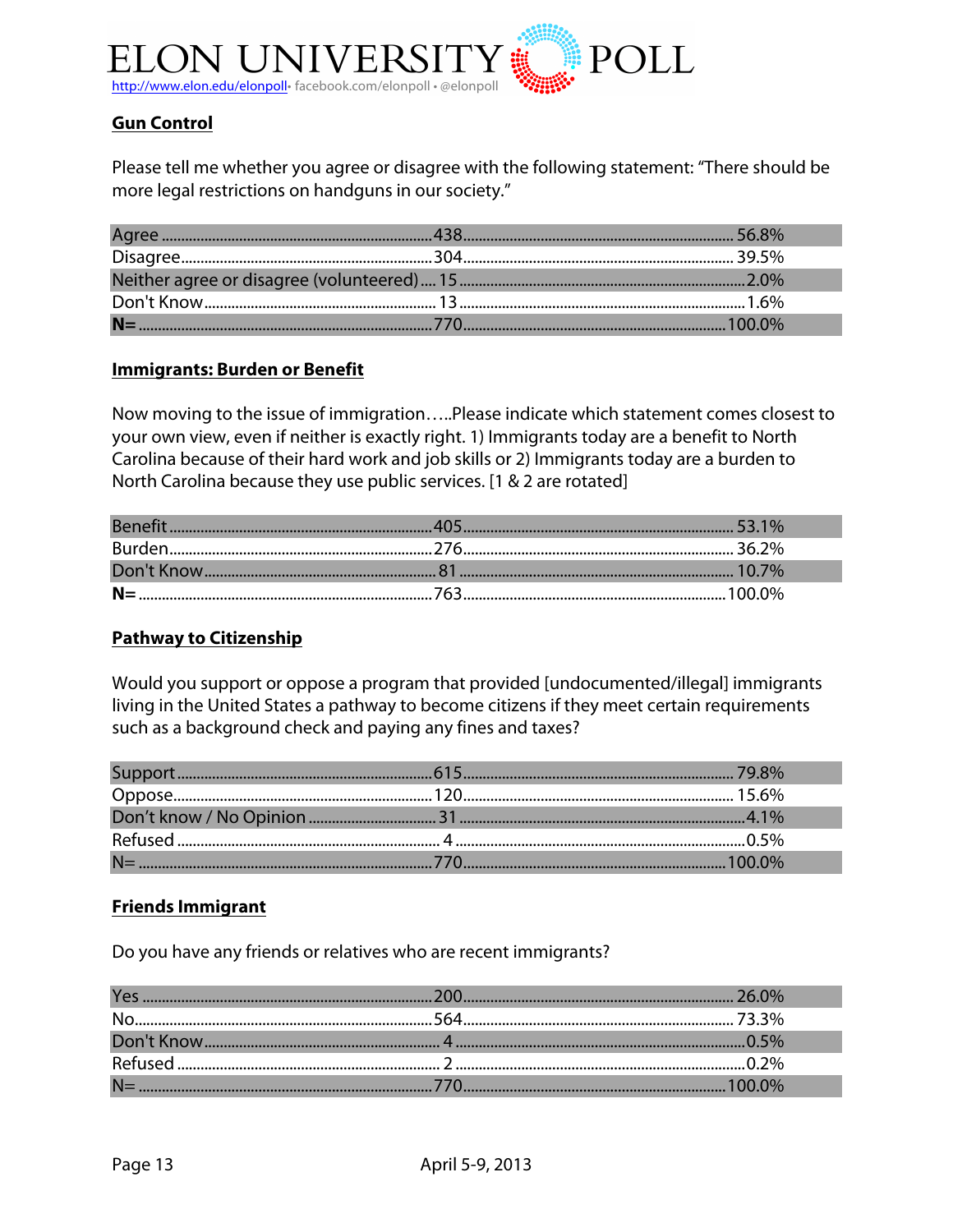## Gun Control

Please tell me whether you agree or disagree with the following statement: "There should be more legal restrictions on handguns in our society."

| Response | Count | Percent |
|---|---|---|
| Agree | 438 | 56.8% |
| Disagree | 304 | 39.5% |
| Neither agree or disagree (volunteered) | 15 | 2.0% |
| Don't Know | 13 | 1.6% |
| **N=** | 770 | 100.0% |

## Immigrants: Burden or Benefit

Now moving to the issue of immigration…..Please indicate which statement comes closest to your own view, even if neither is exactly right. 1) Immigrants today are a benefit to North Carolina because of their hard work and job skills or 2) Immigrants today are a burden to North Carolina because they use public services. [1 & 2 are rotated]

| Response | Count | Percent |
|---|---|---|
| Benefit | 405 | 53.1% |
| Burden | 276 | 36.2% |
| Don't Know | 81 | 10.7% |
| **N=** | 763 | 100.0% |

## Pathway to Citizenship

Would you support or oppose a program that provided [undocumented/illegal] immigrants living in the United States a pathway to become citizens if they meet certain requirements such as a background check and paying any fines and taxes?

| Response | Count | Percent |
|---|---|---|
| Support | 615 | 79.8% |
| Oppose | 120 | 15.6% |
| Don't know / No Opinion | 31 | 4.1% |
| Refused | 4 | 0.5% |
| N= | 770 | 100.0% |

## Friends Immigrant

Do you have any friends or relatives who are recent immigrants?

| Response | Count | Percent |
|---|---|---|
| Yes | 200 | 26.0% |
| No | 564 | 73.3% |
| Don't Know | 4 | 0.5% |
| Refused | 2 | 0.2% |
| N= | 770 | 100.0% |

April 5-9, 2013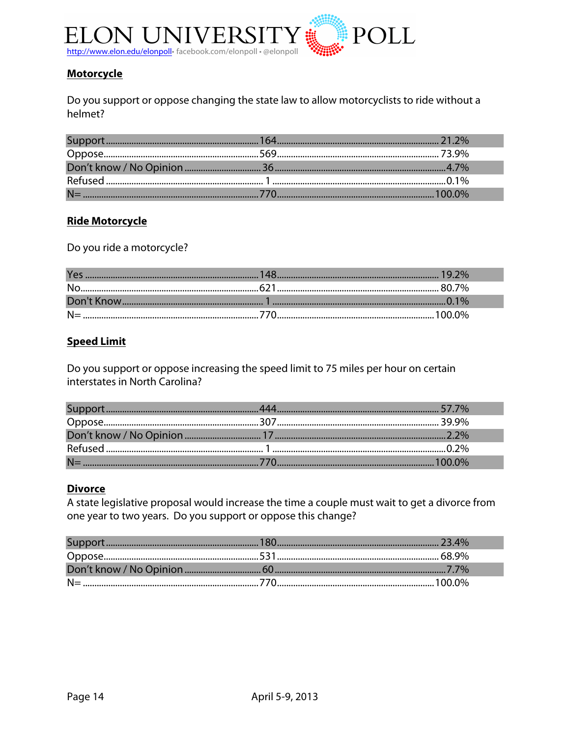## Motorcycle

Do you support or oppose changing the state law to allow motorcyclists to ride without a helmet?

| Response | Count | Percent |
|---|---|---|
| Support | 164 | 21.2% |
| Oppose | 569 | 73.9% |
| Don't know / No Opinion | 36 | 4.7% |
| Refused | 1 | 0.1% |
| N= | 770 | 100.0% |

## Ride Motorcycle

Do you ride a motorcycle?

| Response | Count | Percent |
|---|---|---|
| Yes | 148 | 19.2% |
| No | 621 | 80.7% |
| Don't Know | 1 | 0.1% |
| N= | 770 | 100.0% |

## Speed Limit

Do you support or oppose increasing the speed limit to 75 miles per hour on certain interstates in North Carolina?

| Response | Count | Percent |
|---|---|---|
| Support | 444 | 57.7% |
| Oppose | 307 | 39.9% |
| Don't know / No Opinion | 17 | 2.2% |
| Refused | 1 | 0.2% |
| N= | 770 | 100.0% |

## Divorce

A state legislative proposal would increase the time a couple must wait to get a divorce from one year to two years. Do you support or oppose this change?

| Response | Count | Percent |
|---|---|---|
| Support | 180 | 23.4% |
| Oppose | 531 | 68.9% |
| Don't know / No Opinion | 60 | 7.7% |
| N= | 770 | 100.0% |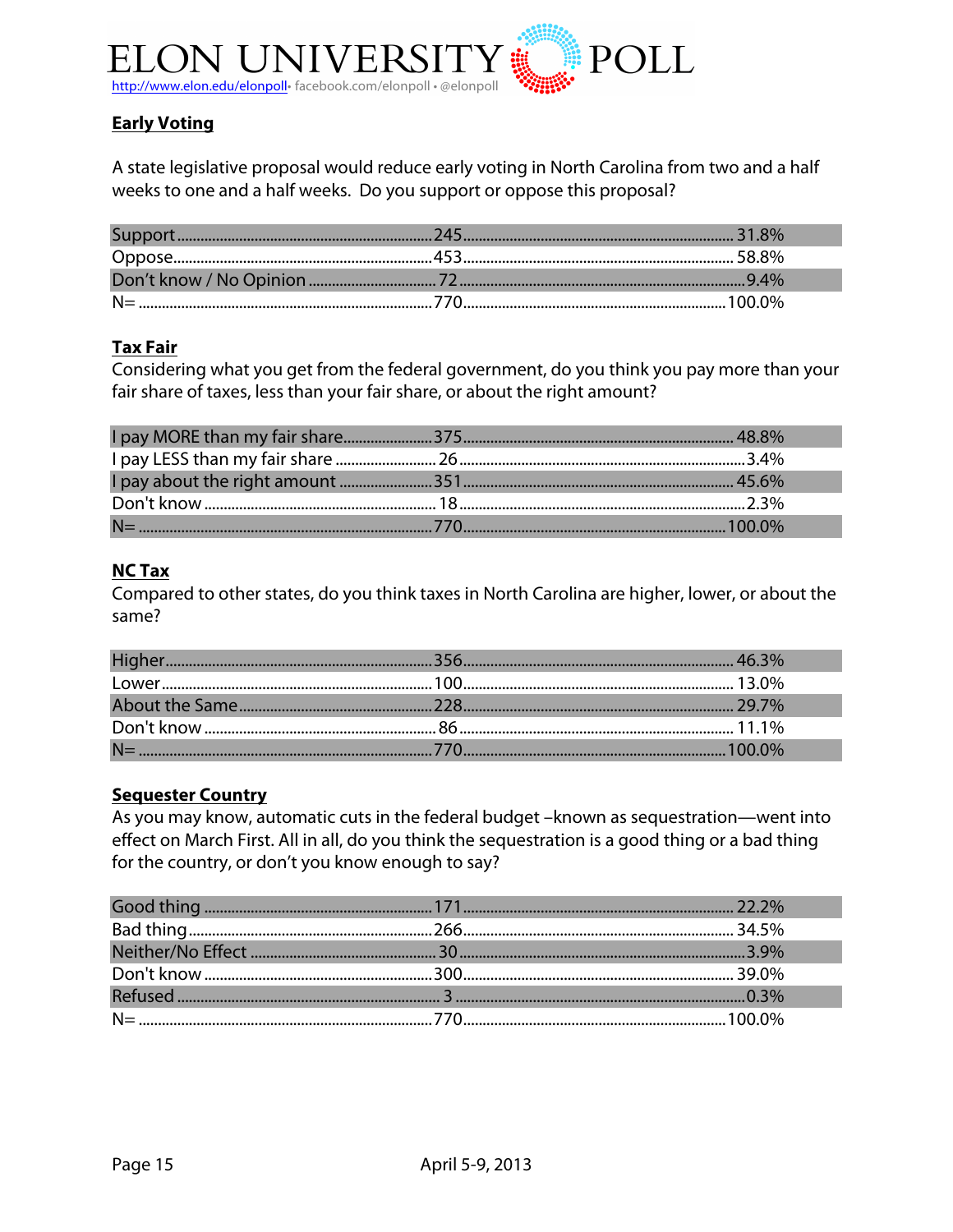### Early Voting

A state legislative proposal would reduce early voting in North Carolina from two and a half weeks to one and a half weeks. Do you support or oppose this proposal?

| | | |
|---|---|---|
| Support | 245 | 31.8% |
| Oppose | 453 | 58.8% |
| Don't know / No Opinion | 72 | 9.4% |
| N= | 770 | 100.0% |

### Tax Fair

Considering what you get from the federal government, do you think you pay more than your fair share of taxes, less than your fair share, or about the right amount?

| | | |
|---|---|---|
| I pay MORE than my fair share | 375 | 48.8% |
| I pay LESS than my fair share | 26 | 3.4% |
| I pay about the right amount | 351 | 45.6% |
| Don't know | 18 | 2.3% |
| N= | 770 | 100.0% |

### NC Tax

Compared to other states, do you think taxes in North Carolina are higher, lower, or about the same?

| | | |
|---|---|---|
| Higher | 356 | 46.3% |
| Lower | 100 | 13.0% |
| About the Same | 228 | 29.7% |
| Don't know | 86 | 11.1% |
| N= | 770 | 100.0% |

### Sequester Country

As you may know, automatic cuts in the federal budget –known as sequestration—went into effect on March First. All in all, do you think the sequestration is a good thing or a bad thing for the country, or don't you know enough to say?

| | | |
|---|---|---|
| Good thing | 171 | 22.2% |
| Bad thing | 266 | 34.5% |
| Neither/No Effect | 30 | 3.9% |
| Don't know | 300 | 39.0% |
| Refused | 3 | 0.3% |
| N= | 770 | 100.0% |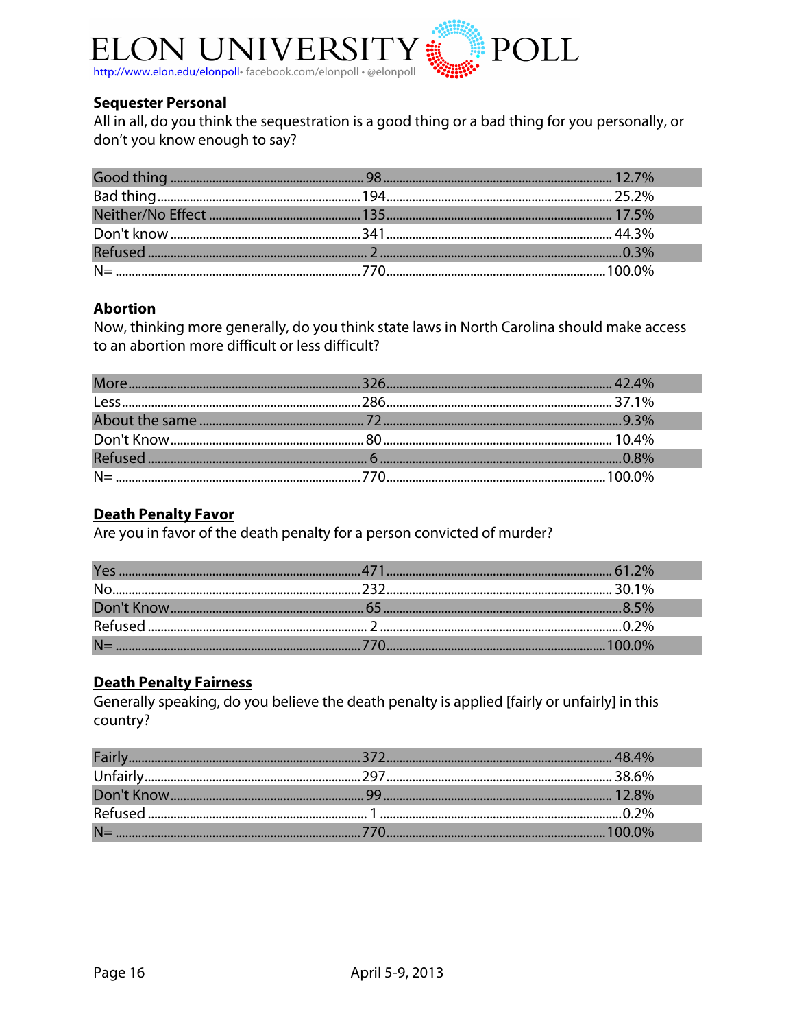**Sequester Personal**

All in all, do you think the sequestration is a good thing or a bad thing for you personally, or don't you know enough to say?

| Response | N | % |
|---|---|---|
| Good thing | 98 | 12.7% |
| Bad thing | 194 | 25.2% |
| Neither/No Effect | 135 | 17.5% |
| Don't know | 341 | 44.3% |
| Refused | 2 | 0.3% |
| N= | 770 | 100.0% |

**Abortion**

Now, thinking more generally, do you think state laws in North Carolina should make access to an abortion more difficult or less difficult?

| Response | N | % |
|---|---|---|
| More | 326 | 42.4% |
| Less | 286 | 37.1% |
| About the same | 72 | 9.3% |
| Don't Know | 80 | 10.4% |
| Refused | 6 | 0.8% |
| N= | 770 | 100.0% |

**Death Penalty Favor**

Are you in favor of the death penalty for a person convicted of murder?

| Response | N | % |
|---|---|---|
| Yes | 471 | 61.2% |
| No | 232 | 30.1% |
| Don't Know | 65 | 8.5% |
| Refused | 2 | 0.2% |
| N= | 770 | 100.0% |

**Death Penalty Fairness**

Generally speaking, do you believe the death penalty is applied [fairly or unfairly] in this country?

| Response | N | % |
|---|---|---|
| Fairly | 372 | 48.4% |
| Unfairly | 297 | 38.6% |
| Don't Know | 99 | 12.8% |
| Refused | 1 | 0.2% |
| N= | 770 | 100.0% |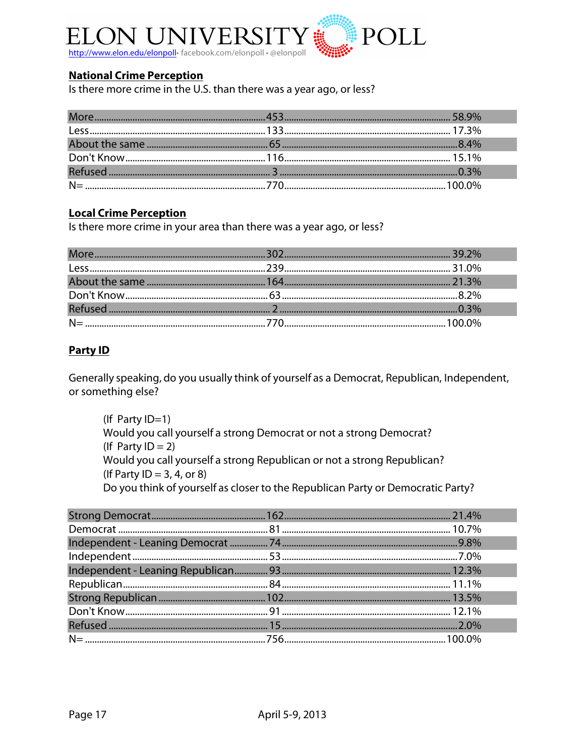## National Crime Perception

Is there more crime in the U.S. than there was a year ago, or less?

| Response | Count | Percent |
|---|---|---|
| More | 453 | 58.9% |
| Less | 133 | 17.3% |
| About the same | 65 | 8.4% |
| Don't Know | 116 | 15.1% |
| Refused | 3 | 0.3% |
| N= | 770 | 100.0% |

## Local Crime Perception

Is there more crime in your area than there was a year ago, or less?

| Response | Count | Percent |
|---|---|---|
| More | 302 | 39.2% |
| Less | 239 | 31.0% |
| About the same | 164 | 21.3% |
| Don't Know | 63 | 8.2% |
| Refused | 2 | 0.3% |
| N= | 770 | 100.0% |

## Party ID

Generally speaking, do you usually think of yourself as a Democrat, Republican, Independent, or something else?

(If Party ID=1)
Would you call yourself a strong Democrat or not a strong Democrat?
(If Party ID = 2)
Would you call yourself a strong Republican or not a strong Republican?
(If Party ID = 3, 4, or 8)
Do you think of yourself as closer to the Republican Party or Democratic Party?

| Response | Count | Percent |
|---|---|---|
| Strong Democrat | 162 | 21.4% |
| Democrat | 81 | 10.7% |
| Independent - Leaning Democrat | 74 | 9.8% |
| Independent | 53 | 7.0% |
| Independent - Leaning Republican | 93 | 12.3% |
| Republican | 84 | 11.1% |
| Strong Republican | 102 | 13.5% |
| Don't Know | 91 | 12.1% |
| Refused | 15 | 2.0% |
| N= | 756 | 100.0% |

April 5-9, 2013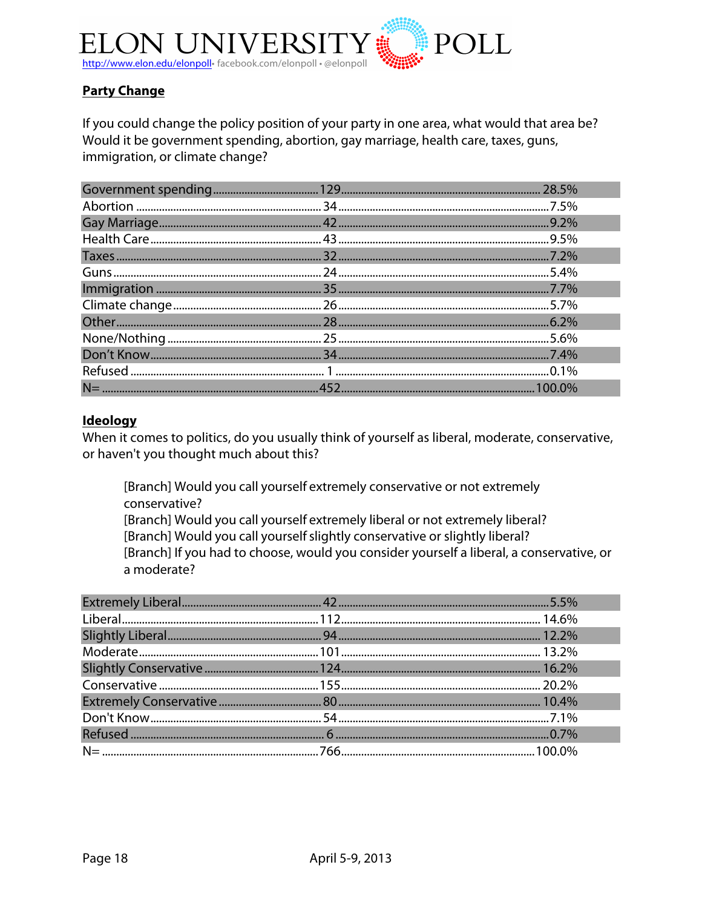## Party Change

If you could change the policy position of your party in one area, what would that area be? Would it be government spending, abortion, gay marriage, health care, taxes, guns, immigration, or climate change?

| | | |
|---|---|---|
| Government spending | 129 | 28.5% |
| Abortion | 34 | 7.5% |
| Gay Marriage | 42 | 9.2% |
| Health Care | 43 | 9.5% |
| Taxes | 32 | 7.2% |
| Guns | 24 | 5.4% |
| Immigration | 35 | 7.7% |
| Climate change | 26 | 5.7% |
| Other | 28 | 6.2% |
| None/Nothing | 25 | 5.6% |
| Don't Know | 34 | 7.4% |
| Refused | 1 | 0.1% |
| N= | 452 | 100.0% |

## Ideology

When it comes to politics, do you usually think of yourself as liberal, moderate, conservative, or haven't you thought much about this?

[Branch] Would you call yourself extremely conservative or not extremely conservative?
[Branch] Would you call yourself extremely liberal or not extremely liberal?
[Branch] Would you call yourself slightly conservative or slightly liberal?
[Branch] If you had to choose, would you consider yourself a liberal, a conservative, or a moderate?

| | | |
|---|---|---|
| Extremely Liberal | 42 | 5.5% |
| Liberal | 112 | 14.6% |
| Slightly Liberal | 94 | 12.2% |
| Moderate | 101 | 13.2% |
| Slightly Conservative | 124 | 16.2% |
| Conservative | 155 | 20.2% |
| Extremely Conservative | 80 | 10.4% |
| Don't Know | 54 | 7.1% |
| Refused | 6 | 0.7% |
| N= | 766 | 100.0% |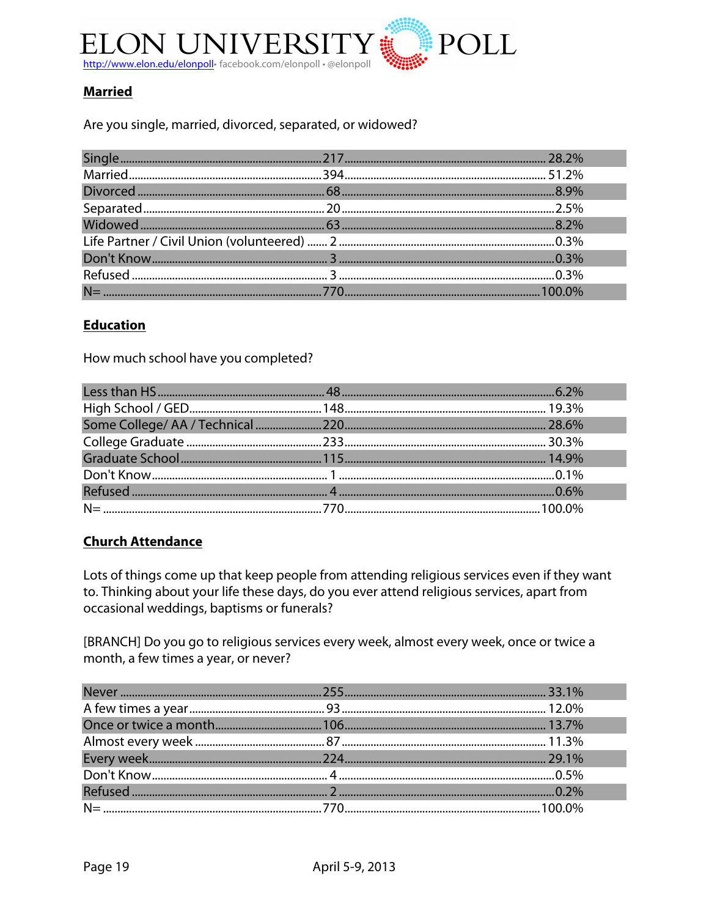## Married

Are you single, married, divorced, separated, or widowed?

| | | |
|---|---|---|
| Single | 217 | 28.2% |
| Married | 394 | 51.2% |
| Divorced | 68 | 8.9% |
| Separated | 20 | 2.5% |
| Widowed | 63 | 8.2% |
| Life Partner / Civil Union (volunteered) | 2 | 0.3% |
| Don't Know | 3 | 0.3% |
| Refused | 3 | 0.3% |
| N= | 770 | 100.0% |

## Education

How much school have you completed?

| | | |
|---|---|---|
| Less than HS | 48 | 6.2% |
| High School / GED | 148 | 19.3% |
| Some College/ AA / Technical | 220 | 28.6% |
| College Graduate | 233 | 30.3% |
| Graduate School | 115 | 14.9% |
| Don't Know | 1 | 0.1% |
| Refused | 4 | 0.6% |
| N= | 770 | 100.0% |

## Church Attendance

Lots of things come up that keep people from attending religious services even if they want to. Thinking about your life these days, do you ever attend religious services, apart from occasional weddings, baptisms or funerals?

[BRANCH] Do you go to religious services every week, almost every week, once or twice a month, a few times a year, or never?

| | | |
|---|---|---|
| Never | 255 | 33.1% |
| A few times a year | 93 | 12.0% |
| Once or twice a month | 106 | 13.7% |
| Almost every week | 87 | 11.3% |
| Every week | 224 | 29.1% |
| Don't Know | 4 | 0.5% |
| Refused | 2 | 0.2% |
| N= | 770 | 100.0% |

April 5-9, 2013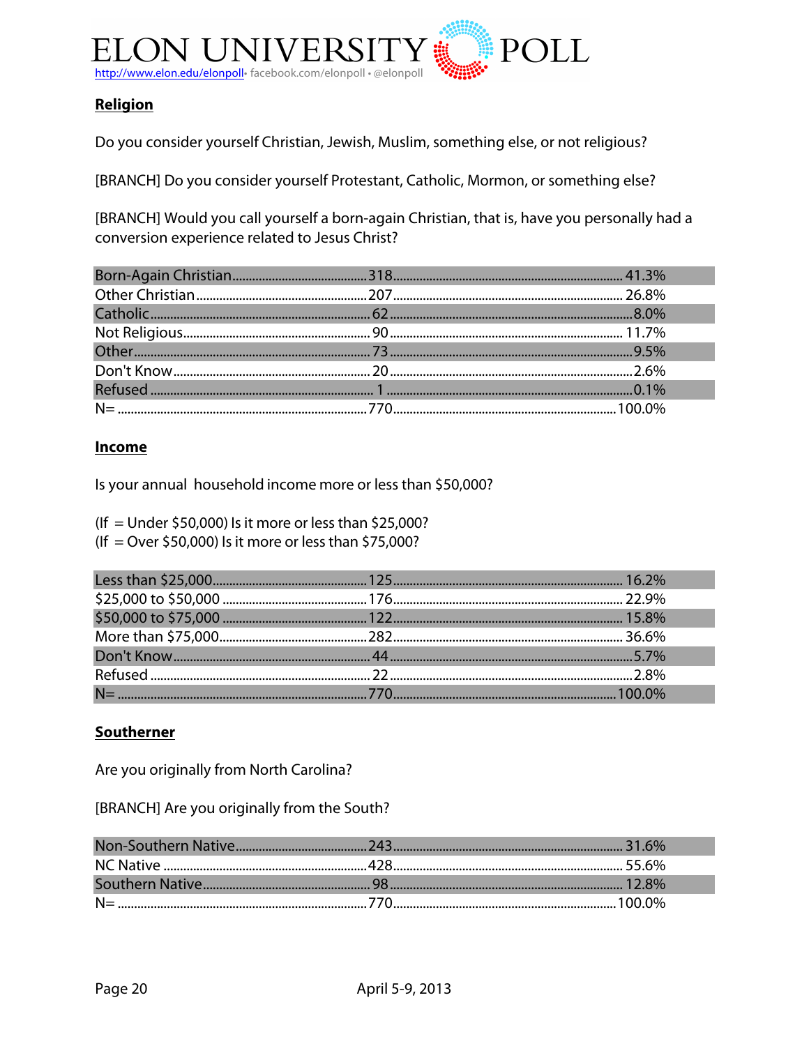## Religion

Do you consider yourself Christian, Jewish, Muslim, something else, or not religious?

[BRANCH] Do you consider yourself Protestant, Catholic, Mormon, or something else?

[BRANCH] Would you call yourself a born-again Christian, that is, have you personally had a conversion experience related to Jesus Christ?

| | | |
|---|---|---|
| Born-Again Christian | 318 | 41.3% |
| Other Christian | 207 | 26.8% |
| Catholic | 62 | 8.0% |
| Not Religious | 90 | 11.7% |
| Other | 73 | 9.5% |
| Don't Know | 20 | 2.6% |
| Refused | 1 | 0.1% |
| N= | 770 | 100.0% |

## Income

Is your annual household income more or less than $50,000?

(If = Under $50,000) Is it more or less than $25,000?
(If = Over $50,000) Is it more or less than $75,000?

| | | |
|---|---|---|
| Less than $25,000 | 125 | 16.2% |
| $25,000 to $50,000 | 176 | 22.9% |
| $50,000 to $75,000 | 122 | 15.8% |
| More than $75,000 | 282 | 36.6% |
| Don't Know | 44 | 5.7% |
| Refused | 22 | 2.8% |
| N= | 770 | 100.0% |

## Southerner

Are you originally from North Carolina?

[BRANCH] Are you originally from the South?

| | | |
|---|---|---|
| Non-Southern Native | 243 | 31.6% |
| NC Native | 428 | 55.6% |
| Southern Native | 98 | 12.8% |
| N= | 770 | 100.0% |

April 5-9, 2013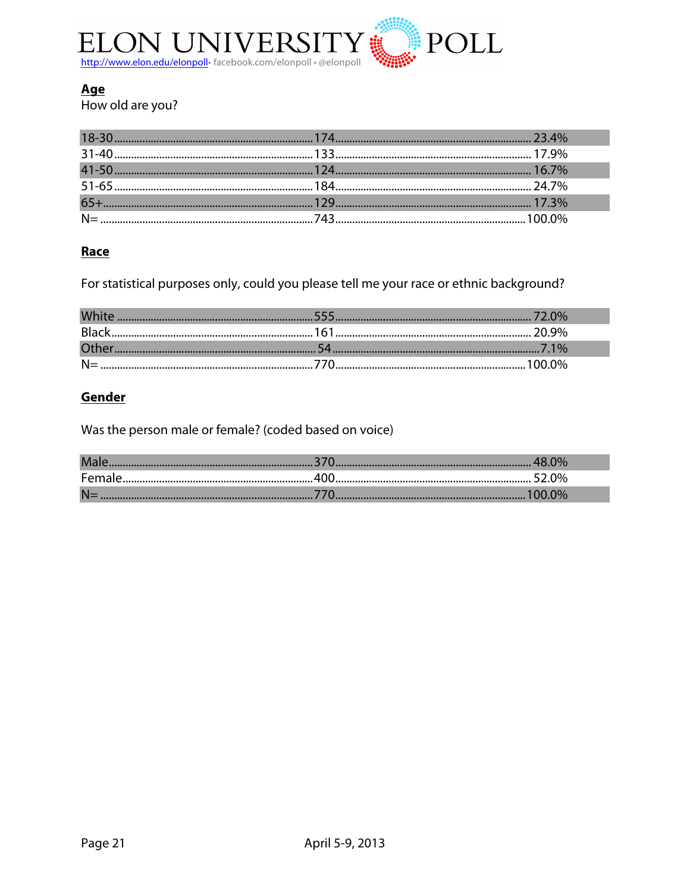## Age

How old are you?

| | | |
|---|---|---|
| 18-30 | 174 | 23.4% |
| 31-40 | 133 | 17.9% |
| 41-50 | 124 | 16.7% |
| 51-65 | 184 | 24.7% |
| 65+ | 129 | 17.3% |
| N= | 743 | 100.0% |

## Race

For statistical purposes only, could you please tell me your race or ethnic background?

| | | |
|---|---|---|
| White | 555 | 72.0% |
| Black | 161 | 20.9% |
| Other | 54 | 7.1% |
| N= | 770 | 100.0% |

## Gender

Was the person male or female? (coded based on voice)

| | | |
|---|---|---|
| Male | 370 | 48.0% |
| Female | 400 | 52.0% |
| N= | 770 | 100.0% |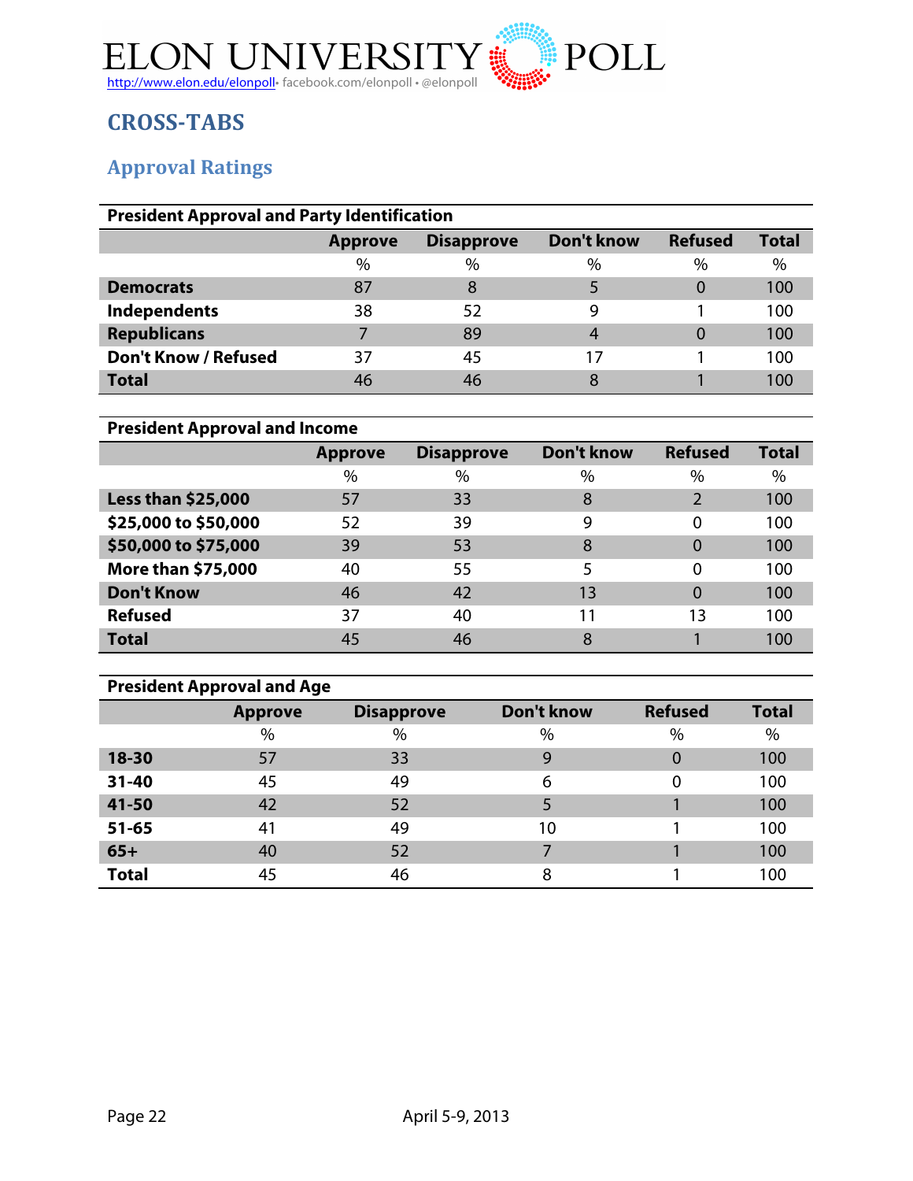# CROSS-TABS

## Approval Ratings

**President Approval and Party Identification**

| | Approve | Disapprove | Don't know | Refused | Total |
|---|---|---|---|---|---|
| | % | % | % | % | % |
| **Democrats** | 87 | 8 | 5 | 0 | 100 |
| **Independents** | 38 | 52 | 9 | 1 | 100 |
| **Republicans** | 7 | 89 | 4 | 0 | 100 |
| **Don't Know / Refused** | 37 | 45 | 17 | 1 | 100 |
| **Total** | 46 | 46 | 8 | 1 | 100 |

**President Approval and Income**

| | Approve | Disapprove | Don't know | Refused | Total |
|---|---|---|---|---|---|
| | % | % | % | % | % |
| **Less than $25,000** | 57 | 33 | 8 | 2 | 100 |
| **$25,000 to $50,000** | 52 | 39 | 9 | 0 | 100 |
| **$50,000 to $75,000** | 39 | 53 | 8 | 0 | 100 |
| **More than $75,000** | 40 | 55 | 5 | 0 | 100 |
| **Don't Know** | 46 | 42 | 13 | 0 | 100 |
| **Refused** | 37 | 40 | 11 | 13 | 100 |
| **Total** | 45 | 46 | 8 | 1 | 100 |

**President Approval and Age**

| | Approve | Disapprove | Don't know | Refused | Total |
|---|---|---|---|---|---|
| | % | % | % | % | % |
| **18-30** | 57 | 33 | 9 | 0 | 100 |
| **31-40** | 45 | 49 | 6 | 0 | 100 |
| **41-50** | 42 | 52 | 5 | 1 | 100 |
| **51-65** | 41 | 49 | 10 | 1 | 100 |
| **65+** | 40 | 52 | 7 | 1 | 100 |
| **Total** | 45 | 46 | 8 | 1 | 100 |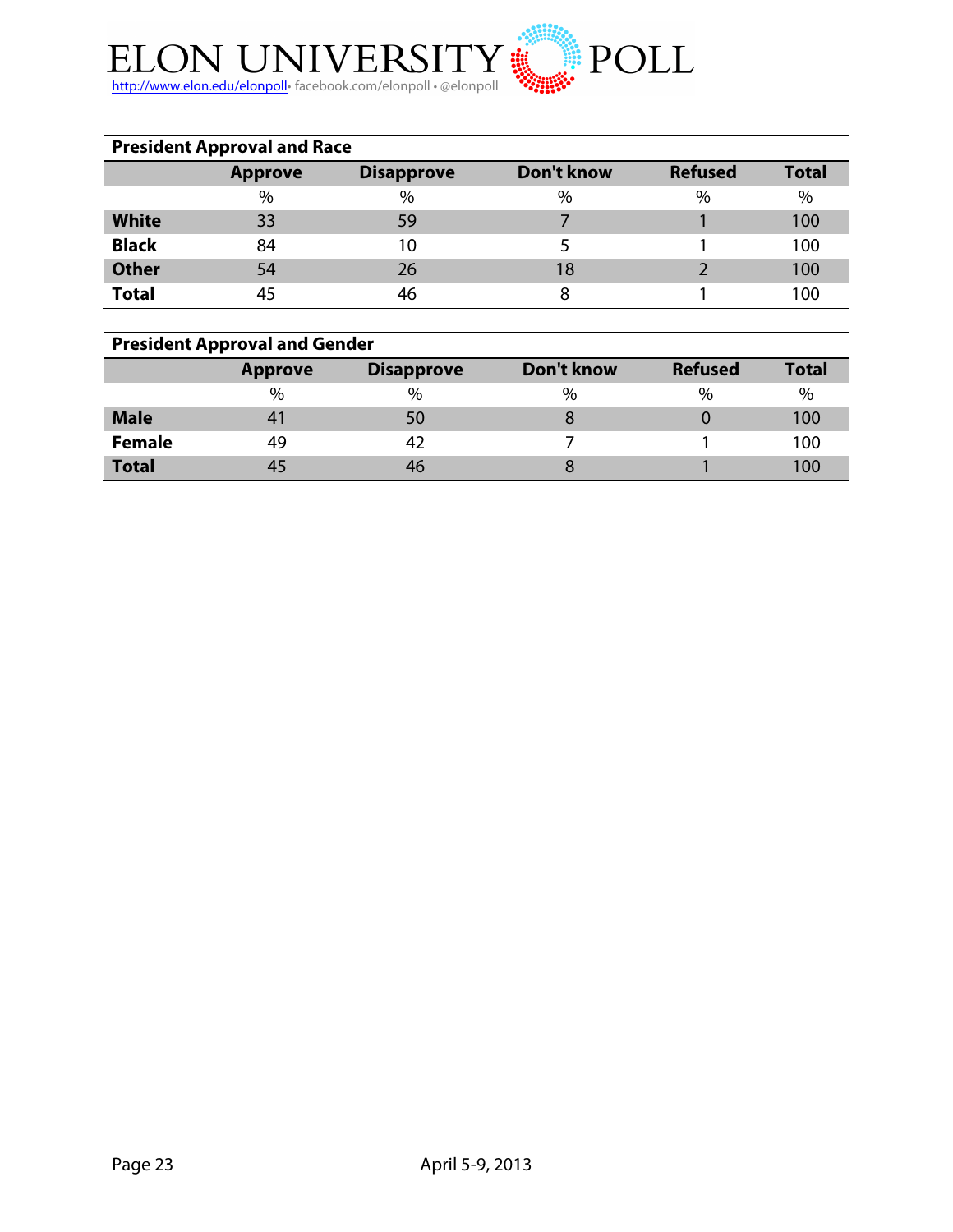**President Approval and Race**

| | Approve | Disapprove | Don't know | Refused | Total |
|---|---|---|---|---|---|
| | % | % | % | % | % |
| **White** | 33 | 59 | 7 | 1 | 100 |
| **Black** | 84 | 10 | 5 | 1 | 100 |
| **Other** | 54 | 26 | 18 | 2 | 100 |
| **Total** | 45 | 46 | 8 | 1 | 100 |

**President Approval and Gender**

| | Approve | Disapprove | Don't know | Refused | Total |
|---|---|---|---|---|---|
| | % | % | % | % | % |
| **Male** | 41 | 50 | 8 | 0 | 100 |
| **Female** | 49 | 42 | 7 | 1 | 100 |
| **Total** | 45 | 46 | 8 | 1 | 100 |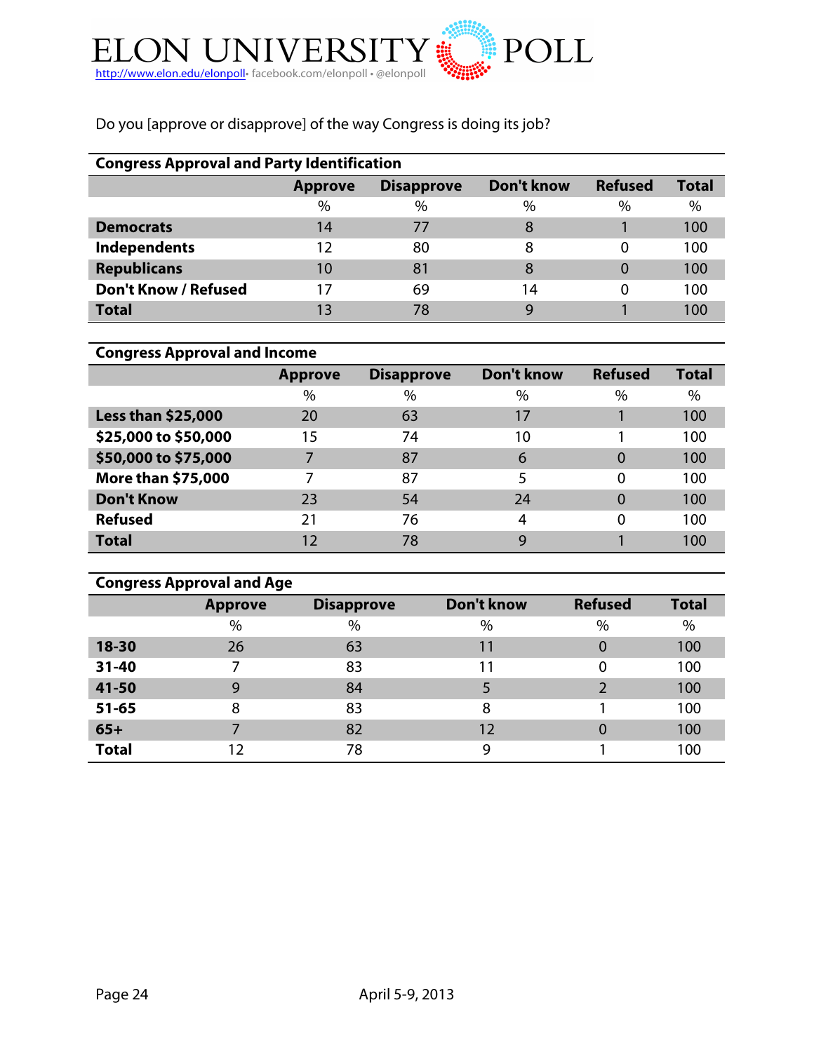Do you [approve or disapprove] of the way Congress is doing its job?

**Congress Approval and Party Identification**

| | Approve | Disapprove | Don't know | Refused | Total |
|---|---|---|---|---|---|
| | % | % | % | % | % |
| **Democrats** | 14 | 77 | 8 | 1 | 100 |
| **Independents** | 12 | 80 | 8 | 0 | 100 |
| **Republicans** | 10 | 81 | 8 | 0 | 100 |
| **Don't Know / Refused** | 17 | 69 | 14 | 0 | 100 |
| **Total** | 13 | 78 | 9 | 1 | 100 |

**Congress Approval and Income**

| | Approve | Disapprove | Don't know | Refused | Total |
|---|---|---|---|---|---|
| | % | % | % | % | % |
| **Less than $25,000** | 20 | 63 | 17 | 1 | 100 |
| **$25,000 to $50,000** | 15 | 74 | 10 | 1 | 100 |
| **$50,000 to $75,000** | 7 | 87 | 6 | 0 | 100 |
| **More than $75,000** | 7 | 87 | 5 | 0 | 100 |
| **Don't Know** | 23 | 54 | 24 | 0 | 100 |
| **Refused** | 21 | 76 | 4 | 0 | 100 |
| **Total** | 12 | 78 | 9 | 1 | 100 |

**Congress Approval and Age**

| | Approve | Disapprove | Don't know | Refused | Total |
|---|---|---|---|---|---|
| | % | % | % | % | % |
| **18-30** | 26 | 63 | 11 | 0 | 100 |
| **31-40** | 7 | 83 | 11 | 0 | 100 |
| **41-50** | 9 | 84 | 5 | 2 | 100 |
| **51-65** | 8 | 83 | 8 | 1 | 100 |
| **65+** | 7 | 82 | 12 | 0 | 100 |
| **Total** | 12 | 78 | 9 | 1 | 100 |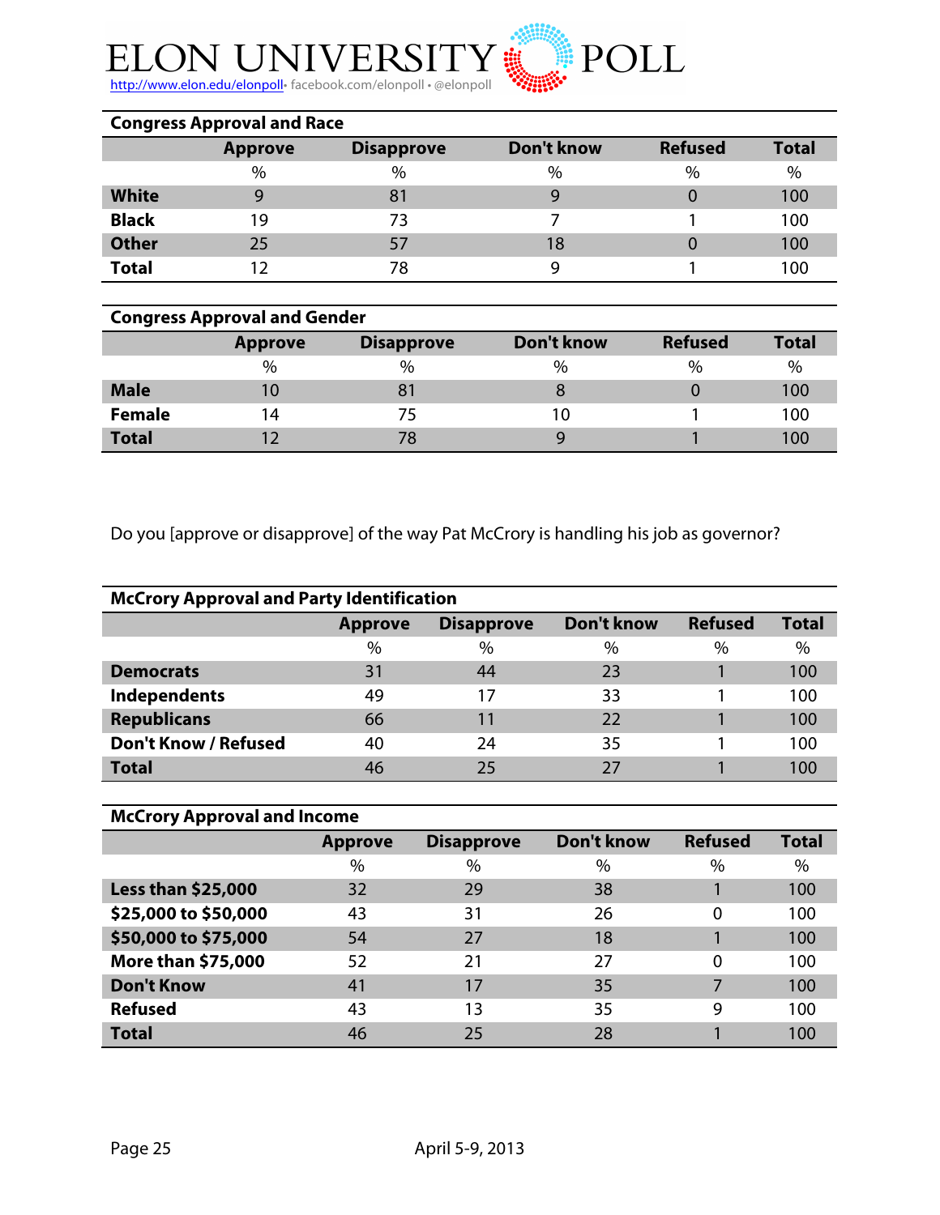**Congress Approval and Race**

| | Approve | Disapprove | Don't know | Refused | Total |
|---|---|---|---|---|---|
| | % | % | % | % | % |
| **White** | 9 | 81 | 9 | 0 | 100 |
| **Black** | 19 | 73 | 7 | 1 | 100 |
| **Other** | 25 | 57 | 18 | 0 | 100 |
| **Total** | 12 | 78 | 9 | 1 | 100 |

**Congress Approval and Gender**

| | Approve | Disapprove | Don't know | Refused | Total |
|---|---|---|---|---|---|
| | % | % | % | % | % |
| **Male** | 10 | 81 | 8 | 0 | 100 |
| **Female** | 14 | 75 | 10 | 1 | 100 |
| **Total** | 12 | 78 | 9 | 1 | 100 |

Do you [approve or disapprove] of the way Pat McCrory is handling his job as governor?

**McCrory Approval and Party Identification**

| | Approve | Disapprove | Don't know | Refused | Total |
|---|---|---|---|---|---|
| | % | % | % | % | % |
| **Democrats** | 31 | 44 | 23 | 1 | 100 |
| **Independents** | 49 | 17 | 33 | 1 | 100 |
| **Republicans** | 66 | 11 | 22 | 1 | 100 |
| **Don't Know / Refused** | 40 | 24 | 35 | 1 | 100 |
| **Total** | 46 | 25 | 27 | 1 | 100 |

**McCrory Approval and Income**

| | Approve | Disapprove | Don't know | Refused | Total |
|---|---|---|---|---|---|
| | % | % | % | % | % |
| **Less than $25,000** | 32 | 29 | 38 | 1 | 100 |
| **$25,000 to $50,000** | 43 | 31 | 26 | 0 | 100 |
| **$50,000 to $75,000** | 54 | 27 | 18 | 1 | 100 |
| **More than $75,000** | 52 | 21 | 27 | 0 | 100 |
| **Don't Know** | 41 | 17 | 35 | 7 | 100 |
| **Refused** | 43 | 13 | 35 | 9 | 100 |
| **Total** | 46 | 25 | 28 | 1 | 100 |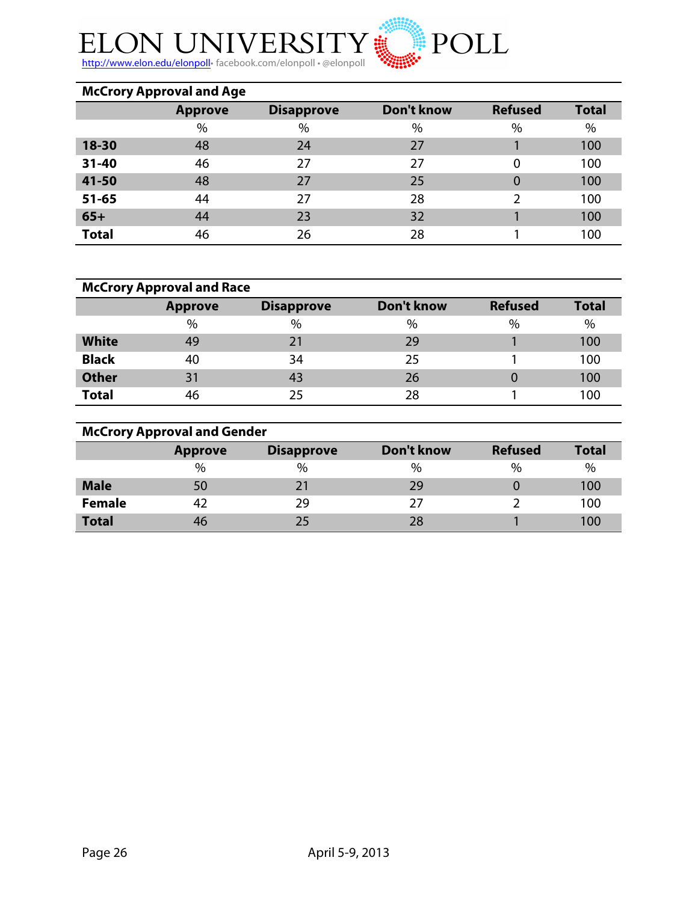## McCrory Approval and Age

| | Approve | Disapprove | Don't know | Refused | Total |
|---|---|---|---|---|---|
| | % | % | % | % | % |
| **18-30** | 48 | 24 | 27 | 1 | 100 |
| **31-40** | 46 | 27 | 27 | 0 | 100 |
| **41-50** | 48 | 27 | 25 | 0 | 100 |
| **51-65** | 44 | 27 | 28 | 2 | 100 |
| **65+** | 44 | 23 | 32 | 1 | 100 |
| **Total** | 46 | 26 | 28 | 1 | 100 |

## McCrory Approval and Race

| | Approve | Disapprove | Don't know | Refused | Total |
|---|---|---|---|---|---|
| | % | % | % | % | % |
| **White** | 49 | 21 | 29 | 1 | 100 |
| **Black** | 40 | 34 | 25 | 1 | 100 |
| **Other** | 31 | 43 | 26 | 0 | 100 |
| **Total** | 46 | 25 | 28 | 1 | 100 |

## McCrory Approval and Gender

| | Approve | Disapprove | Don't know | Refused | Total |
|---|---|---|---|---|---|
| | % | % | % | % | % |
| **Male** | 50 | 21 | 29 | 0 | 100 |
| **Female** | 42 | 29 | 27 | 2 | 100 |
| **Total** | 46 | 25 | 28 | 1 | 100 |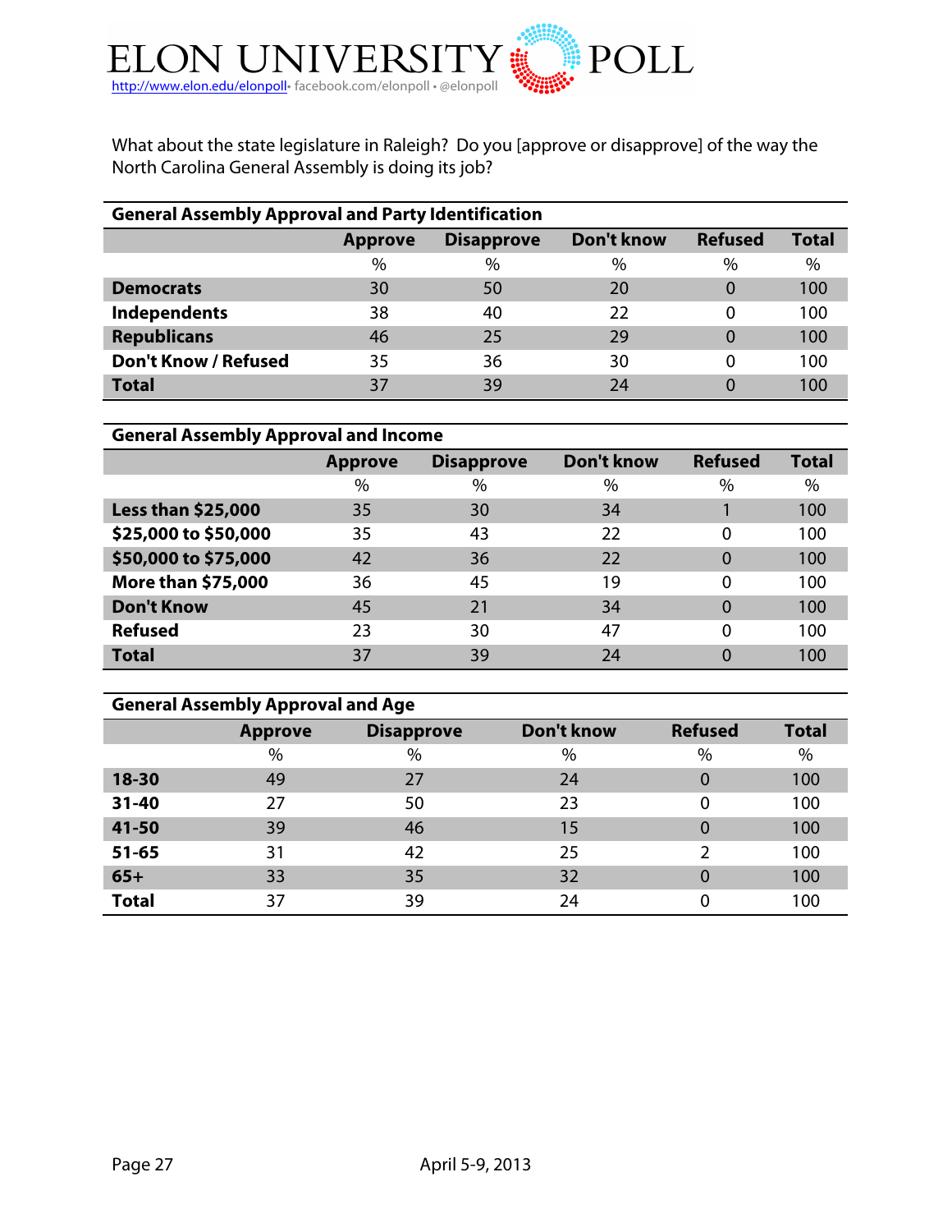What about the state legislature in Raleigh? Do you [approve or disapprove] of the way the North Carolina General Assembly is doing its job?

**General Assembly Approval and Party Identification**

| | Approve | Disapprove | Don't know | Refused | Total |
|---|---|---|---|---|---|
| | % | % | % | % | % |
| **Democrats** | 30 | 50 | 20 | 0 | 100 |
| **Independents** | 38 | 40 | 22 | 0 | 100 |
| **Republicans** | 46 | 25 | 29 | 0 | 100 |
| **Don't Know / Refused** | 35 | 36 | 30 | 0 | 100 |
| **Total** | 37 | 39 | 24 | 0 | 100 |

**General Assembly Approval and Income**

| | Approve | Disapprove | Don't know | Refused | Total |
|---|---|---|---|---|---|
| | % | % | % | % | % |
| **Less than $25,000** | 35 | 30 | 34 | 1 | 100 |
| **$25,000 to $50,000** | 35 | 43 | 22 | 0 | 100 |
| **$50,000 to $75,000** | 42 | 36 | 22 | 0 | 100 |
| **More than $75,000** | 36 | 45 | 19 | 0 | 100 |
| **Don't Know** | 45 | 21 | 34 | 0 | 100 |
| **Refused** | 23 | 30 | 47 | 0 | 100 |
| **Total** | 37 | 39 | 24 | 0 | 100 |

**General Assembly Approval and Age**

| | Approve | Disapprove | Don't know | Refused | Total |
|---|---|---|---|---|---|
| | % | % | % | % | % |
| **18-30** | 49 | 27 | 24 | 0 | 100 |
| **31-40** | 27 | 50 | 23 | 0 | 100 |
| **41-50** | 39 | 46 | 15 | 0 | 100 |
| **51-65** | 31 | 42 | 25 | 2 | 100 |
| **65+** | 33 | 35 | 32 | 0 | 100 |
| **Total** | 37 | 39 | 24 | 0 | 100 |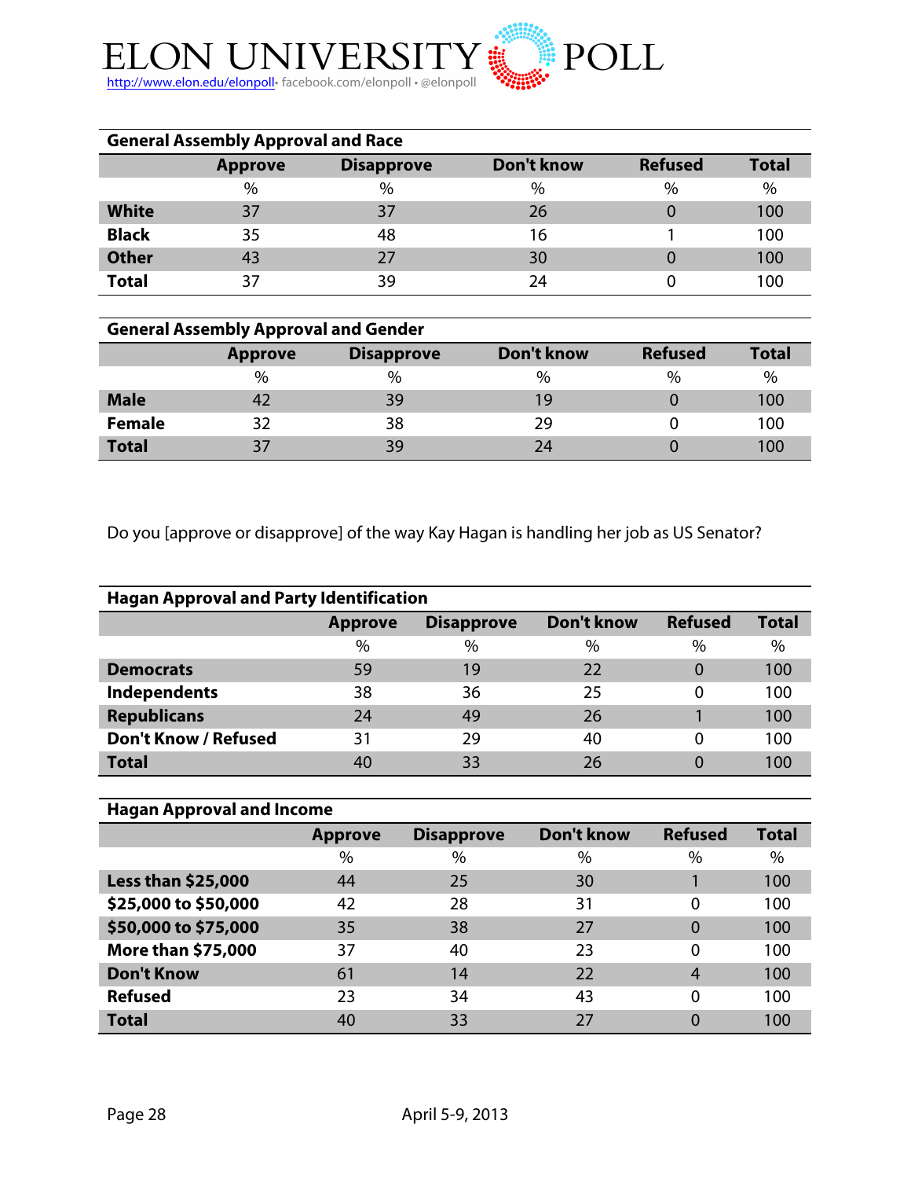| General Assembly Approval and Race | | | | | |
|---|---|---|---|---|---|
| | Approve | Disapprove | Don't know | Refused | Total |
| | % | % | % | % | % |
| **White** | 37 | 37 | 26 | 0 | 100 |
| **Black** | 35 | 48 | 16 | 1 | 100 |
| **Other** | 43 | 27 | 30 | 0 | 100 |
| **Total** | 37 | 39 | 24 | 0 | 100 |

| General Assembly Approval and Gender | | | | | |
|---|---|---|---|---|---|
| | Approve | Disapprove | Don't know | Refused | Total |
| | % | % | % | % | % |
| **Male** | 42 | 39 | 19 | 0 | 100 |
| **Female** | 32 | 38 | 29 | 0 | 100 |
| **Total** | 37 | 39 | 24 | 0 | 100 |

Do you [approve or disapprove] of the way Kay Hagan is handling her job as US Senator?

| Hagan Approval and Party Identification | | | | | |
|---|---|---|---|---|---|
| | Approve | Disapprove | Don't know | Refused | Total |
| | % | % | % | % | % |
| **Democrats** | 59 | 19 | 22 | 0 | 100 |
| **Independents** | 38 | 36 | 25 | 0 | 100 |
| **Republicans** | 24 | 49 | 26 | 1 | 100 |
| **Don't Know / Refused** | 31 | 29 | 40 | 0 | 100 |
| **Total** | 40 | 33 | 26 | 0 | 100 |

| Hagan Approval and Income | | | | | |
|---|---|---|---|---|---|
| | Approve | Disapprove | Don't know | Refused | Total |
| | % | % | % | % | % |
| **Less than $25,000** | 44 | 25 | 30 | 1 | 100 |
| **$25,000 to $50,000** | 42 | 28 | 31 | 0 | 100 |
| **$50,000 to $75,000** | 35 | 38 | 27 | 0 | 100 |
| **More than $75,000** | 37 | 40 | 23 | 0 | 100 |
| **Don't Know** | 61 | 14 | 22 | 4 | 100 |
| **Refused** | 23 | 34 | 43 | 0 | 100 |
| **Total** | 40 | 33 | 27 | 0 | 100 |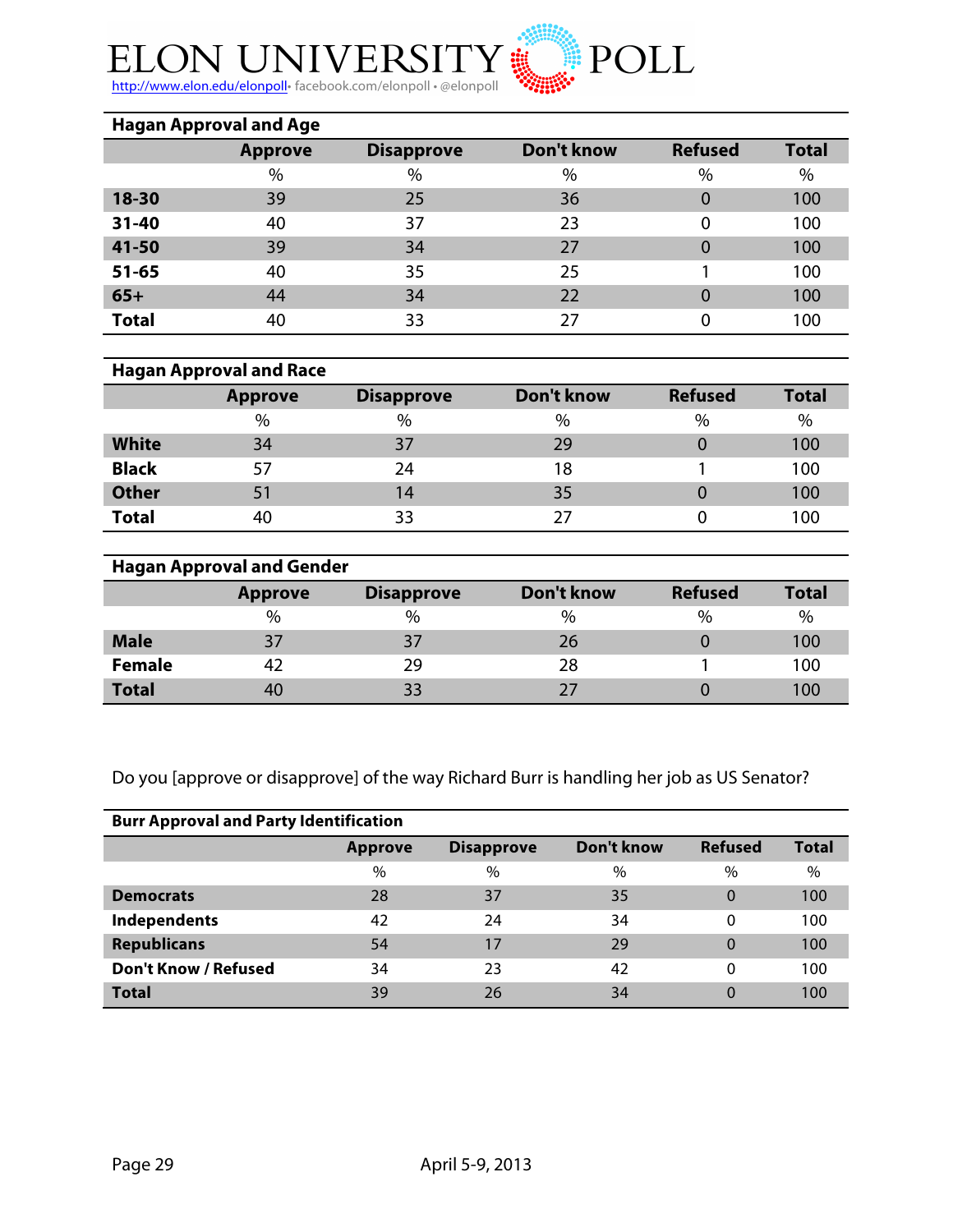| Hagan Approval and Age | | | | | |
|---|---|---|---|---|---|
| | **Approve** | **Disapprove** | **Don't know** | **Refused** | **Total** |
| | % | % | % | % | % |
| **18-30** | 39 | 25 | 36 | 0 | 100 |
| **31-40** | 40 | 37 | 23 | 0 | 100 |
| **41-50** | 39 | 34 | 27 | 0 | 100 |
| **51-65** | 40 | 35 | 25 | 1 | 100 |
| **65+** | 44 | 34 | 22 | 0 | 100 |
| **Total** | 40 | 33 | 27 | 0 | 100 |

| Hagan Approval and Race | | | | | |
|---|---|---|---|---|---|
| | **Approve** | **Disapprove** | **Don't know** | **Refused** | **Total** |
| | % | % | % | % | % |
| **White** | 34 | 37 | 29 | 0 | 100 |
| **Black** | 57 | 24 | 18 | 1 | 100 |
| **Other** | 51 | 14 | 35 | 0 | 100 |
| **Total** | 40 | 33 | 27 | 0 | 100 |

| Hagan Approval and Gender | | | | | |
|---|---|---|---|---|---|
| | **Approve** | **Disapprove** | **Don't know** | **Refused** | **Total** |
| | % | % | % | % | % |
| **Male** | 37 | 37 | 26 | 0 | 100 |
| **Female** | 42 | 29 | 28 | 1 | 100 |
| **Total** | 40 | 33 | 27 | 0 | 100 |

Do you [approve or disapprove] of the way Richard Burr is handling her job as US Senator?

| Burr Approval and Party Identification | | | | | |
|---|---|---|---|---|---|
| | **Approve** | **Disapprove** | **Don't know** | **Refused** | **Total** |
| | % | % | % | % | % |
| **Democrats** | 28 | 37 | 35 | 0 | 100 |
| **Independents** | 42 | 24 | 34 | 0 | 100 |
| **Republicans** | 54 | 17 | 29 | 0 | 100 |
| **Don't Know / Refused** | 34 | 23 | 42 | 0 | 100 |
| **Total** | 39 | 26 | 34 | 0 | 100 |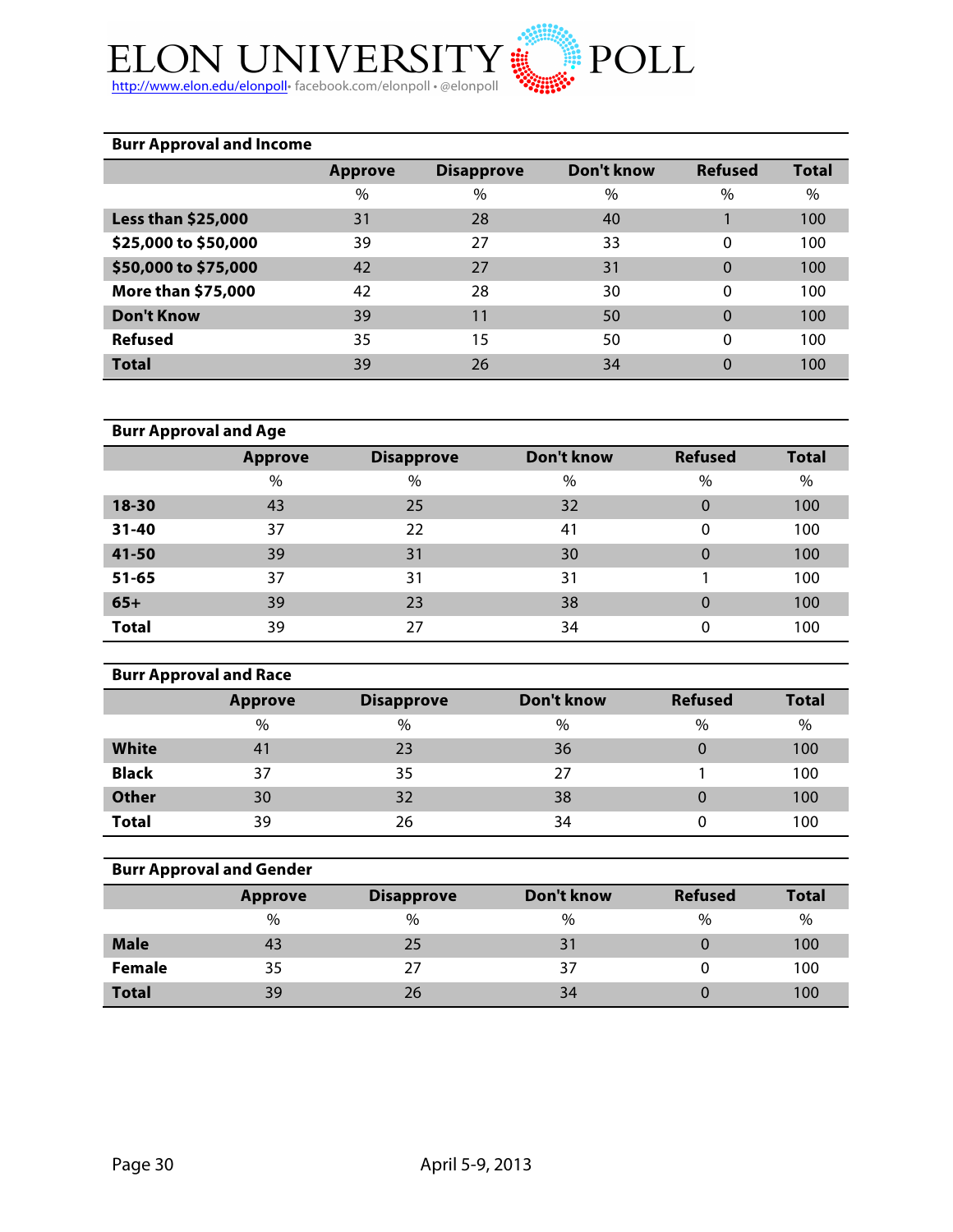### Burr Approval and Income

| | Approve | Disapprove | Don't know | Refused | Total |
|---|---|---|---|---|---|
| | % | % | % | % | % |
| **Less than $25,000** | 31 | 28 | 40 | 1 | 100 |
| **$25,000 to $50,000** | 39 | 27 | 33 | 0 | 100 |
| **$50,000 to $75,000** | 42 | 27 | 31 | 0 | 100 |
| **More than $75,000** | 42 | 28 | 30 | 0 | 100 |
| **Don't Know** | 39 | 11 | 50 | 0 | 100 |
| **Refused** | 35 | 15 | 50 | 0 | 100 |
| **Total** | 39 | 26 | 34 | 0 | 100 |

### Burr Approval and Age

| | Approve | Disapprove | Don't know | Refused | Total |
|---|---|---|---|---|---|
| | % | % | % | % | % |
| **18-30** | 43 | 25 | 32 | 0 | 100 |
| **31-40** | 37 | 22 | 41 | 0 | 100 |
| **41-50** | 39 | 31 | 30 | 0 | 100 |
| **51-65** | 37 | 31 | 31 | 1 | 100 |
| **65+** | 39 | 23 | 38 | 0 | 100 |
| **Total** | 39 | 27 | 34 | 0 | 100 |

### Burr Approval and Race

| | Approve | Disapprove | Don't know | Refused | Total |
|---|---|---|---|---|---|
| | % | % | % | % | % |
| **White** | 41 | 23 | 36 | 0 | 100 |
| **Black** | 37 | 35 | 27 | 1 | 100 |
| **Other** | 30 | 32 | 38 | 0 | 100 |
| **Total** | 39 | 26 | 34 | 0 | 100 |

### Burr Approval and Gender

| | Approve | Disapprove | Don't know | Refused | Total |
|---|---|---|---|---|---|
| | % | % | % | % | % |
| **Male** | 43 | 25 | 31 | 0 | 100 |
| **Female** | 35 | 27 | 37 | 0 | 100 |
| **Total** | 39 | 26 | 34 | 0 | 100 |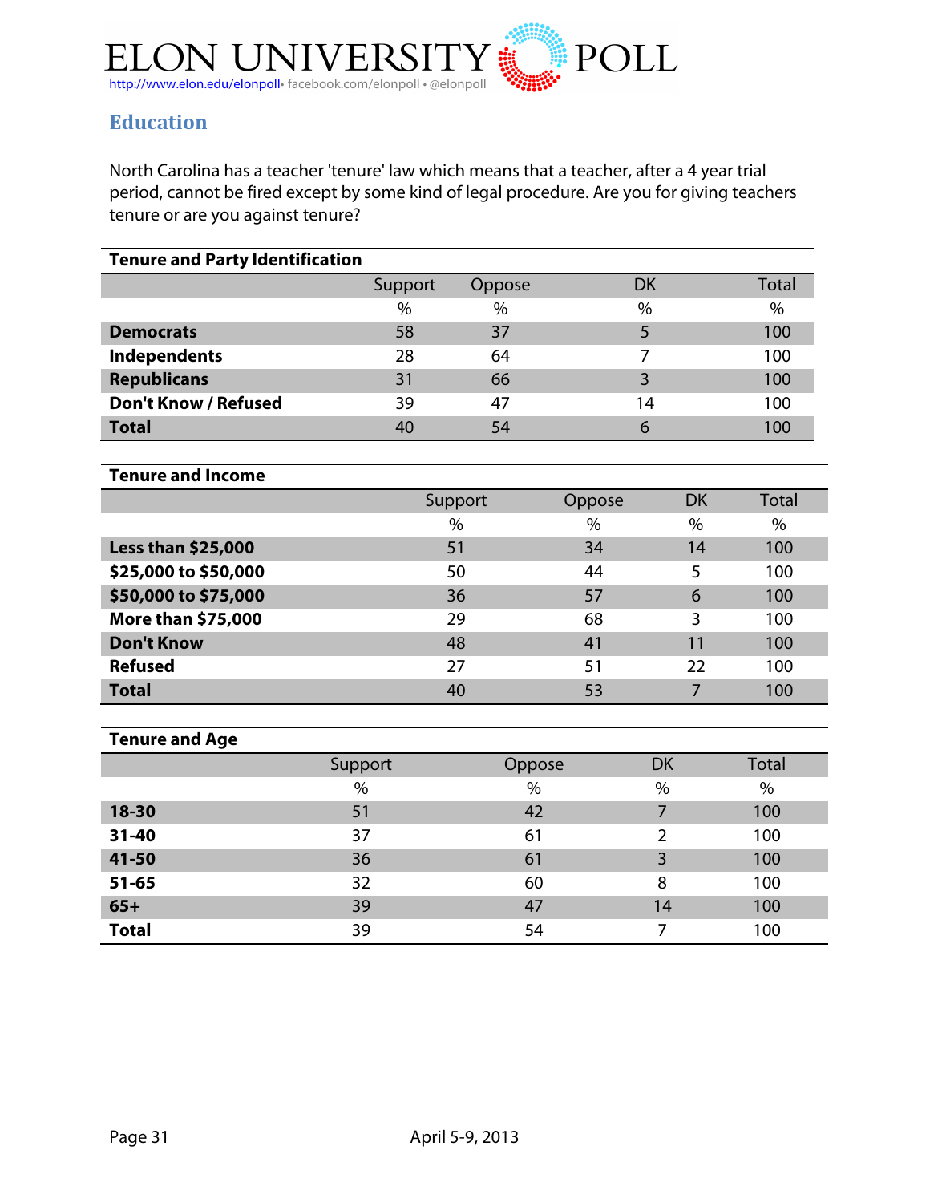## Education

North Carolina has a teacher 'tenure' law which means that a teacher, after a 4 year trial period, cannot be fired except by some kind of legal procedure. Are you for giving teachers tenure or are you against tenure?

**Tenure and Party Identification**

| | Support | Oppose | DK | Total |
|---|---|---|---|---|
| | % | % | % | % |
| **Democrats** | 58 | 37 | 5 | 100 |
| **Independents** | 28 | 64 | 7 | 100 |
| **Republicans** | 31 | 66 | 3 | 100 |
| **Don't Know / Refused** | 39 | 47 | 14 | 100 |
| **Total** | 40 | 54 | 6 | 100 |

**Tenure and Income**

| | Support | Oppose | DK | Total |
|---|---|---|---|---|
| | % | % | % | % |
| **Less than $25,000** | 51 | 34 | 14 | 100 |
| **$25,000 to $50,000** | 50 | 44 | 5 | 100 |
| **$50,000 to $75,000** | 36 | 57 | 6 | 100 |
| **More than $75,000** | 29 | 68 | 3 | 100 |
| **Don't Know** | 48 | 41 | 11 | 100 |
| **Refused** | 27 | 51 | 22 | 100 |
| **Total** | 40 | 53 | 7 | 100 |

**Tenure and Age**

| | Support | Oppose | DK | Total |
|---|---|---|---|---|
| | % | % | % | % |
| **18-30** | 51 | 42 | 7 | 100 |
| **31-40** | 37 | 61 | 2 | 100 |
| **41-50** | 36 | 61 | 3 | 100 |
| **51-65** | 32 | 60 | 8 | 100 |
| **65+** | 39 | 47 | 14 | 100 |
| **Total** | 39 | 54 | 7 | 100 |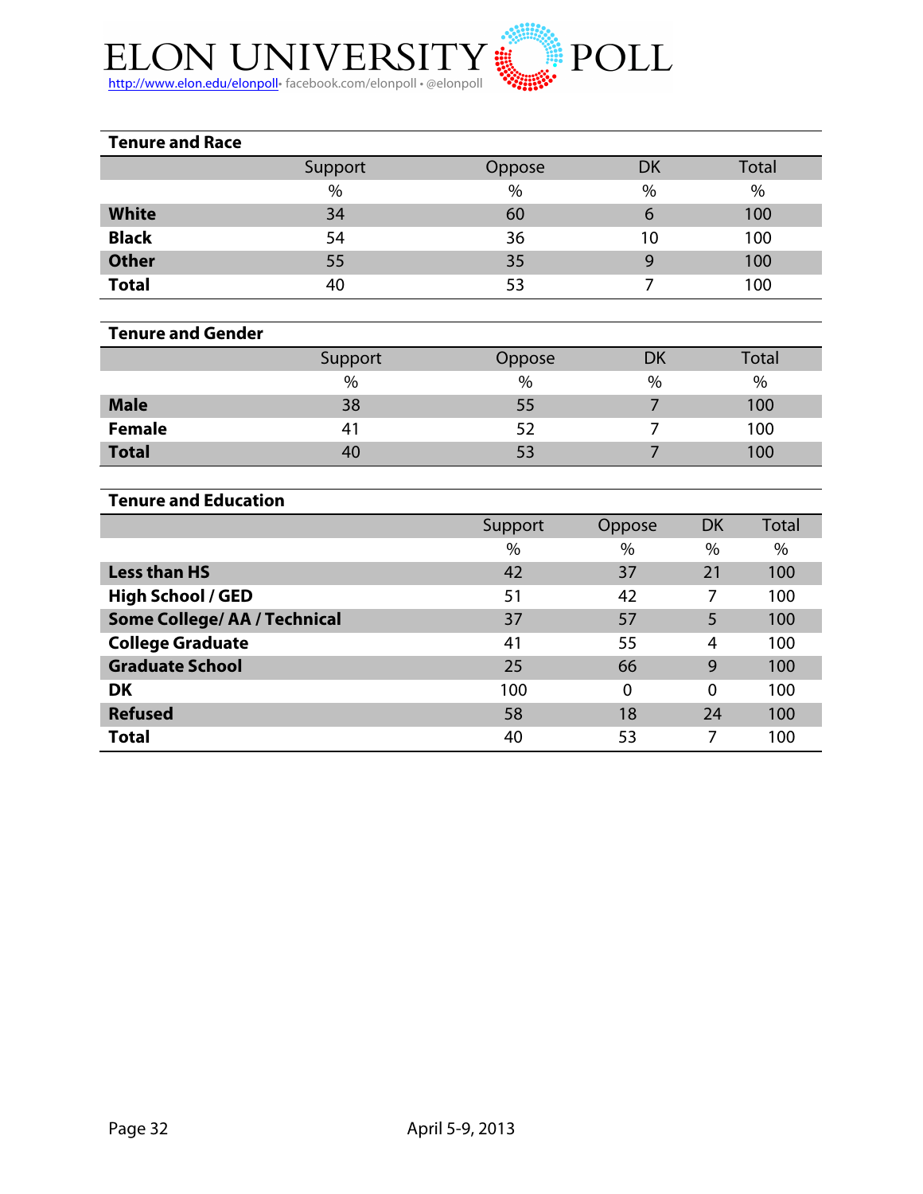### Tenure and Race

| | Support | Oppose | DK | Total |
|---|---|---|---|---|
| | % | % | % | % |
| **White** | 34 | 60 | 6 | 100 |
| **Black** | 54 | 36 | 10 | 100 |
| **Other** | 55 | 35 | 9 | 100 |
| **Total** | 40 | 53 | 7 | 100 |

### Tenure and Gender

| | Support | Oppose | DK | Total |
|---|---|---|---|---|
| | % | % | % | % |
| **Male** | 38 | 55 | 7 | 100 |
| **Female** | 41 | 52 | 7 | 100 |
| **Total** | 40 | 53 | 7 | 100 |

### Tenure and Education

| | Support | Oppose | DK | Total |
|---|---|---|---|---|
| | % | % | % | % |
| **Less than HS** | 42 | 37 | 21 | 100 |
| **High School / GED** | 51 | 42 | 7 | 100 |
| **Some College/ AA / Technical** | 37 | 57 | 5 | 100 |
| **College Graduate** | 41 | 55 | 4 | 100 |
| **Graduate School** | 25 | 66 | 9 | 100 |
| **DK** | 100 | 0 | 0 | 100 |
| **Refused** | 58 | 18 | 24 | 100 |
| **Total** | 40 | 53 | 7 | 100 |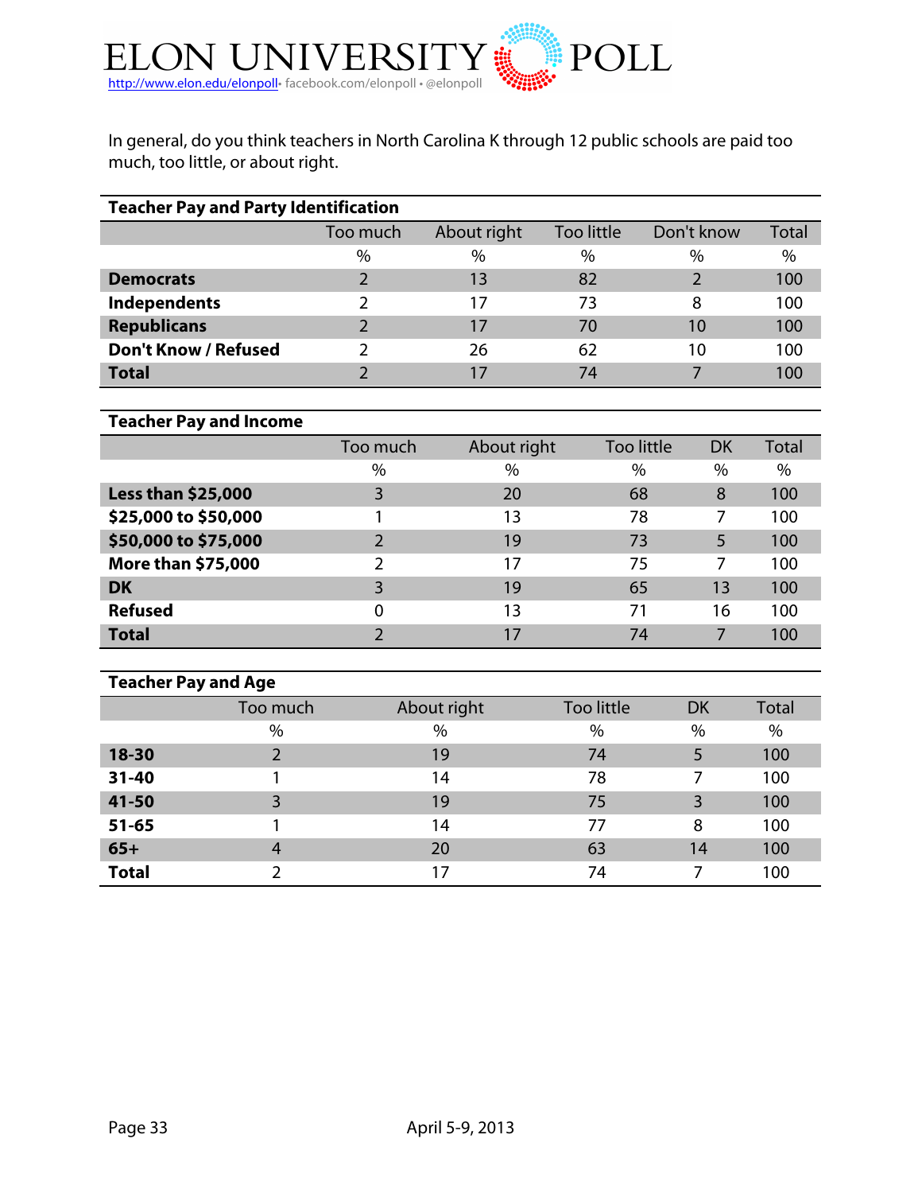In general, do you think teachers in North Carolina K through 12 public schools are paid too much, too little, or about right.

**Teacher Pay and Party Identification**

| | Too much | About right | Too little | Don't know | Total |
|---|---|---|---|---|---|
| | % | % | % | % | % |
| **Democrats** | 2 | 13 | 82 | 2 | 100 |
| **Independents** | 2 | 17 | 73 | 8 | 100 |
| **Republicans** | 2 | 17 | 70 | 10 | 100 |
| **Don't Know / Refused** | 2 | 26 | 62 | 10 | 100 |
| **Total** | 2 | 17 | 74 | 7 | 100 |

**Teacher Pay and Income**

| | Too much | About right | Too little | DK | Total |
|---|---|---|---|---|---|
| | % | % | % | % | % |
| **Less than $25,000** | 3 | 20 | 68 | 8 | 100 |
| **$25,000 to $50,000** | 1 | 13 | 78 | 7 | 100 |
| **$50,000 to $75,000** | 2 | 19 | 73 | 5 | 100 |
| **More than $75,000** | 2 | 17 | 75 | 7 | 100 |
| **DK** | 3 | 19 | 65 | 13 | 100 |
| **Refused** | 0 | 13 | 71 | 16 | 100 |
| **Total** | 2 | 17 | 74 | 7 | 100 |

**Teacher Pay and Age**

| | Too much | About right | Too little | DK | Total |
|---|---|---|---|---|---|
| | % | % | % | % | % |
| **18-30** | 2 | 19 | 74 | 5 | 100 |
| **31-40** | 1 | 14 | 78 | 7 | 100 |
| **41-50** | 3 | 19 | 75 | 3 | 100 |
| **51-65** | 1 | 14 | 77 | 8 | 100 |
| **65+** | 4 | 20 | 63 | 14 | 100 |
| **Total** | 2 | 17 | 74 | 7 | 100 |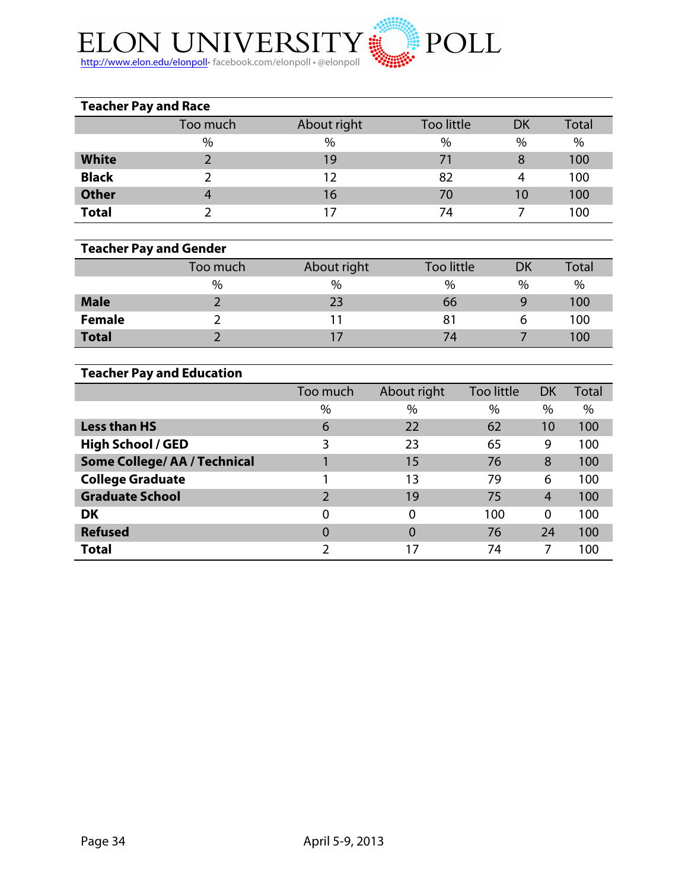### Teacher Pay and Race

| | Too much | About right | Too little | DK | Total |
|---|---|---|---|---|---|
| | % | % | % | % | % |
| **White** | 2 | 19 | 71 | 8 | 100 |
| **Black** | 2 | 12 | 82 | 4 | 100 |
| **Other** | 4 | 16 | 70 | 10 | 100 |
| **Total** | 2 | 17 | 74 | 7 | 100 |

### Teacher Pay and Gender

| | Too much | About right | Too little | DK | Total |
|---|---|---|---|---|---|
| | % | % | % | % | % |
| **Male** | 2 | 23 | 66 | 9 | 100 |
| **Female** | 2 | 11 | 81 | 6 | 100 |
| **Total** | 2 | 17 | 74 | 7 | 100 |

### Teacher Pay and Education

| | Too much | About right | Too little | DK | Total |
|---|---|---|---|---|---|
| | % | % | % | % | % |
| **Less than HS** | 6 | 22 | 62 | 10 | 100 |
| **High School / GED** | 3 | 23 | 65 | 9 | 100 |
| **Some College/ AA / Technical** | 1 | 15 | 76 | 8 | 100 |
| **College Graduate** | 1 | 13 | 79 | 6 | 100 |
| **Graduate School** | 2 | 19 | 75 | 4 | 100 |
| **DK** | 0 | 0 | 100 | 0 | 100 |
| **Refused** | 0 | 0 | 76 | 24 | 100 |
| **Total** | 2 | 17 | 74 | 7 | 100 |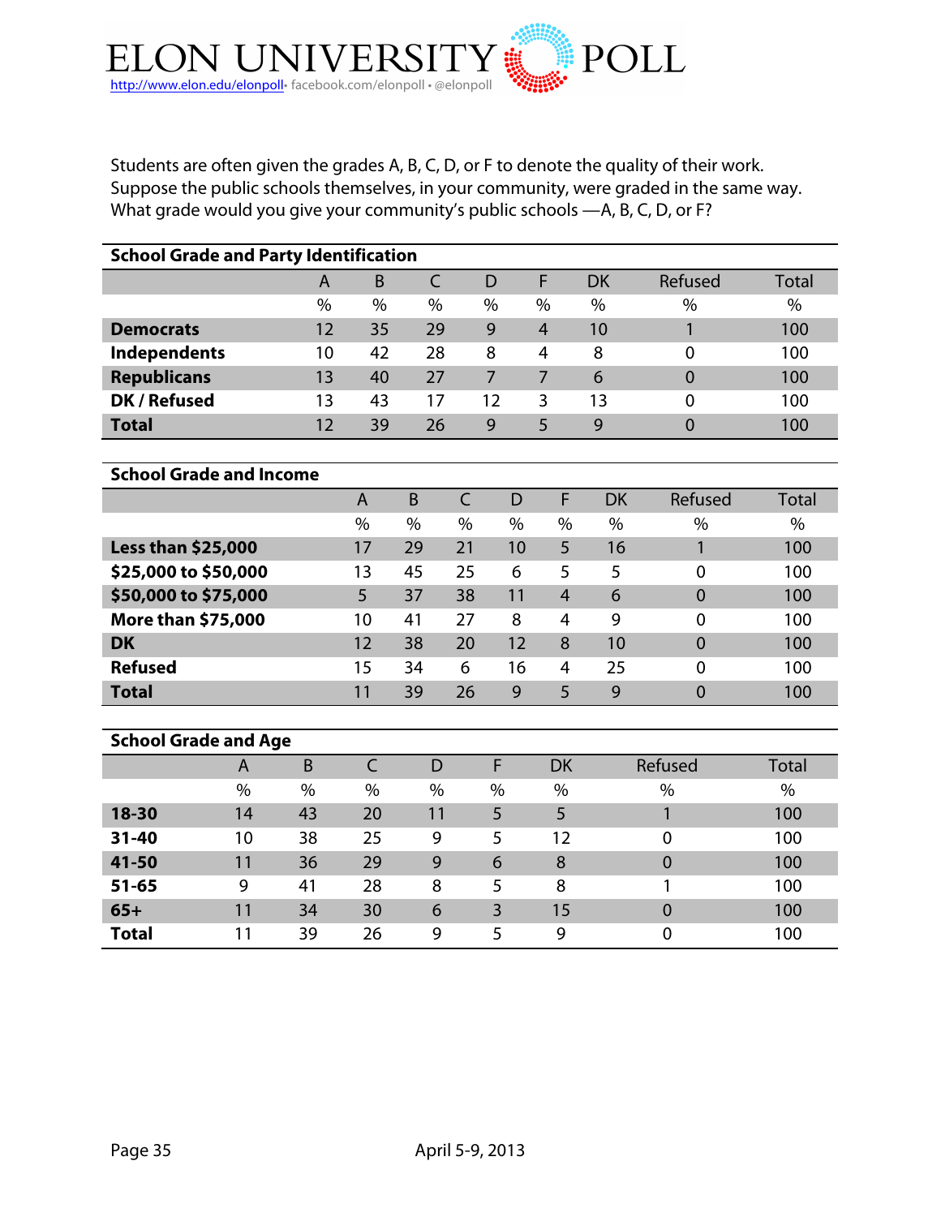Students are often given the grades A, B, C, D, or F to denote the quality of their work. Suppose the public schools themselves, in your community, were graded in the same way. What grade would you give your community's public schools —A, B, C, D, or F?

**School Grade and Party Identification**

| | A | B | C | D | F | DK | Refused | Total |
|---|---|---|---|---|---|---|---|---|
| | % | % | % | % | % | % | % | % |
| **Democrats** | 12 | 35 | 29 | 9 | 4 | 10 | 1 | 100 |
| **Independents** | 10 | 42 | 28 | 8 | 4 | 8 | 0 | 100 |
| **Republicans** | 13 | 40 | 27 | 7 | 7 | 6 | 0 | 100 |
| **DK / Refused** | 13 | 43 | 17 | 12 | 3 | 13 | 0 | 100 |
| **Total** | 12 | 39 | 26 | 9 | 5 | 9 | 0 | 100 |

**School Grade and Income**

| | A | B | C | D | F | DK | Refused | Total |
|---|---|---|---|---|---|---|---|---|
| | % | % | % | % | % | % | % | % |
| **Less than $25,000** | 17 | 29 | 21 | 10 | 5 | 16 | 1 | 100 |
| **$25,000 to $50,000** | 13 | 45 | 25 | 6 | 5 | 5 | 0 | 100 |
| **$50,000 to $75,000** | 5 | 37 | 38 | 11 | 4 | 6 | 0 | 100 |
| **More than $75,000** | 10 | 41 | 27 | 8 | 4 | 9 | 0 | 100 |
| **DK** | 12 | 38 | 20 | 12 | 8 | 10 | 0 | 100 |
| **Refused** | 15 | 34 | 6 | 16 | 4 | 25 | 0 | 100 |
| **Total** | 11 | 39 | 26 | 9 | 5 | 9 | 0 | 100 |

**School Grade and Age**

| | A | B | C | D | F | DK | Refused | Total |
|---|---|---|---|---|---|---|---|---|
| | % | % | % | % | % | % | % | % |
| **18-30** | 14 | 43 | 20 | 11 | 5 | 5 | 1 | 100 |
| **31-40** | 10 | 38 | 25 | 9 | 5 | 12 | 0 | 100 |
| **41-50** | 11 | 36 | 29 | 9 | 6 | 8 | 0 | 100 |
| **51-65** | 9 | 41 | 28 | 8 | 5 | 8 | 1 | 100 |
| **65+** | 11 | 34 | 30 | 6 | 3 | 15 | 0 | 100 |
| **Total** | 11 | 39 | 26 | 9 | 5 | 9 | 0 | 100 |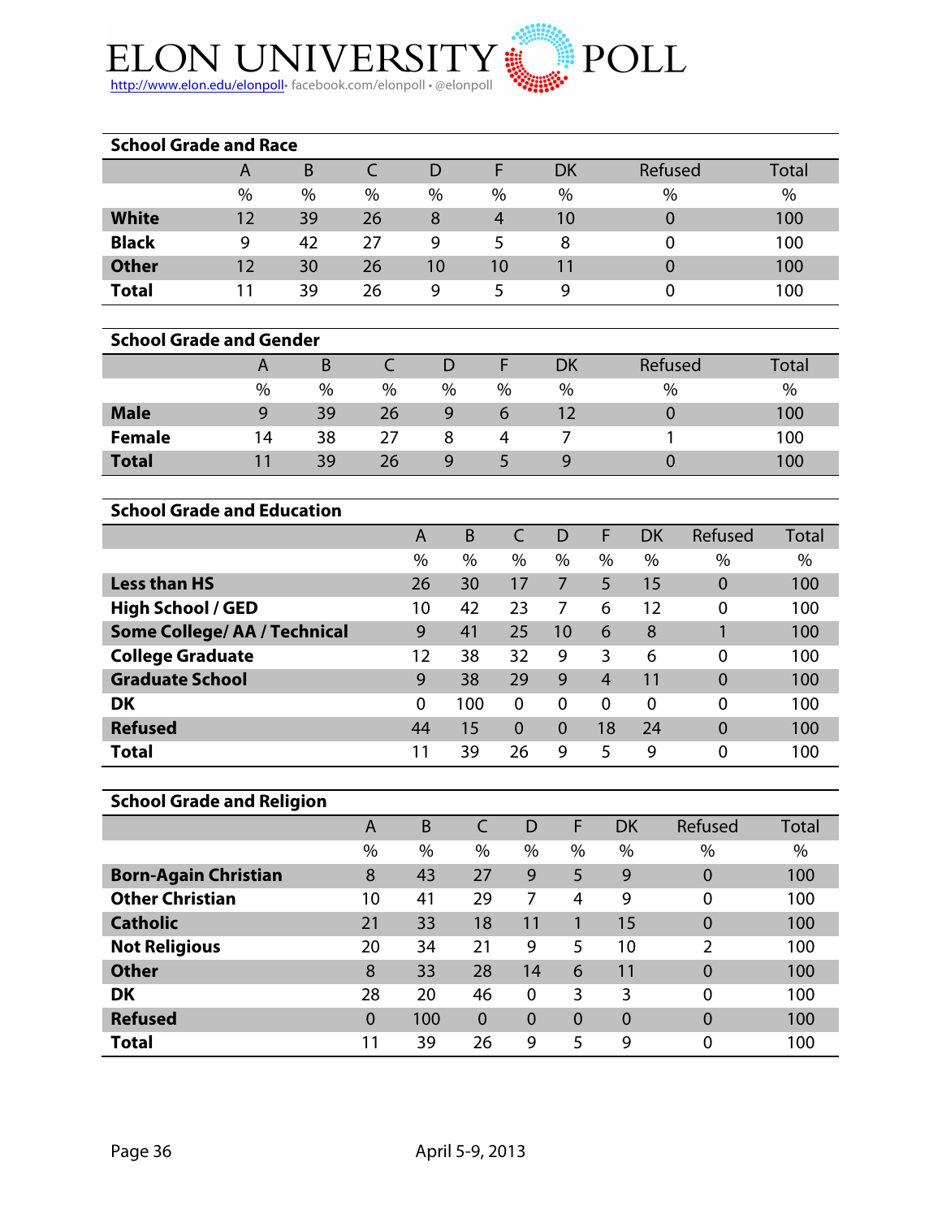## School Grade and Race

| | A | B | C | D | F | DK | Refused | Total |
|---|---|---|---|---|---|---|---|---|
| | % | % | % | % | % | % | % | % |
| **White** | 12 | 39 | 26 | 8 | 4 | 10 | 0 | 100 |
| **Black** | 9 | 42 | 27 | 9 | 5 | 8 | 0 | 100 |
| **Other** | 12 | 30 | 26 | 10 | 10 | 11 | 0 | 100 |
| **Total** | 11 | 39 | 26 | 9 | 5 | 9 | 0 | 100 |

## School Grade and Gender

| | A | B | C | D | F | DK | Refused | Total |
|---|---|---|---|---|---|---|---|---|
| | % | % | % | % | % | % | % | % |
| **Male** | 9 | 39 | 26 | 9 | 6 | 12 | 0 | 100 |
| **Female** | 14 | 38 | 27 | 8 | 4 | 7 | 1 | 100 |
| **Total** | 11 | 39 | 26 | 9 | 5 | 9 | 0 | 100 |

## School Grade and Education

| | A | B | C | D | F | DK | Refused | Total |
|---|---|---|---|---|---|---|---|---|
| | % | % | % | % | % | % | % | % |
| **Less than HS** | 26 | 30 | 17 | 7 | 5 | 15 | 0 | 100 |
| **High School / GED** | 10 | 42 | 23 | 7 | 6 | 12 | 0 | 100 |
| **Some College/ AA / Technical** | 9 | 41 | 25 | 10 | 6 | 8 | 1 | 100 |
| **College Graduate** | 12 | 38 | 32 | 9 | 3 | 6 | 0 | 100 |
| **Graduate School** | 9 | 38 | 29 | 9 | 4 | 11 | 0 | 100 |
| **DK** | 0 | 100 | 0 | 0 | 0 | 0 | 0 | 100 |
| **Refused** | 44 | 15 | 0 | 0 | 18 | 24 | 0 | 100 |
| **Total** | 11 | 39 | 26 | 9 | 5 | 9 | 0 | 100 |

## School Grade and Religion

| | A | B | C | D | F | DK | Refused | Total |
|---|---|---|---|---|---|---|---|---|
| | % | % | % | % | % | % | % | % |
| **Born-Again Christian** | 8 | 43 | 27 | 9 | 5 | 9 | 0 | 100 |
| **Other Christian** | 10 | 41 | 29 | 7 | 4 | 9 | 0 | 100 |
| **Catholic** | 21 | 33 | 18 | 11 | 1 | 15 | 0 | 100 |
| **Not Religious** | 20 | 34 | 21 | 9 | 5 | 10 | 2 | 100 |
| **Other** | 8 | 33 | 28 | 14 | 6 | 11 | 0 | 100 |
| **DK** | 28 | 20 | 46 | 0 | 3 | 3 | 0 | 100 |
| **Refused** | 0 | 100 | 0 | 0 | 0 | 0 | 0 | 100 |
| **Total** | 11 | 39 | 26 | 9 | 5 | 9 | 0 | 100 |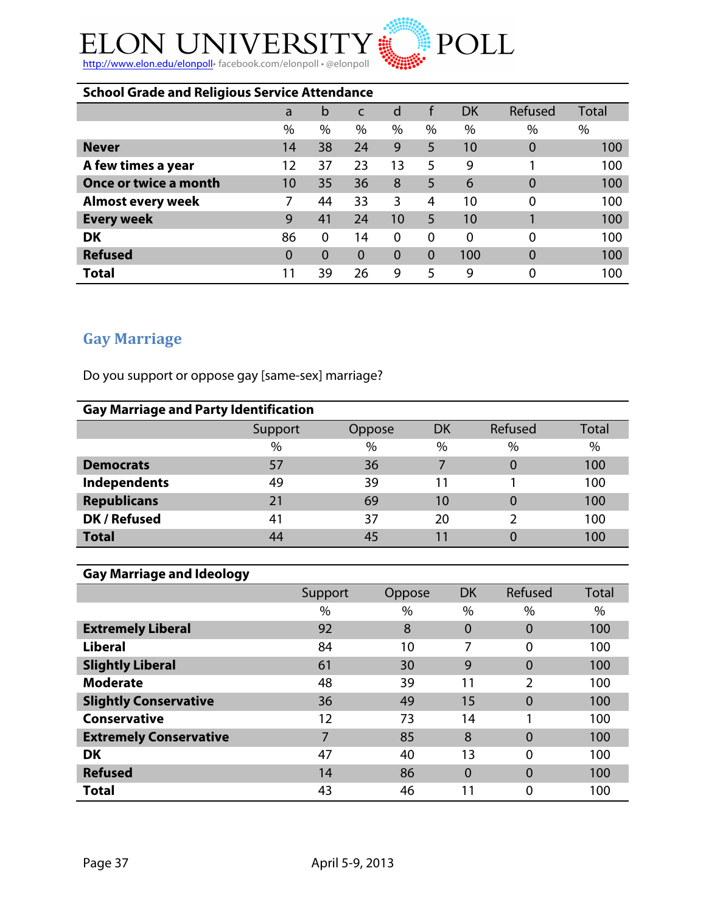**School Grade and Religious Service Attendance**

| | a | b | c | d | f | DK | Refused | Total |
|---|---|---|---|---|---|---|---|---|
| | % | % | % | % | % | % | % | % |
| **Never** | 14 | 38 | 24 | 9 | 5 | 10 | 0 | 100 |
| **A few times a year** | 12 | 37 | 23 | 13 | 5 | 9 | 1 | 100 |
| **Once or twice a month** | 10 | 35 | 36 | 8 | 5 | 6 | 0 | 100 |
| **Almost every week** | 7 | 44 | 33 | 3 | 4 | 10 | 0 | 100 |
| **Every week** | 9 | 41 | 24 | 10 | 5 | 10 | 1 | 100 |
| **DK** | 86 | 0 | 14 | 0 | 0 | 0 | 0 | 100 |
| **Refused** | 0 | 0 | 0 | 0 | 0 | 100 | 0 | 100 |
| **Total** | 11 | 39 | 26 | 9 | 5 | 9 | 0 | 100 |

## Gay Marriage

Do you support or oppose gay [same-sex] marriage?

**Gay Marriage and Party Identification**

| | Support | Oppose | DK | Refused | Total |
|---|---|---|---|---|---|
| | % | % | % | % | % |
| **Democrats** | 57 | 36 | 7 | 0 | 100 |
| **Independents** | 49 | 39 | 11 | 1 | 100 |
| **Republicans** | 21 | 69 | 10 | 0 | 100 |
| **DK / Refused** | 41 | 37 | 20 | 2 | 100 |
| **Total** | 44 | 45 | 11 | 0 | 100 |

**Gay Marriage and Ideology**

| | Support | Oppose | DK | Refused | Total |
|---|---|---|---|---|---|
| | % | % | % | % | % |
| **Extremely Liberal** | 92 | 8 | 0 | 0 | 100 |
| **Liberal** | 84 | 10 | 7 | 0 | 100 |
| **Slightly Liberal** | 61 | 30 | 9 | 0 | 100 |
| **Moderate** | 48 | 39 | 11 | 2 | 100 |
| **Slightly Conservative** | 36 | 49 | 15 | 0 | 100 |
| **Conservative** | 12 | 73 | 14 | 1 | 100 |
| **Extremely Conservative** | 7 | 85 | 8 | 0 | 100 |
| **DK** | 47 | 40 | 13 | 0 | 100 |
| **Refused** | 14 | 86 | 0 | 0 | 100 |
| **Total** | 43 | 46 | 11 | 0 | 100 |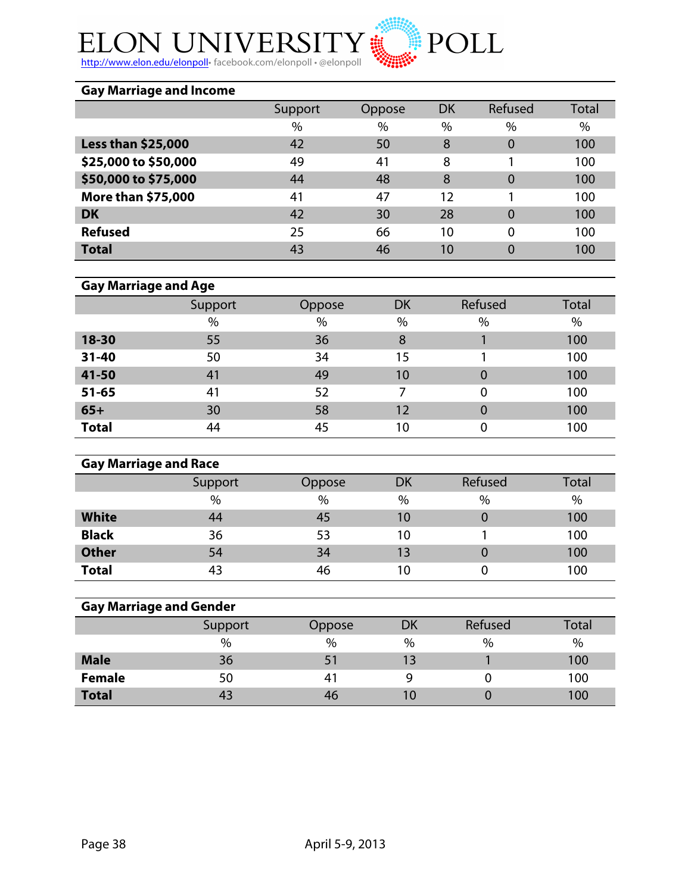## Gay Marriage and Income

| | Support | Oppose | DK | Refused | Total |
|---|---|---|---|---|---|
| | % | % | % | % | % |
| **Less than $25,000** | 42 | 50 | 8 | 0 | 100 |
| **$25,000 to $50,000** | 49 | 41 | 8 | 1 | 100 |
| **$50,000 to $75,000** | 44 | 48 | 8 | 0 | 100 |
| **More than $75,000** | 41 | 47 | 12 | 1 | 100 |
| **DK** | 42 | 30 | 28 | 0 | 100 |
| **Refused** | 25 | 66 | 10 | 0 | 100 |
| **Total** | 43 | 46 | 10 | 0 | 100 |

## Gay Marriage and Age

| | Support | Oppose | DK | Refused | Total |
|---|---|---|---|---|---|
| | % | % | % | % | % |
| **18-30** | 55 | 36 | 8 | 1 | 100 |
| **31-40** | 50 | 34 | 15 | 1 | 100 |
| **41-50** | 41 | 49 | 10 | 0 | 100 |
| **51-65** | 41 | 52 | 7 | 0 | 100 |
| **65+** | 30 | 58 | 12 | 0 | 100 |
| **Total** | 44 | 45 | 10 | 0 | 100 |

## Gay Marriage and Race

| | Support | Oppose | DK | Refused | Total |
|---|---|---|---|---|---|
| | % | % | % | % | % |
| **White** | 44 | 45 | 10 | 0 | 100 |
| **Black** | 36 | 53 | 10 | 1 | 100 |
| **Other** | 54 | 34 | 13 | 0 | 100 |
| **Total** | 43 | 46 | 10 | 0 | 100 |

## Gay Marriage and Gender

| | Support | Oppose | DK | Refused | Total |
|---|---|---|---|---|---|
| | % | % | % | % | % |
| **Male** | 36 | 51 | 13 | 1 | 100 |
| **Female** | 50 | 41 | 9 | 0 | 100 |
| **Total** | 43 | 46 | 10 | 0 | 100 |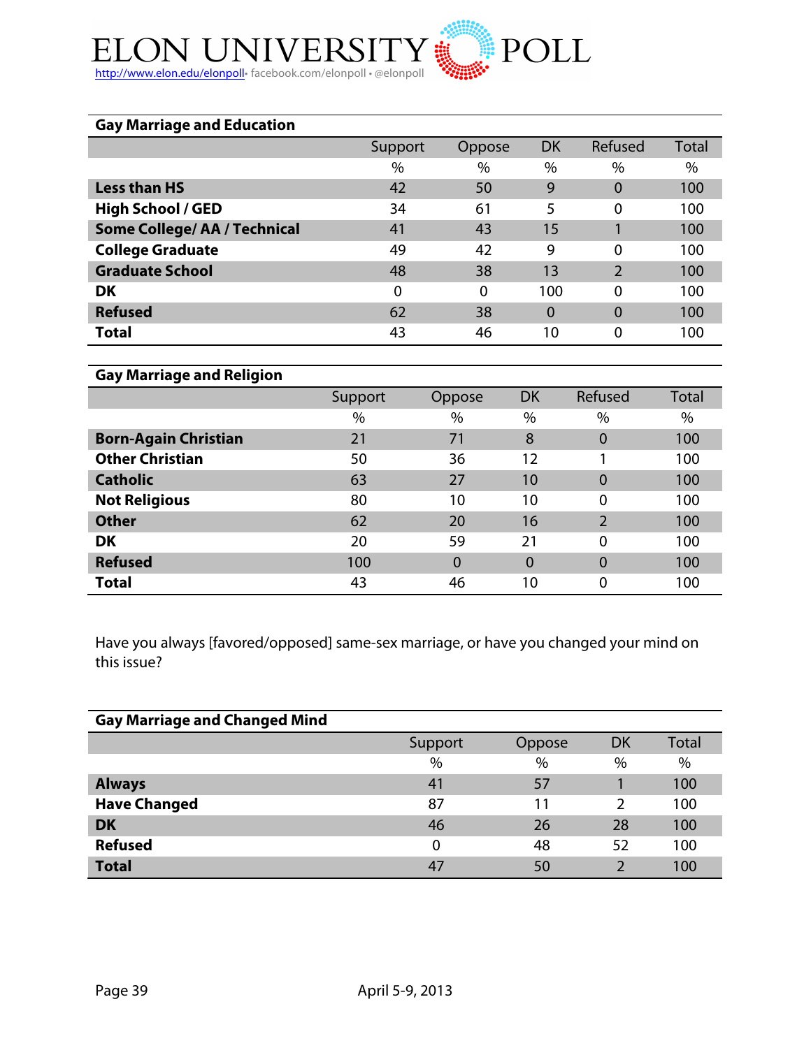| Gay Marriage and Education | Support | Oppose | DK | Refused | Total |
|---|---|---|---|---|---|
| | % | % | % | % | % |
| **Less than HS** | 42 | 50 | 9 | 0 | 100 |
| **High School / GED** | 34 | 61 | 5 | 0 | 100 |
| **Some College/ AA / Technical** | 41 | 43 | 15 | 1 | 100 |
| **College Graduate** | 49 | 42 | 9 | 0 | 100 |
| **Graduate School** | 48 | 38 | 13 | 2 | 100 |
| **DK** | 0 | 0 | 100 | 0 | 100 |
| **Refused** | 62 | 38 | 0 | 0 | 100 |
| **Total** | 43 | 46 | 10 | 0 | 100 |

| Gay Marriage and Religion | Support | Oppose | DK | Refused | Total |
|---|---|---|---|---|---|
| | % | % | % | % | % |
| **Born-Again Christian** | 21 | 71 | 8 | 0 | 100 |
| **Other Christian** | 50 | 36 | 12 | 1 | 100 |
| **Catholic** | 63 | 27 | 10 | 0 | 100 |
| **Not Religious** | 80 | 10 | 10 | 0 | 100 |
| **Other** | 62 | 20 | 16 | 2 | 100 |
| **DK** | 20 | 59 | 21 | 0 | 100 |
| **Refused** | 100 | 0 | 0 | 0 | 100 |
| **Total** | 43 | 46 | 10 | 0 | 100 |

Have you always [favored/opposed] same-sex marriage, or have you changed your mind on this issue?

| Gay Marriage and Changed Mind | Support | Oppose | DK | Total |
|---|---|---|---|---|
| | % | % | % | % |
| **Always** | 41 | 57 | 1 | 100 |
| **Have Changed** | 87 | 11 | 2 | 100 |
| **DK** | 46 | 26 | 28 | 100 |
| **Refused** | 0 | 48 | 52 | 100 |
| **Total** | 47 | 50 | 2 | 100 |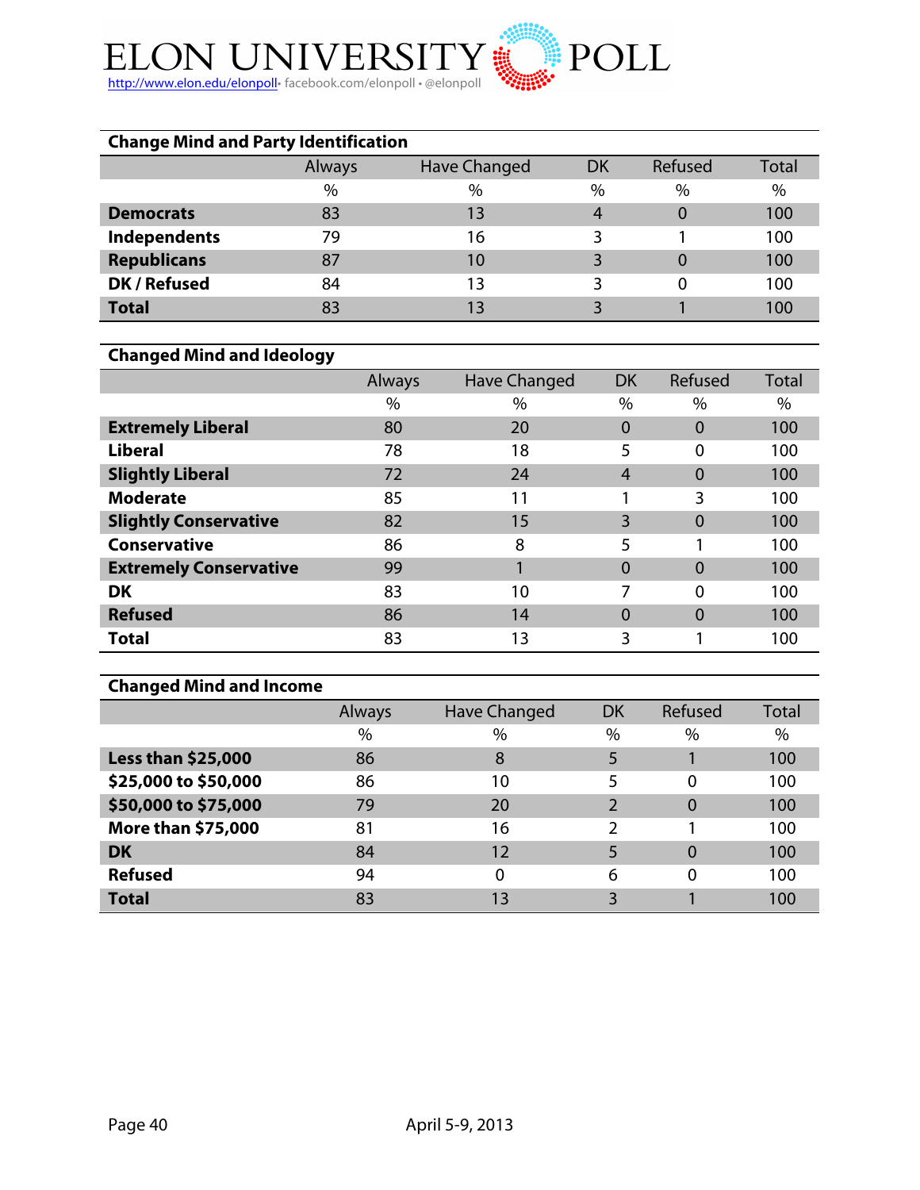| Change Mind and Party Identification | Always | Have Changed | DK | Refused | Total |
|---|---|---|---|---|---|
| | % | % | % | % | % |
| **Democrats** | 83 | 13 | 4 | 0 | 100 |
| **Independents** | 79 | 16 | 3 | 1 | 100 |
| **Republicans** | 87 | 10 | 3 | 0 | 100 |
| **DK / Refused** | 84 | 13 | 3 | 0 | 100 |
| **Total** | 83 | 13 | 3 | 1 | 100 |

| Changed Mind and Ideology | Always | Have Changed | DK | Refused | Total |
|---|---|---|---|---|---|
| | % | % | % | % | % |
| **Extremely Liberal** | 80 | 20 | 0 | 0 | 100 |
| **Liberal** | 78 | 18 | 5 | 0 | 100 |
| **Slightly Liberal** | 72 | 24 | 4 | 0 | 100 |
| **Moderate** | 85 | 11 | 1 | 3 | 100 |
| **Slightly Conservative** | 82 | 15 | 3 | 0 | 100 |
| **Conservative** | 86 | 8 | 5 | 1 | 100 |
| **Extremely Conservative** | 99 | 1 | 0 | 0 | 100 |
| **DK** | 83 | 10 | 7 | 0 | 100 |
| **Refused** | 86 | 14 | 0 | 0 | 100 |
| **Total** | 83 | 13 | 3 | 1 | 100 |

| Changed Mind and Income | Always | Have Changed | DK | Refused | Total |
|---|---|---|---|---|---|
| | % | % | % | % | % |
| **Less than $25,000** | 86 | 8 | 5 | 1 | 100 |
| **$25,000 to $50,000** | 86 | 10 | 5 | 0 | 100 |
| **$50,000 to $75,000** | 79 | 20 | 2 | 0 | 100 |
| **More than $75,000** | 81 | 16 | 2 | 1 | 100 |
| **DK** | 84 | 12 | 5 | 0 | 100 |
| **Refused** | 94 | 0 | 6 | 0 | 100 |
| **Total** | 83 | 13 | 3 | 1 | 100 |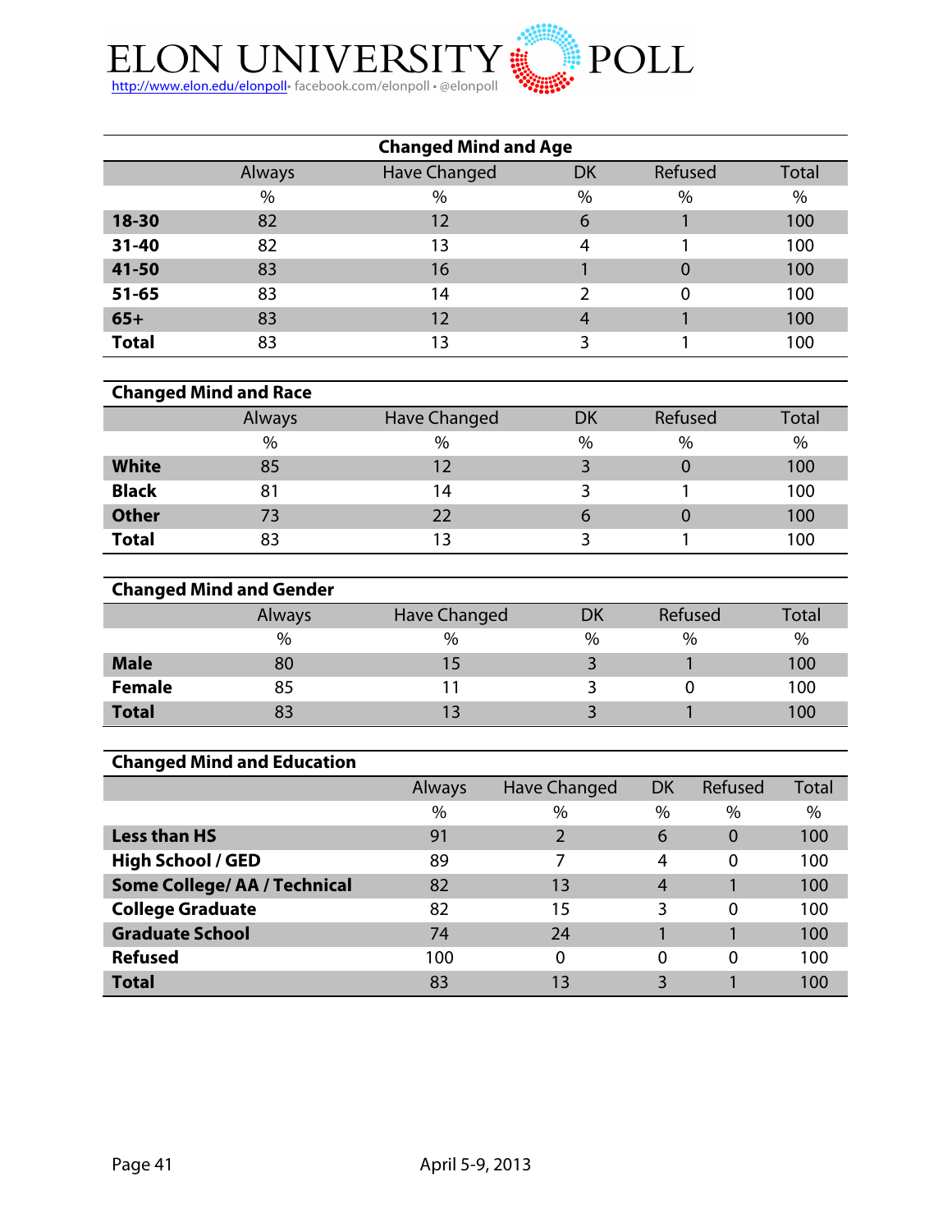## Changed Mind and Age

| | Always | Have Changed | DK | Refused | Total |
|---|---|---|---|---|---|
| | % | % | % | % | % |
| **18-30** | 82 | 12 | 6 | 1 | 100 |
| **31-40** | 82 | 13 | 4 | 1 | 100 |
| **41-50** | 83 | 16 | 1 | 0 | 100 |
| **51-65** | 83 | 14 | 2 | 0 | 100 |
| **65+** | 83 | 12 | 4 | 1 | 100 |
| **Total** | 83 | 13 | 3 | 1 | 100 |

## Changed Mind and Race

| | Always | Have Changed | DK | Refused | Total |
|---|---|---|---|---|---|
| | % | % | % | % | % |
| **White** | 85 | 12 | 3 | 0 | 100 |
| **Black** | 81 | 14 | 3 | 1 | 100 |
| **Other** | 73 | 22 | 6 | 0 | 100 |
| **Total** | 83 | 13 | 3 | 1 | 100 |

## Changed Mind and Gender

| | Always | Have Changed | DK | Refused | Total |
|---|---|---|---|---|---|
| | % | % | % | % | % |
| **Male** | 80 | 15 | 3 | 1 | 100 |
| **Female** | 85 | 11 | 3 | 0 | 100 |
| **Total** | 83 | 13 | 3 | 1 | 100 |

## Changed Mind and Education

| | Always | Have Changed | DK | Refused | Total |
|---|---|---|---|---|---|
| | % | % | % | % | % |
| **Less than HS** | 91 | 2 | 6 | 0 | 100 |
| **High School / GED** | 89 | 7 | 4 | 0 | 100 |
| **Some College/ AA / Technical** | 82 | 13 | 4 | 1 | 100 |
| **College Graduate** | 82 | 15 | 3 | 0 | 100 |
| **Graduate School** | 74 | 24 | 1 | 1 | 100 |
| **Refused** | 100 | 0 | 0 | 0 | 100 |
| **Total** | 83 | 13 | 3 | 1 | 100 |

April 5-9, 2013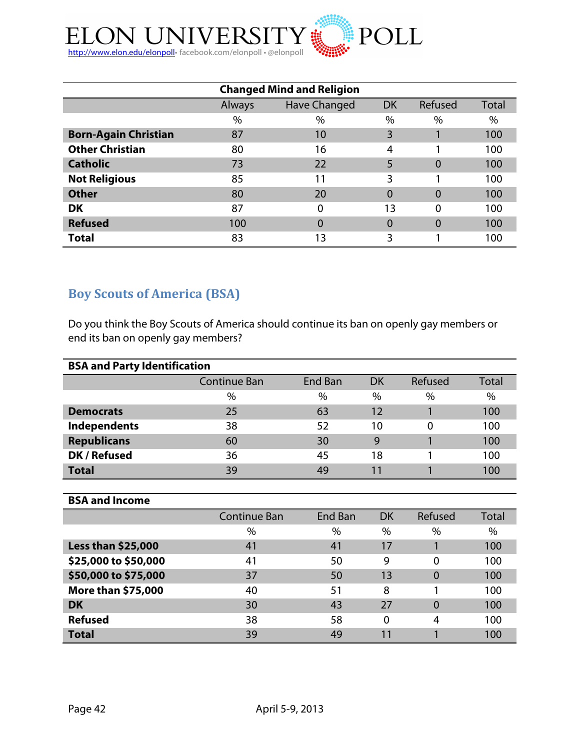| Changed Mind and Religion | | | | | |
|---|---|---|---|---|---|
| | Always | Have Changed | DK | Refused | Total |
| | % | % | % | % | % |
| **Born-Again Christian** | 87 | 10 | 3 | 1 | 100 |
| **Other Christian** | 80 | 16 | 4 | 1 | 100 |
| **Catholic** | 73 | 22 | 5 | 0 | 100 |
| **Not Religious** | 85 | 11 | 3 | 1 | 100 |
| **Other** | 80 | 20 | 0 | 0 | 100 |
| **DK** | 87 | 0 | 13 | 0 | 100 |
| **Refused** | 100 | 0 | 0 | 0 | 100 |
| **Total** | 83 | 13 | 3 | 1 | 100 |

## Boy Scouts of America (BSA)

Do you think the Boy Scouts of America should continue its ban on openly gay members or end its ban on openly gay members?

| BSA and Party Identification | | | | | |
|---|---|---|---|---|---|
| | Continue Ban | End Ban | DK | Refused | Total |
| | % | % | % | % | % |
| **Democrats** | 25 | 63 | 12 | 1 | 100 |
| **Independents** | 38 | 52 | 10 | 0 | 100 |
| **Republicans** | 60 | 30 | 9 | 1 | 100 |
| **DK / Refused** | 36 | 45 | 18 | 1 | 100 |
| **Total** | 39 | 49 | 11 | 1 | 100 |

| BSA and Income | | | | | |
|---|---|---|---|---|---|
| | Continue Ban | End Ban | DK | Refused | Total |
| | % | % | % | % | % |
| **Less than $25,000** | 41 | 41 | 17 | 1 | 100 |
| **$25,000 to $50,000** | 41 | 50 | 9 | 0 | 100 |
| **$50,000 to $75,000** | 37 | 50 | 13 | 0 | 100 |
| **More than $75,000** | 40 | 51 | 8 | 1 | 100 |
| **DK** | 30 | 43 | 27 | 0 | 100 |
| **Refused** | 38 | 58 | 0 | 4 | 100 |
| **Total** | 39 | 49 | 11 | 1 | 100 |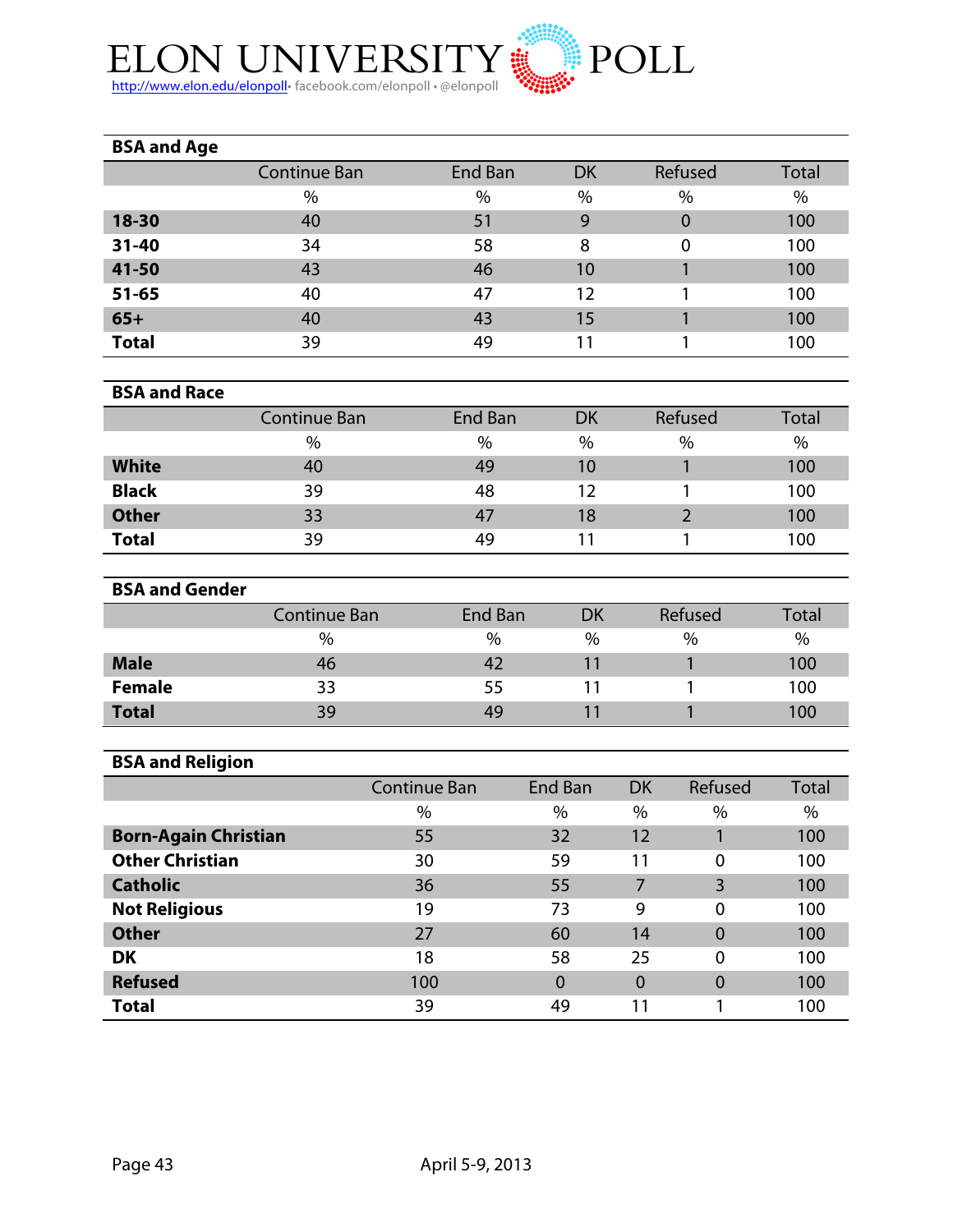**BSA and Age**

| | Continue Ban | End Ban | DK | Refused | Total |
|---|---|---|---|---|---|
| | % | % | % | % | % |
| **18-30** | 40 | 51 | 9 | 0 | 100 |
| **31-40** | 34 | 58 | 8 | 0 | 100 |
| **41-50** | 43 | 46 | 10 | 1 | 100 |
| **51-65** | 40 | 47 | 12 | 1 | 100 |
| **65+** | 40 | 43 | 15 | 1 | 100 |
| **Total** | 39 | 49 | 11 | 1 | 100 |

**BSA and Race**

| | Continue Ban | End Ban | DK | Refused | Total |
|---|---|---|---|---|---|
| | % | % | % | % | % |
| **White** | 40 | 49 | 10 | 1 | 100 |
| **Black** | 39 | 48 | 12 | 1 | 100 |
| **Other** | 33 | 47 | 18 | 2 | 100 |
| **Total** | 39 | 49 | 11 | 1 | 100 |

**BSA and Gender**

| | Continue Ban | End Ban | DK | Refused | Total |
|---|---|---|---|---|---|
| | % | % | % | % | % |
| **Male** | 46 | 42 | 11 | 1 | 100 |
| **Female** | 33 | 55 | 11 | 1 | 100 |
| **Total** | 39 | 49 | 11 | 1 | 100 |

**BSA and Religion**

| | Continue Ban | End Ban | DK | Refused | Total |
|---|---|---|---|---|---|
| | % | % | % | % | % |
| **Born-Again Christian** | 55 | 32 | 12 | 1 | 100 |
| **Other Christian** | 30 | 59 | 11 | 0 | 100 |
| **Catholic** | 36 | 55 | 7 | 3 | 100 |
| **Not Religious** | 19 | 73 | 9 | 0 | 100 |
| **Other** | 27 | 60 | 14 | 0 | 100 |
| **DK** | 18 | 58 | 25 | 0 | 100 |
| **Refused** | 100 | 0 | 0 | 0 | 100 |
| **Total** | 39 | 49 | 11 | 1 | 100 |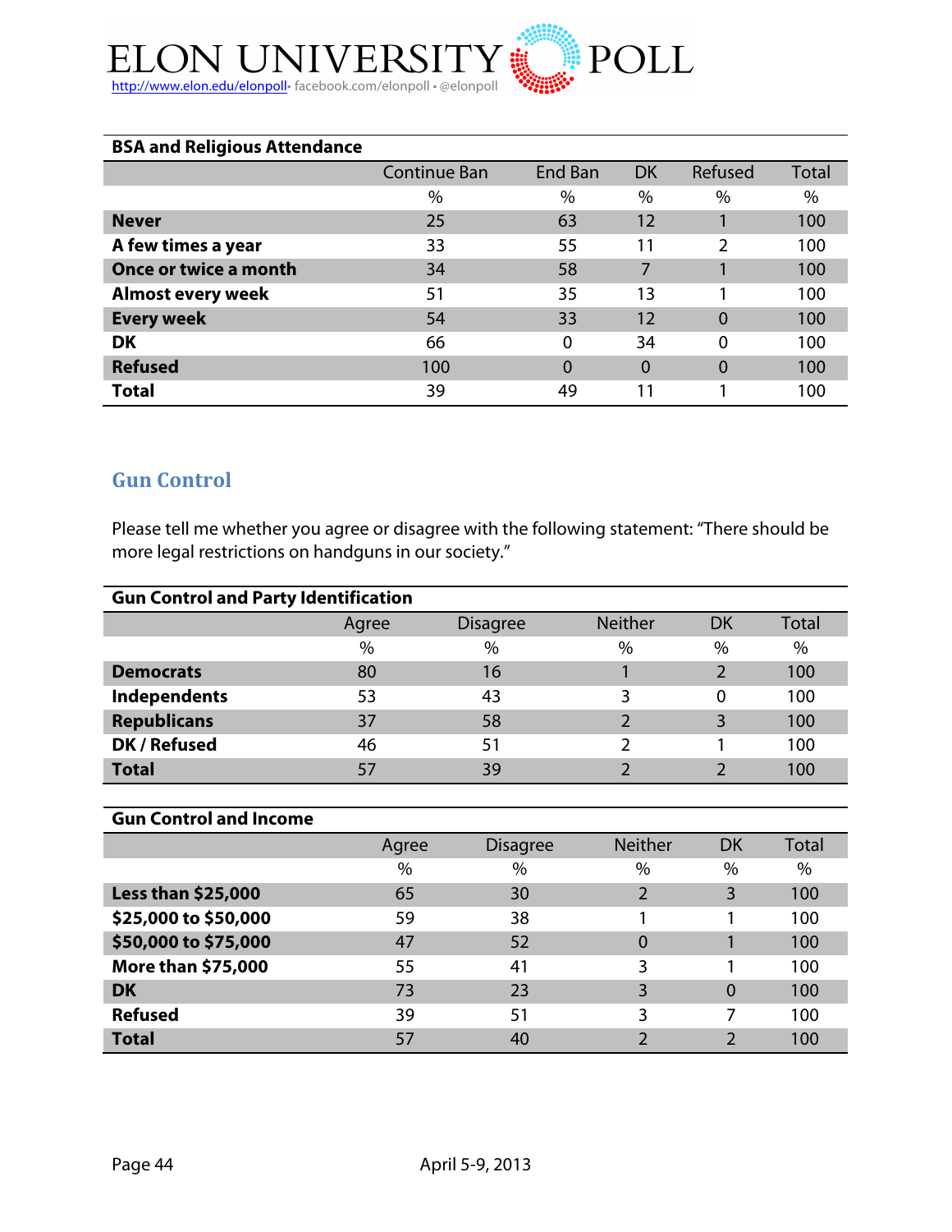| BSA and Religious Attendance | | | | | |
|---|---|---|---|---|---|
| | Continue Ban | End Ban | DK | Refused | Total |
| | % | % | % | % | % |
| **Never** | 25 | 63 | 12 | 1 | 100 |
| **A few times a year** | 33 | 55 | 11 | 2 | 100 |
| **Once or twice a month** | 34 | 58 | 7 | 1 | 100 |
| **Almost every week** | 51 | 35 | 13 | 1 | 100 |
| **Every week** | 54 | 33 | 12 | 0 | 100 |
| **DK** | 66 | 0 | 34 | 0 | 100 |
| **Refused** | 100 | 0 | 0 | 0 | 100 |
| **Total** | 39 | 49 | 11 | 1 | 100 |

## Gun Control

Please tell me whether you agree or disagree with the following statement: "There should be more legal restrictions on handguns in our society."

| Gun Control and Party Identification | | | | | |
|---|---|---|---|---|---|
| | Agree | Disagree | Neither | DK | Total |
| | % | % | % | % | % |
| **Democrats** | 80 | 16 | 1 | 2 | 100 |
| **Independents** | 53 | 43 | 3 | 0 | 100 |
| **Republicans** | 37 | 58 | 2 | 3 | 100 |
| **DK / Refused** | 46 | 51 | 2 | 1 | 100 |
| **Total** | 57 | 39 | 2 | 2 | 100 |

| Gun Control and Income | | | | | |
|---|---|---|---|---|---|
| | Agree | Disagree | Neither | DK | Total |
| | % | % | % | % | % |
| **Less than $25,000** | 65 | 30 | 2 | 3 | 100 |
| **$25,000 to $50,000** | 59 | 38 | 1 | 1 | 100 |
| **$50,000 to $75,000** | 47 | 52 | 0 | 1 | 100 |
| **More than $75,000** | 55 | 41 | 3 | 1 | 100 |
| **DK** | 73 | 23 | 3 | 0 | 100 |
| **Refused** | 39 | 51 | 3 | 7 | 100 |
| **Total** | 57 | 40 | 2 | 2 | 100 |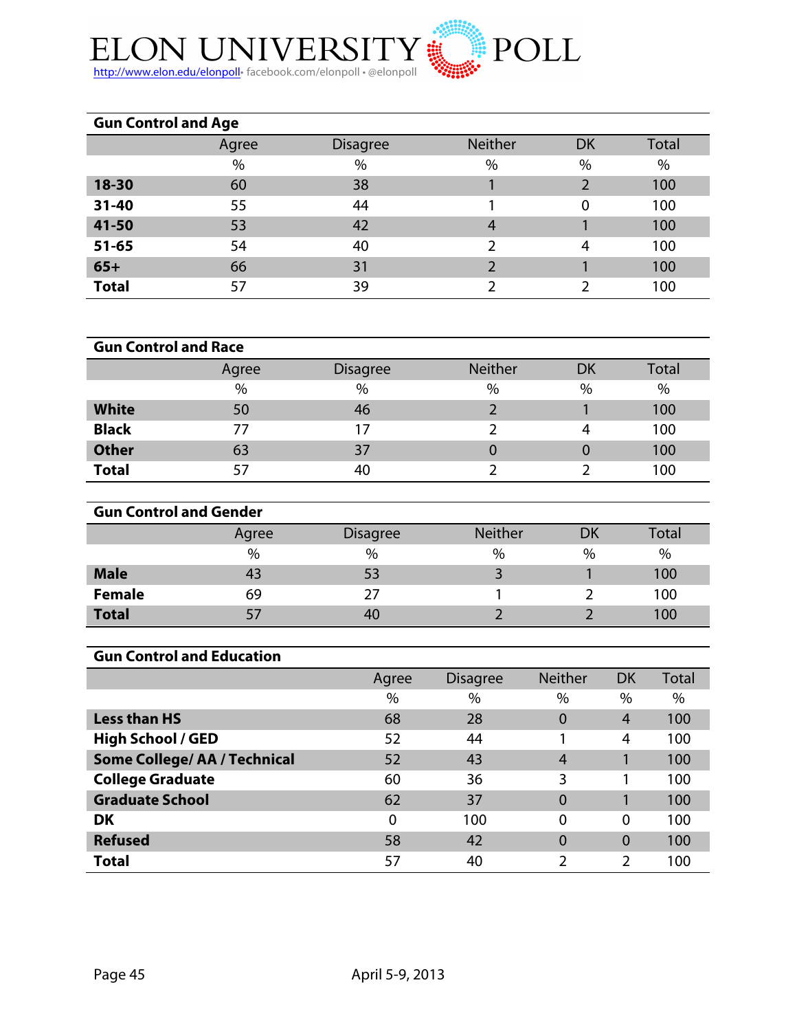# ELON UNIVERSITY POLL

http://www.elon.edu/elonpoll• facebook.com/elonpoll • @elonpoll

**Gun Control and Age**

| | Agree | Disagree | Neither | DK | Total |
|---|---|---|---|---|---|
| | % | % | % | % | % |
| **18-30** | 60 | 38 | 1 | 2 | 100 |
| **31-40** | 55 | 44 | 1 | 0 | 100 |
| **41-50** | 53 | 42 | 4 | 1 | 100 |
| **51-65** | 54 | 40 | 2 | 4 | 100 |
| **65+** | 66 | 31 | 2 | 1 | 100 |
| **Total** | 57 | 39 | 2 | 2 | 100 |

**Gun Control and Race**

| | Agree | Disagree | Neither | DK | Total |
|---|---|---|---|---|---|
| | % | % | % | % | % |
| **White** | 50 | 46 | 2 | 1 | 100 |
| **Black** | 77 | 17 | 2 | 4 | 100 |
| **Other** | 63 | 37 | 0 | 0 | 100 |
| **Total** | 57 | 40 | 2 | 2 | 100 |

**Gun Control and Gender**

| | Agree | Disagree | Neither | DK | Total |
|---|---|---|---|---|---|
| | % | % | % | % | % |
| **Male** | 43 | 53 | 3 | 1 | 100 |
| **Female** | 69 | 27 | 1 | 2 | 100 |
| **Total** | 57 | 40 | 2 | 2 | 100 |

**Gun Control and Education**

| | Agree | Disagree | Neither | DK | Total |
|---|---|---|---|---|---|
| | % | % | % | % | % |
| **Less than HS** | 68 | 28 | 0 | 4 | 100 |
| **High School / GED** | 52 | 44 | 1 | 4 | 100 |
| **Some College/ AA / Technical** | 52 | 43 | 4 | 1 | 100 |
| **College Graduate** | 60 | 36 | 3 | 1 | 100 |
| **Graduate School** | 62 | 37 | 0 | 1 | 100 |
| **DK** | 0 | 100 | 0 | 0 | 100 |
| **Refused** | 58 | 42 | 0 | 0 | 100 |
| **Total** | 57 | 40 | 2 | 2 | 100 |

April 5-9, 2013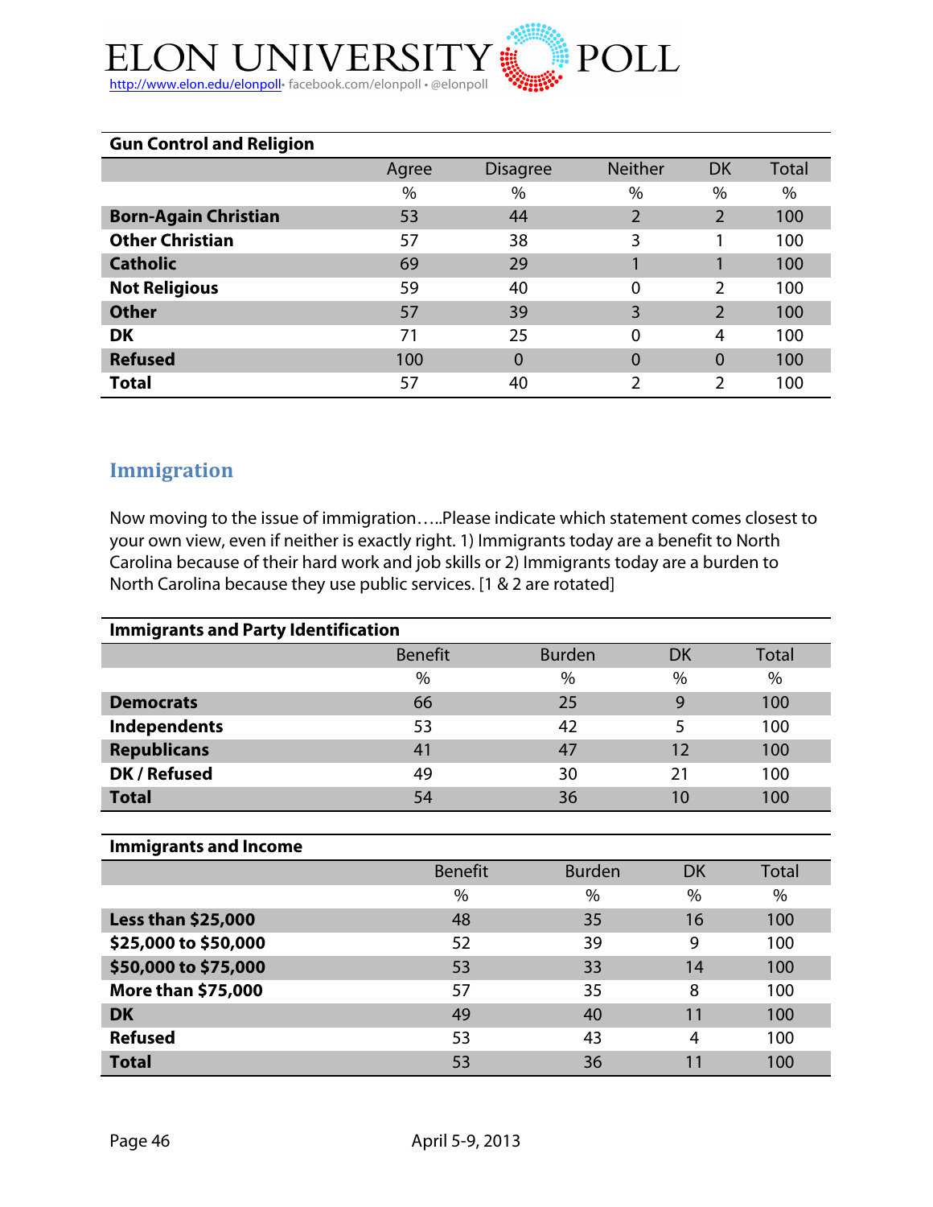| Gun Control and Religion | Agree | Disagree | Neither | DK | Total |
|---|---|---|---|---|---|
| | % | % | % | % | % |
| **Born-Again Christian** | 53 | 44 | 2 | 2 | 100 |
| **Other Christian** | 57 | 38 | 3 | 1 | 100 |
| **Catholic** | 69 | 29 | 1 | 1 | 100 |
| **Not Religious** | 59 | 40 | 0 | 2 | 100 |
| **Other** | 57 | 39 | 3 | 2 | 100 |
| **DK** | 71 | 25 | 0 | 4 | 100 |
| **Refused** | 100 | 0 | 0 | 0 | 100 |
| **Total** | 57 | 40 | 2 | 2 | 100 |

## Immigration

Now moving to the issue of immigration…..Please indicate which statement comes closest to your own view, even if neither is exactly right. 1) Immigrants today are a benefit to North Carolina because of their hard work and job skills or 2) Immigrants today are a burden to North Carolina because they use public services. [1 & 2 are rotated]

| Immigrants and Party Identification | Benefit | Burden | DK | Total |
|---|---|---|---|---|
| | % | % | % | % |
| **Democrats** | 66 | 25 | 9 | 100 |
| **Independents** | 53 | 42 | 5 | 100 |
| **Republicans** | 41 | 47 | 12 | 100 |
| **DK / Refused** | 49 | 30 | 21 | 100 |
| **Total** | 54 | 36 | 10 | 100 |

| Immigrants and Income | Benefit | Burden | DK | Total |
|---|---|---|---|---|
| | % | % | % | % |
| **Less than $25,000** | 48 | 35 | 16 | 100 |
| **$25,000 to $50,000** | 52 | 39 | 9 | 100 |
| **$50,000 to $75,000** | 53 | 33 | 14 | 100 |
| **More than $75,000** | 57 | 35 | 8 | 100 |
| **DK** | 49 | 40 | 11 | 100 |
| **Refused** | 53 | 43 | 4 | 100 |
| **Total** | 53 | 36 | 11 | 100 |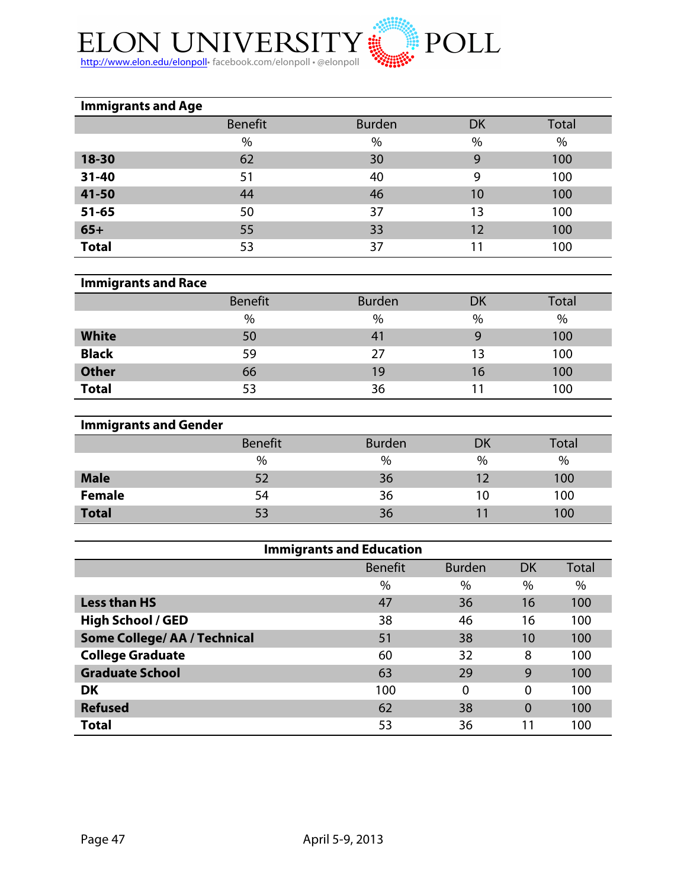## Immigrants and Age

| | Benefit | Burden | DK | Total |
|---|---|---|---|---|
| | % | % | % | % |
| **18-30** | 62 | 30 | 9 | 100 |
| **31-40** | 51 | 40 | 9 | 100 |
| **41-50** | 44 | 46 | 10 | 100 |
| **51-65** | 50 | 37 | 13 | 100 |
| **65+** | 55 | 33 | 12 | 100 |
| **Total** | 53 | 37 | 11 | 100 |

## Immigrants and Race

| | Benefit | Burden | DK | Total |
|---|---|---|---|---|
| | % | % | % | % |
| **White** | 50 | 41 | 9 | 100 |
| **Black** | 59 | 27 | 13 | 100 |
| **Other** | 66 | 19 | 16 | 100 |
| **Total** | 53 | 36 | 11 | 100 |

## Immigrants and Gender

| | Benefit | Burden | DK | Total |
|---|---|---|---|---|
| | % | % | % | % |
| **Male** | 52 | 36 | 12 | 100 |
| **Female** | 54 | 36 | 10 | 100 |
| **Total** | 53 | 36 | 11 | 100 |

## Immigrants and Education

| | Benefit | Burden | DK | Total |
|---|---|---|---|---|
| | % | % | % | % |
| **Less than HS** | 47 | 36 | 16 | 100 |
| **High School / GED** | 38 | 46 | 16 | 100 |
| **Some College/ AA / Technical** | 51 | 38 | 10 | 100 |
| **College Graduate** | 60 | 32 | 8 | 100 |
| **Graduate School** | 63 | 29 | 9 | 100 |
| **DK** | 100 | 0 | 0 | 100 |
| **Refused** | 62 | 38 | 0 | 100 |
| **Total** | 53 | 36 | 11 | 100 |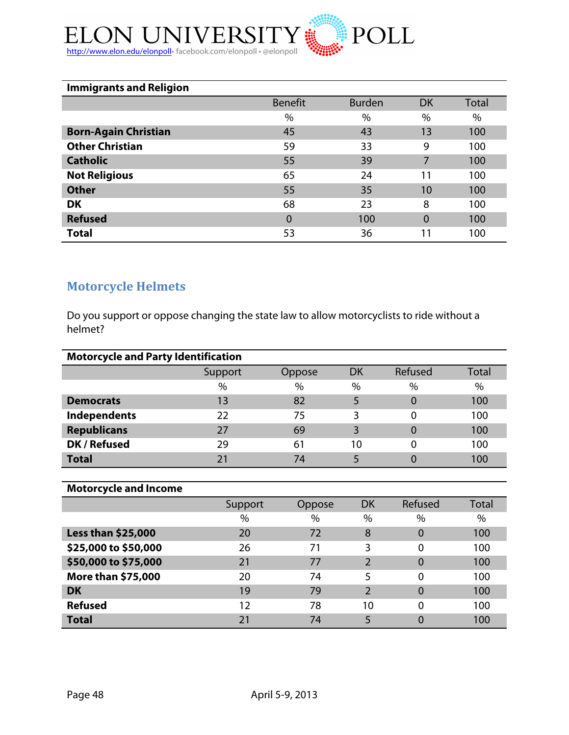| Immigrants and Religion | Benefit | Burden | DK | Total |
|---|---|---|---|---|
| | % | % | % | % |
| **Born-Again Christian** | 45 | 43 | 13 | 100 |
| **Other Christian** | 59 | 33 | 9 | 100 |
| **Catholic** | 55 | 39 | 7 | 100 |
| **Not Religious** | 65 | 24 | 11 | 100 |
| **Other** | 55 | 35 | 10 | 100 |
| **DK** | 68 | 23 | 8 | 100 |
| **Refused** | 0 | 100 | 0 | 100 |
| **Total** | 53 | 36 | 11 | 100 |

## Motorcycle Helmets

Do you support or oppose changing the state law to allow motorcyclists to ride without a helmet?

| Motorcycle and Party Identification | Support | Oppose | DK | Refused | Total |
|---|---|---|---|---|---|
| | % | % | % | % | % |
| **Democrats** | 13 | 82 | 5 | 0 | 100 |
| **Independents** | 22 | 75 | 3 | 0 | 100 |
| **Republicans** | 27 | 69 | 3 | 0 | 100 |
| **DK / Refused** | 29 | 61 | 10 | 0 | 100 |
| **Total** | 21 | 74 | 5 | 0 | 100 |

| Motorcycle and Income | Support | Oppose | DK | Refused | Total |
|---|---|---|---|---|---|
| | % | % | % | % | % |
| **Less than $25,000** | 20 | 72 | 8 | 0 | 100 |
| **$25,000 to $50,000** | 26 | 71 | 3 | 0 | 100 |
| **$50,000 to $75,000** | 21 | 77 | 2 | 0 | 100 |
| **More than $75,000** | 20 | 74 | 5 | 0 | 100 |
| **DK** | 19 | 79 | 2 | 0 | 100 |
| **Refused** | 12 | 78 | 10 | 0 | 100 |
| **Total** | 21 | 74 | 5 | 0 | 100 |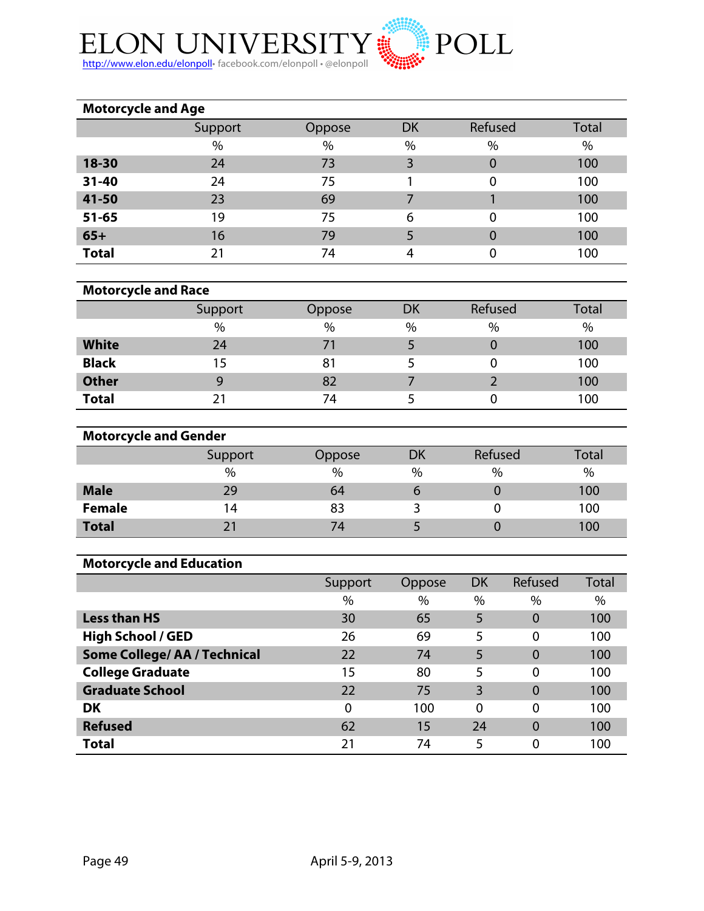# ELON UNIVERSITY POLL

http://www.elon.edu/elonpoll • facebook.com/elonpoll • @elonpoll

**Motorcycle and Age**

| | Support | Oppose | DK | Refused | Total |
|---|---|---|---|---|---|
| | % | % | % | % | % |
| **18-30** | 24 | 73 | 3 | 0 | 100 |
| **31-40** | 24 | 75 | 1 | 0 | 100 |
| **41-50** | 23 | 69 | 7 | 1 | 100 |
| **51-65** | 19 | 75 | 6 | 0 | 100 |
| **65+** | 16 | 79 | 5 | 0 | 100 |
| **Total** | 21 | 74 | 4 | 0 | 100 |

**Motorcycle and Race**

| | Support | Oppose | DK | Refused | Total |
|---|---|---|---|---|---|
| | % | % | % | % | % |
| **White** | 24 | 71 | 5 | 0 | 100 |
| **Black** | 15 | 81 | 5 | 0 | 100 |
| **Other** | 9 | 82 | 7 | 2 | 100 |
| **Total** | 21 | 74 | 5 | 0 | 100 |

**Motorcycle and Gender**

| | Support | Oppose | DK | Refused | Total |
|---|---|---|---|---|---|
| | % | % | % | % | % |
| **Male** | 29 | 64 | 6 | 0 | 100 |
| **Female** | 14 | 83 | 3 | 0 | 100 |
| **Total** | 21 | 74 | 5 | 0 | 100 |

**Motorcycle and Education**

| | Support | Oppose | DK | Refused | Total |
|---|---|---|---|---|---|
| | % | % | % | % | % |
| **Less than HS** | 30 | 65 | 5 | 0 | 100 |
| **High School / GED** | 26 | 69 | 5 | 0 | 100 |
| **Some College/ AA / Technical** | 22 | 74 | 5 | 0 | 100 |
| **College Graduate** | 15 | 80 | 5 | 0 | 100 |
| **Graduate School** | 22 | 75 | 3 | 0 | 100 |
| **DK** | 0 | 100 | 0 | 0 | 100 |
| **Refused** | 62 | 15 | 24 | 0 | 100 |
| **Total** | 21 | 74 | 5 | 0 | 100 |

April 5-9, 2013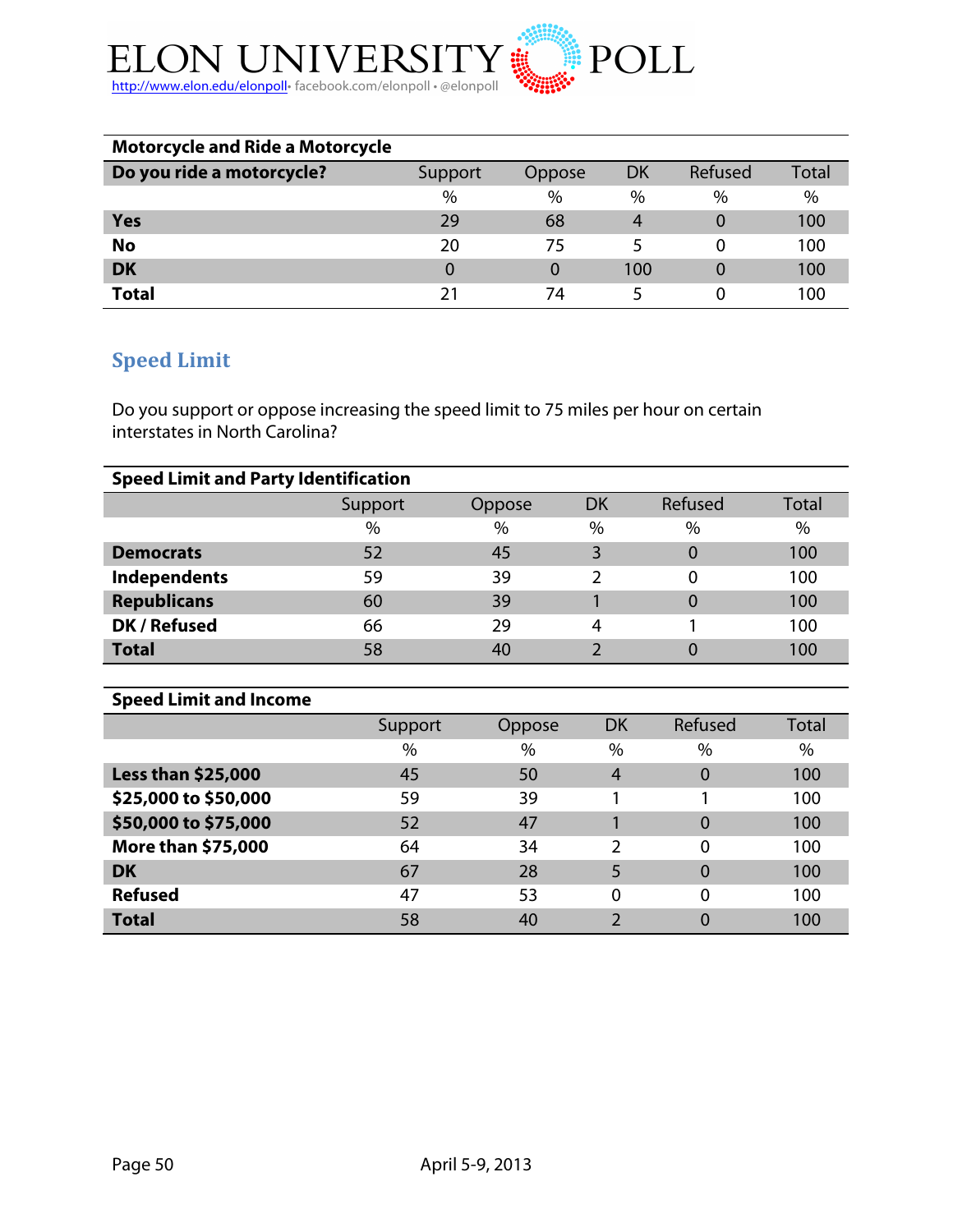| **Motorcycle and Ride a Motorcycle** | | | | | |
|---|---|---|---|---|---|
| **Do you ride a motorcycle?** | Support | Oppose | DK | Refused | Total |
| | % | % | % | % | % |
| **Yes** | 29 | 68 | 4 | 0 | 100 |
| **No** | 20 | 75 | 5 | 0 | 100 |
| **DK** | 0 | 0 | 100 | 0 | 100 |
| **Total** | 21 | 74 | 5 | 0 | 100 |

## Speed Limit

Do you support or oppose increasing the speed limit to 75 miles per hour on certain interstates in North Carolina?

| **Speed Limit and Party Identification** | | | | | |
|---|---|---|---|---|---|
| | Support | Oppose | DK | Refused | Total |
| | % | % | % | % | % |
| **Democrats** | 52 | 45 | 3 | 0 | 100 |
| **Independents** | 59 | 39 | 2 | 0 | 100 |
| **Republicans** | 60 | 39 | 1 | 0 | 100 |
| **DK / Refused** | 66 | 29 | 4 | 1 | 100 |
| **Total** | 58 | 40 | 2 | 0 | 100 |

| **Speed Limit and Income** | | | | | |
|---|---|---|---|---|---|
| | Support | Oppose | DK | Refused | Total |
| | % | % | % | % | % |
| **Less than $25,000** | 45 | 50 | 4 | 0 | 100 |
| **$25,000 to $50,000** | 59 | 39 | 1 | 1 | 100 |
| **$50,000 to $75,000** | 52 | 47 | 1 | 0 | 100 |
| **More than $75,000** | 64 | 34 | 2 | 0 | 100 |
| **DK** | 67 | 28 | 5 | 0 | 100 |
| **Refused** | 47 | 53 | 0 | 0 | 100 |
| **Total** | 58 | 40 | 2 | 0 | 100 |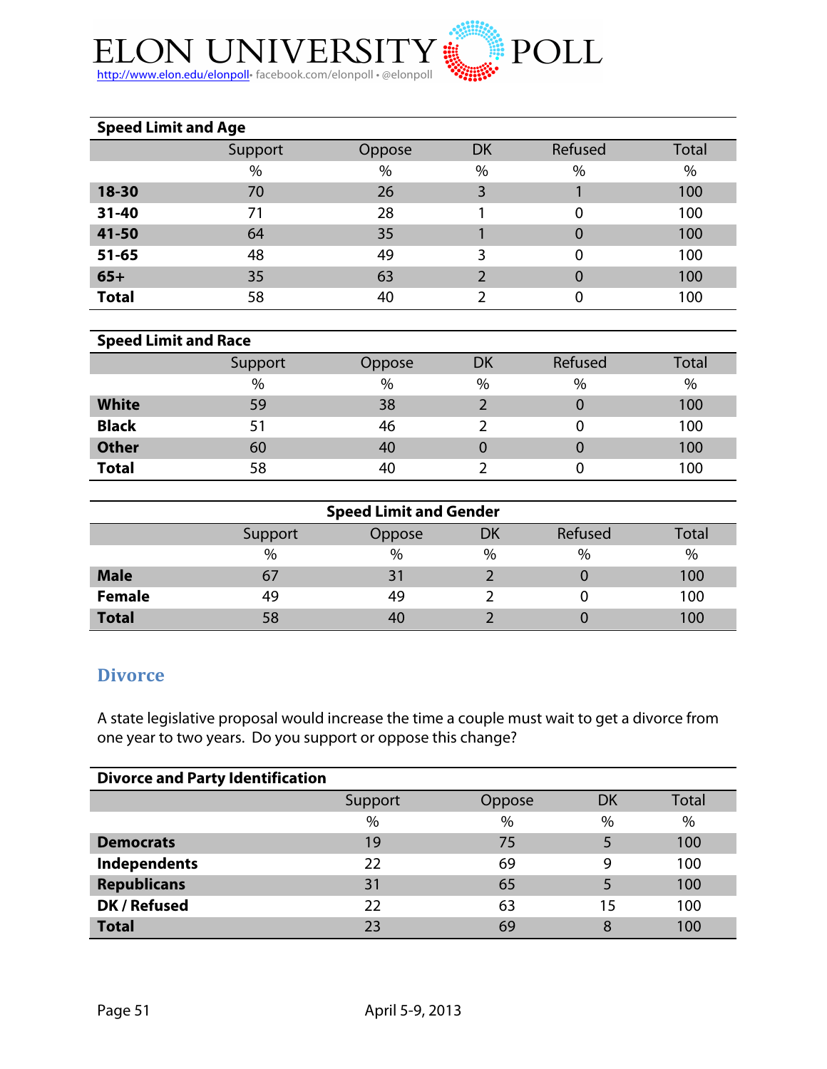| Speed Limit and Age | | | | | |
|---|---|---|---|---|---|
| | Support | Oppose | DK | Refused | Total |
| | % | % | % | % | % |
| **18-30** | 70 | 26 | 3 | 1 | 100 |
| **31-40** | 71 | 28 | 1 | 0 | 100 |
| **41-50** | 64 | 35 | 1 | 0 | 100 |
| **51-65** | 48 | 49 | 3 | 0 | 100 |
| **65+** | 35 | 63 | 2 | 0 | 100 |
| **Total** | 58 | 40 | 2 | 0 | 100 |

| Speed Limit and Race | | | | | |
|---|---|---|---|---|---|
| | Support | Oppose | DK | Refused | Total |
| | % | % | % | % | % |
| **White** | 59 | 38 | 2 | 0 | 100 |
| **Black** | 51 | 46 | 2 | 0 | 100 |
| **Other** | 60 | 40 | 0 | 0 | 100 |
| **Total** | 58 | 40 | 2 | 0 | 100 |

| Speed Limit and Gender | | | | | |
|---|---|---|---|---|---|
| | Support | Oppose | DK | Refused | Total |
| | % | % | % | % | % |
| **Male** | 67 | 31 | 2 | 0 | 100 |
| **Female** | 49 | 49 | 2 | 0 | 100 |
| **Total** | 58 | 40 | 2 | 0 | 100 |

## Divorce

A state legislative proposal would increase the time a couple must wait to get a divorce from one year to two years. Do you support or oppose this change?

| Divorce and Party Identification | | | | |
|---|---|---|---|---|
| | Support | Oppose | DK | Total |
| | % | % | % | % |
| **Democrats** | 19 | 75 | 5 | 100 |
| **Independents** | 22 | 69 | 9 | 100 |
| **Republicans** | 31 | 65 | 5 | 100 |
| **DK / Refused** | 22 | 63 | 15 | 100 |
| **Total** | 23 | 69 | 8 | 100 |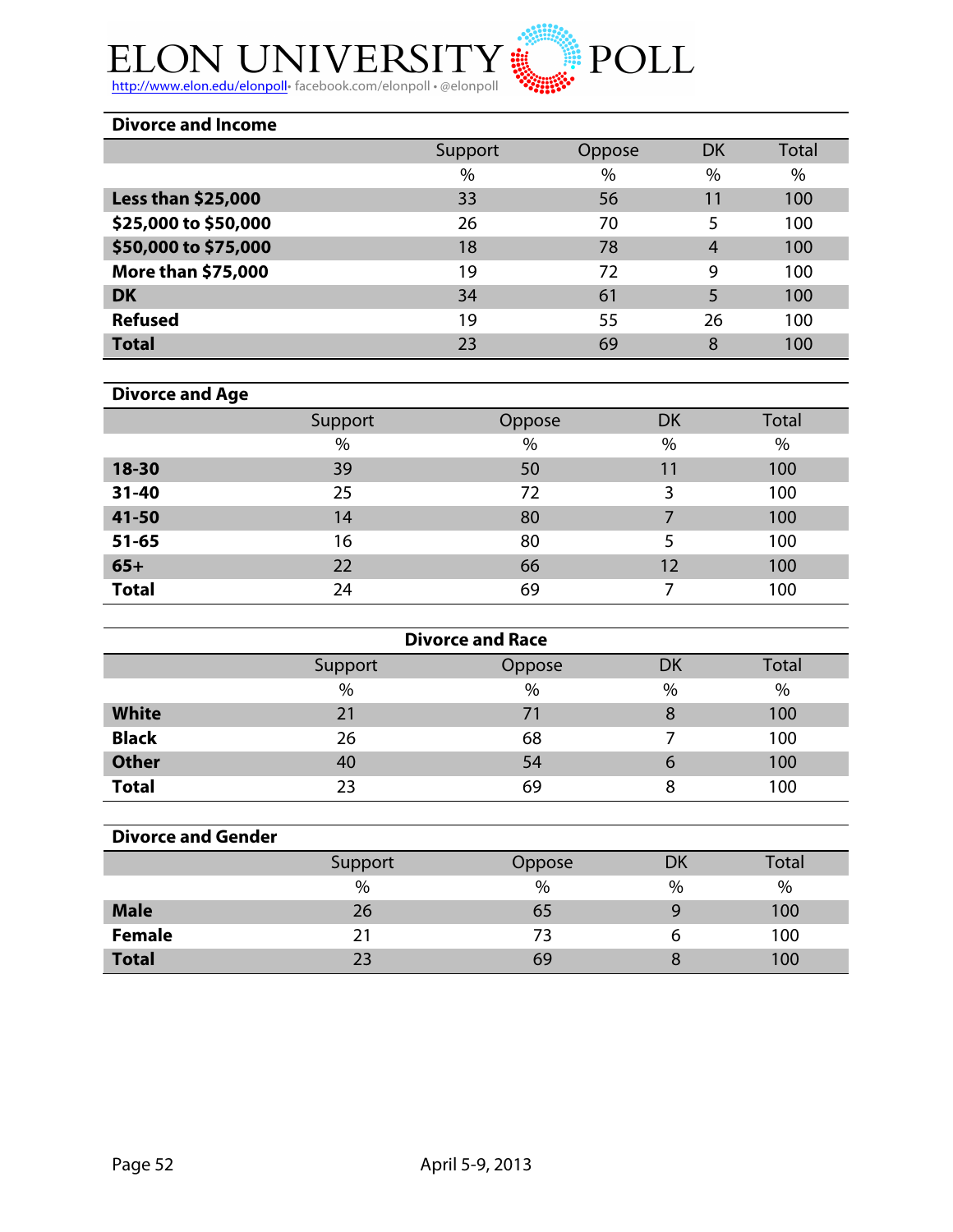### Divorce and Income

| | Support | Oppose | DK | Total |
|---|---|---|---|---|
| | % | % | % | % |
| **Less than $25,000** | 33 | 56 | 11 | 100 |
| **$25,000 to $50,000** | 26 | 70 | 5 | 100 |
| **$50,000 to $75,000** | 18 | 78 | 4 | 100 |
| **More than $75,000** | 19 | 72 | 9 | 100 |
| **DK** | 34 | 61 | 5 | 100 |
| **Refused** | 19 | 55 | 26 | 100 |
| **Total** | 23 | 69 | 8 | 100 |

### Divorce and Age

| | Support | Oppose | DK | Total |
|---|---|---|---|---|
| | % | % | % | % |
| **18-30** | 39 | 50 | 11 | 100 |
| **31-40** | 25 | 72 | 3 | 100 |
| **41-50** | 14 | 80 | 7 | 100 |
| **51-65** | 16 | 80 | 5 | 100 |
| **65+** | 22 | 66 | 12 | 100 |
| **Total** | 24 | 69 | 7 | 100 |

### Divorce and Race

| | Support | Oppose | DK | Total |
|---|---|---|---|---|
| | % | % | % | % |
| **White** | 21 | 71 | 8 | 100 |
| **Black** | 26 | 68 | 7 | 100 |
| **Other** | 40 | 54 | 6 | 100 |
| **Total** | 23 | 69 | 8 | 100 |

### Divorce and Gender

| | Support | Oppose | DK | Total |
|---|---|---|---|---|
| | % | % | % | % |
| **Male** | 26 | 65 | 9 | 100 |
| **Female** | 21 | 73 | 6 | 100 |
| **Total** | 23 | 69 | 8 | 100 |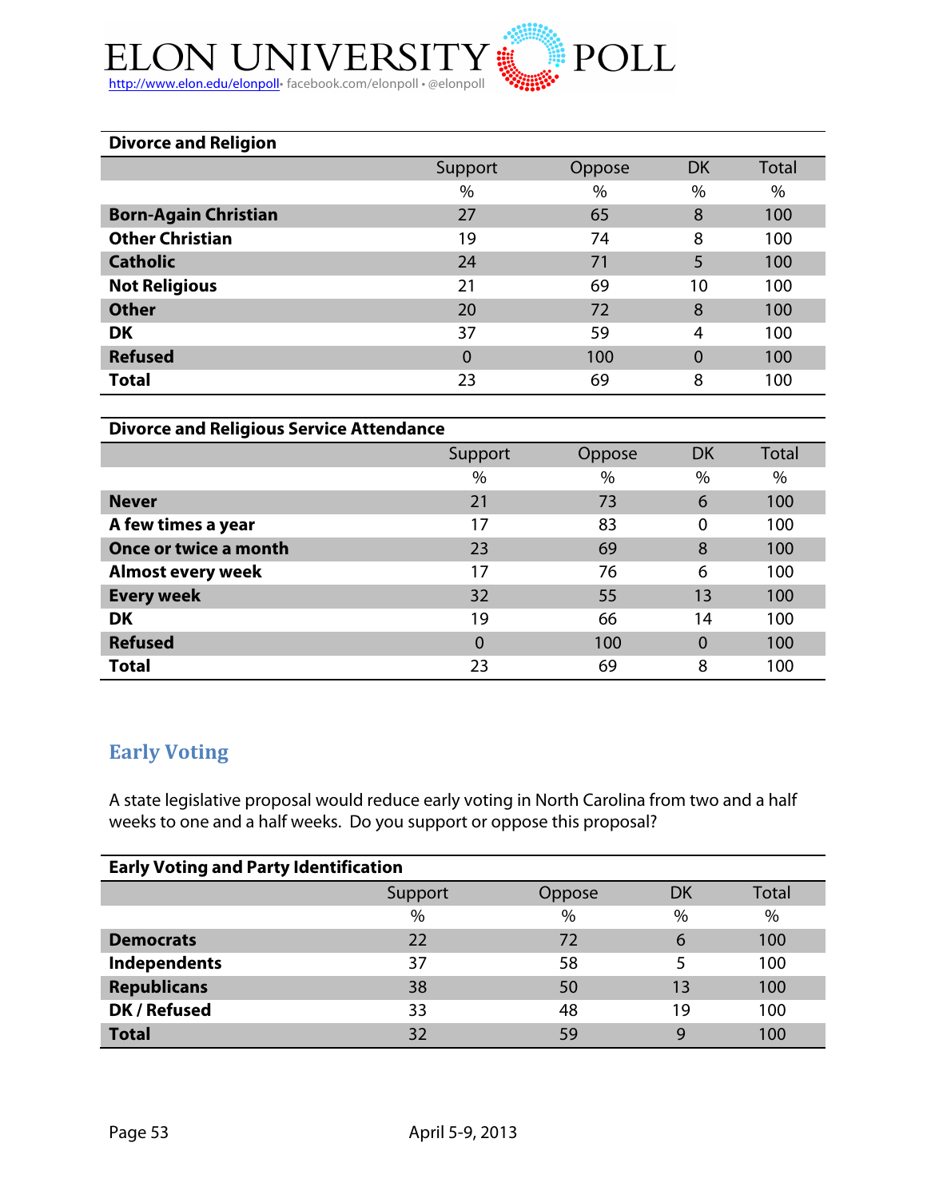| Divorce and Religion | | | | |
|---|---|---|---|---|
| | Support | Oppose | DK | Total |
| | % | % | % | % |
| **Born-Again Christian** | 27 | 65 | 8 | 100 |
| **Other Christian** | 19 | 74 | 8 | 100 |
| **Catholic** | 24 | 71 | 5 | 100 |
| **Not Religious** | 21 | 69 | 10 | 100 |
| **Other** | 20 | 72 | 8 | 100 |
| **DK** | 37 | 59 | 4 | 100 |
| **Refused** | 0 | 100 | 0 | 100 |
| **Total** | 23 | 69 | 8 | 100 |

| Divorce and Religious Service Attendance | | | | |
|---|---|---|---|---|
| | Support | Oppose | DK | Total |
| | % | % | % | % |
| **Never** | 21 | 73 | 6 | 100 |
| **A few times a year** | 17 | 83 | 0 | 100 |
| **Once or twice a month** | 23 | 69 | 8 | 100 |
| **Almost every week** | 17 | 76 | 6 | 100 |
| **Every week** | 32 | 55 | 13 | 100 |
| **DK** | 19 | 66 | 14 | 100 |
| **Refused** | 0 | 100 | 0 | 100 |
| **Total** | 23 | 69 | 8 | 100 |

## Early Voting

A state legislative proposal would reduce early voting in North Carolina from two and a half weeks to one and a half weeks. Do you support or oppose this proposal?

| Early Voting and Party Identification | | | | |
|---|---|---|---|---|
| | Support | Oppose | DK | Total |
| | % | % | % | % |
| **Democrats** | 22 | 72 | 6 | 100 |
| **Independents** | 37 | 58 | 5 | 100 |
| **Republicans** | 38 | 50 | 13 | 100 |
| **DK / Refused** | 33 | 48 | 19 | 100 |
| **Total** | 32 | 59 | 9 | 100 |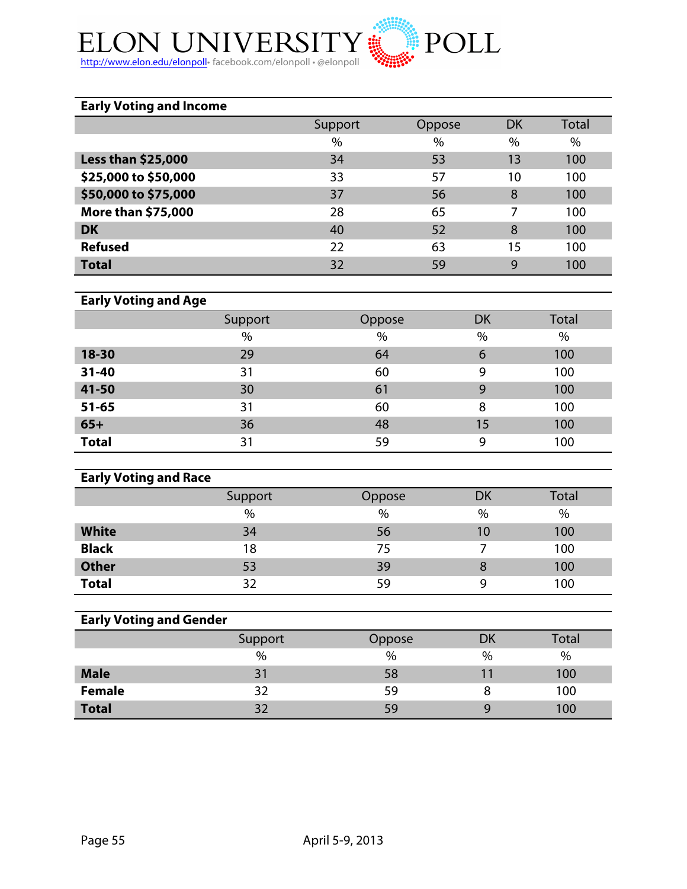**Early Voting and Income**

| | Support | Oppose | DK | Total |
|---|---|---|---|---|
| | % | % | % | % |
| **Less than $25,000** | 34 | 53 | 13 | 100 |
| **$25,000 to $50,000** | 33 | 57 | 10 | 100 |
| **$50,000 to $75,000** | 37 | 56 | 8 | 100 |
| **More than $75,000** | 28 | 65 | 7 | 100 |
| **DK** | 40 | 52 | 8 | 100 |
| **Refused** | 22 | 63 | 15 | 100 |
| **Total** | 32 | 59 | 9 | 100 |

**Early Voting and Age**

| | Support | Oppose | DK | Total |
|---|---|---|---|---|
| | % | % | % | % |
| **18-30** | 29 | 64 | 6 | 100 |
| **31-40** | 31 | 60 | 9 | 100 |
| **41-50** | 30 | 61 | 9 | 100 |
| **51-65** | 31 | 60 | 8 | 100 |
| **65+** | 36 | 48 | 15 | 100 |
| **Total** | 31 | 59 | 9 | 100 |

**Early Voting and Race**

| | Support | Oppose | DK | Total |
|---|---|---|---|---|
| | % | % | % | % |
| **White** | 34 | 56 | 10 | 100 |
| **Black** | 18 | 75 | 7 | 100 |
| **Other** | 53 | 39 | 8 | 100 |
| **Total** | 32 | 59 | 9 | 100 |

**Early Voting and Gender**

| | Support | Oppose | DK | Total |
|---|---|---|---|---|
| | % | % | % | % |
| **Male** | 31 | 58 | 11 | 100 |
| **Female** | 32 | 59 | 8 | 100 |
| **Total** | 32 | 59 | 9 | 100 |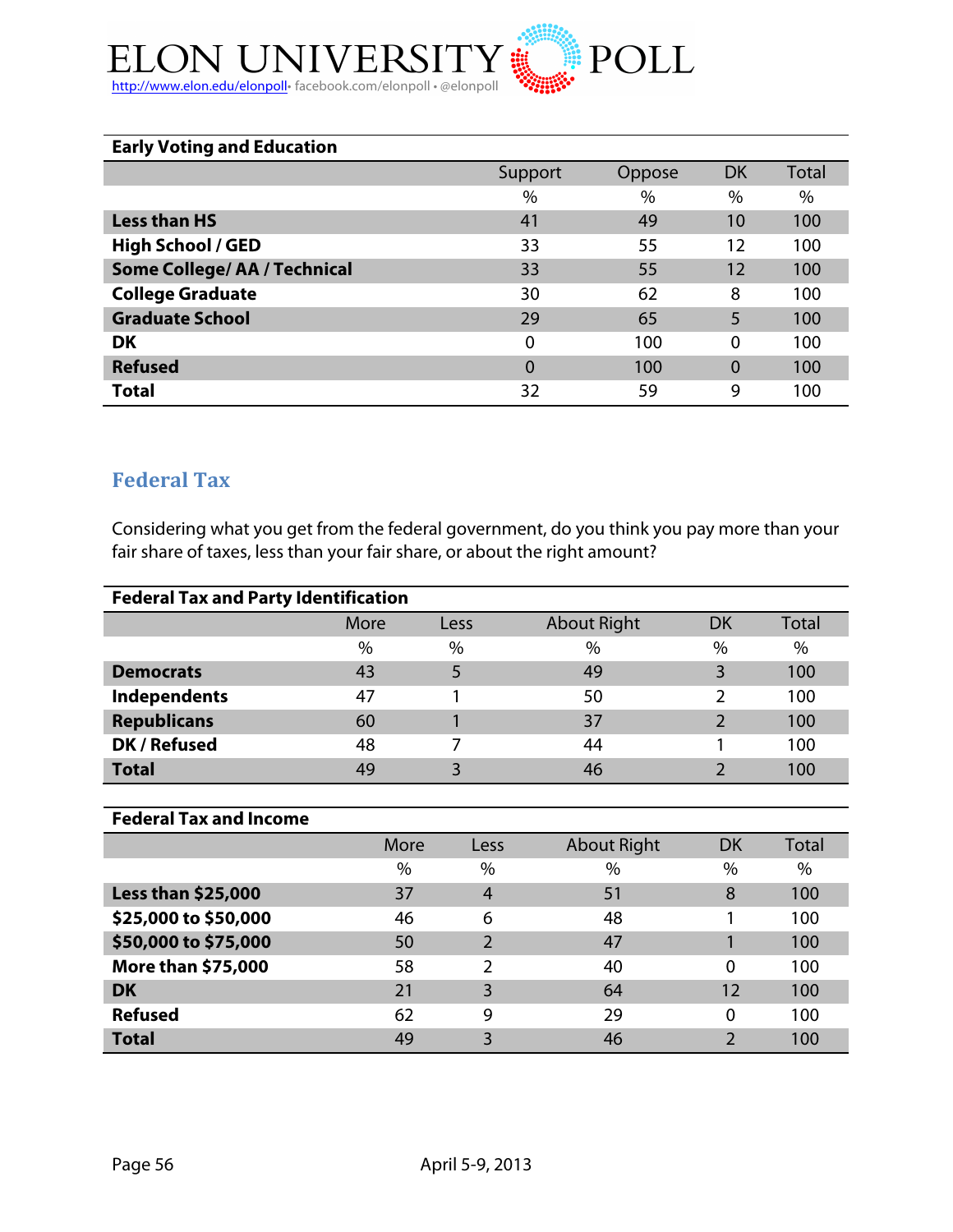| Early Voting and Education | | | | |
|---|---|---|---|---|
| | Support | Oppose | DK | Total |
| | % | % | % | % |
| **Less than HS** | 41 | 49 | 10 | 100 |
| **High School / GED** | 33 | 55 | 12 | 100 |
| **Some College/ AA / Technical** | 33 | 55 | 12 | 100 |
| **College Graduate** | 30 | 62 | 8 | 100 |
| **Graduate School** | 29 | 65 | 5 | 100 |
| **DK** | 0 | 100 | 0 | 100 |
| **Refused** | 0 | 100 | 0 | 100 |
| **Total** | 32 | 59 | 9 | 100 |

## Federal Tax

Considering what you get from the federal government, do you think you pay more than your fair share of taxes, less than your fair share, or about the right amount?

| Federal Tax and Party Identification | | | | | |
|---|---|---|---|---|---|
| | More | Less | About Right | DK | Total |
| | % | % | % | % | % |
| **Democrats** | 43 | 5 | 49 | 3 | 100 |
| **Independents** | 47 | 1 | 50 | 2 | 100 |
| **Republicans** | 60 | 1 | 37 | 2 | 100 |
| **DK / Refused** | 48 | 7 | 44 | 1 | 100 |
| **Total** | 49 | 3 | 46 | 2 | 100 |

| Federal Tax and Income | | | | | |
|---|---|---|---|---|---|
| | More | Less | About Right | DK | Total |
| | % | % | % | % | % |
| **Less than $25,000** | 37 | 4 | 51 | 8 | 100 |
| **$25,000 to $50,000** | 46 | 6 | 48 | 1 | 100 |
| **$50,000 to $75,000** | 50 | 2 | 47 | 1 | 100 |
| **More than $75,000** | 58 | 2 | 40 | 0 | 100 |
| **DK** | 21 | 3 | 64 | 12 | 100 |
| **Refused** | 62 | 9 | 29 | 0 | 100 |
| **Total** | 49 | 3 | 46 | 2 | 100 |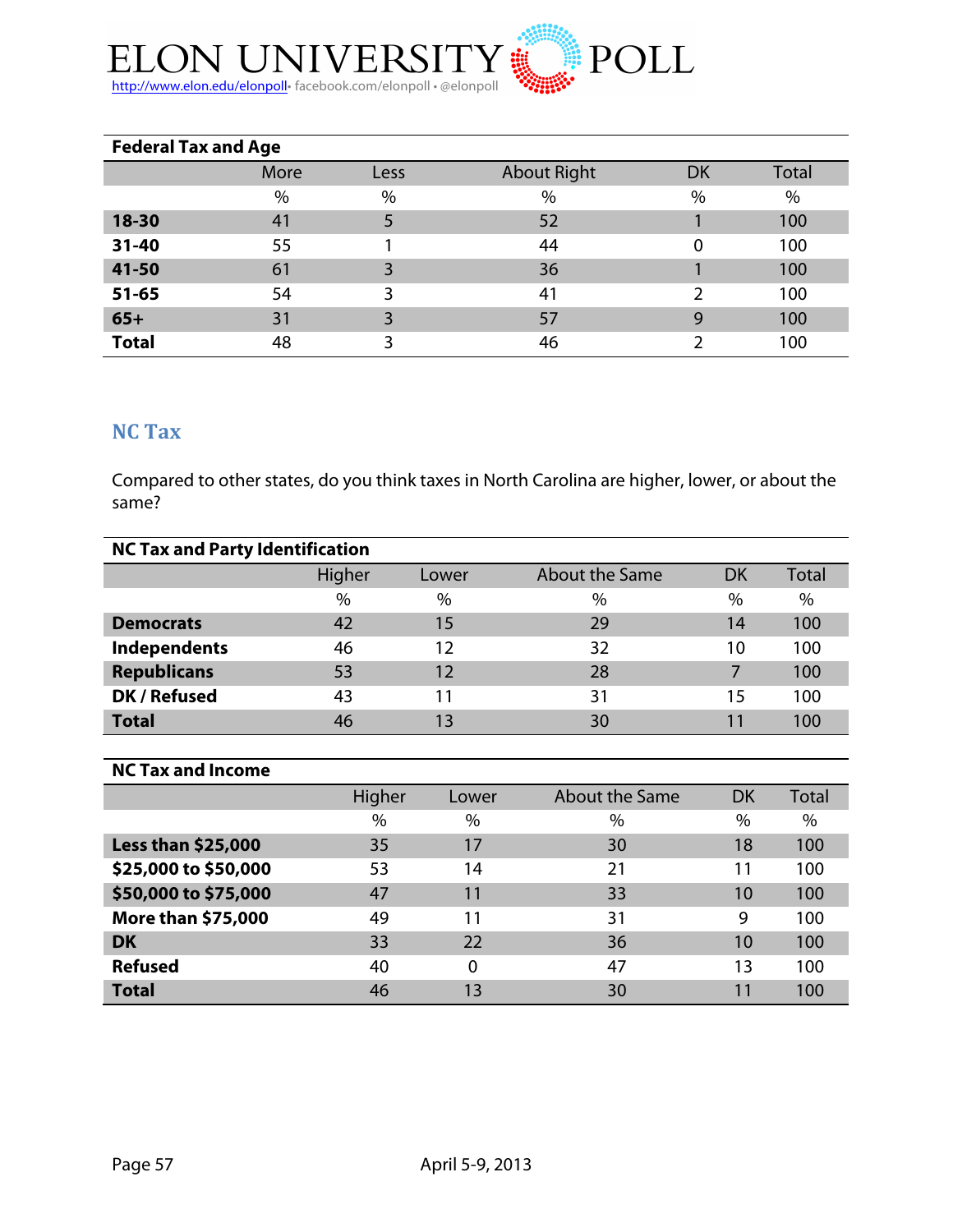| Federal Tax and Age | | | | | |
|---|---|---|---|---|---|
| | More | Less | About Right | DK | Total |
| | % | % | % | % | % |
| **18-30** | 41 | 5 | 52 | 1 | 100 |
| **31-40** | 55 | 1 | 44 | 0 | 100 |
| **41-50** | 61 | 3 | 36 | 1 | 100 |
| **51-65** | 54 | 3 | 41 | 2 | 100 |
| **65+** | 31 | 3 | 57 | 9 | 100 |
| **Total** | 48 | 3 | 46 | 2 | 100 |

## NC Tax

Compared to other states, do you think taxes in North Carolina are higher, lower, or about the same?

| NC Tax and Party Identification | | | | | |
|---|---|---|---|---|---|
| | Higher | Lower | About the Same | DK | Total |
| | % | % | % | % | % |
| **Democrats** | 42 | 15 | 29 | 14 | 100 |
| **Independents** | 46 | 12 | 32 | 10 | 100 |
| **Republicans** | 53 | 12 | 28 | 7 | 100 |
| **DK / Refused** | 43 | 11 | 31 | 15 | 100 |
| **Total** | 46 | 13 | 30 | 11 | 100 |

| NC Tax and Income | | | | | |
|---|---|---|---|---|---|
| | Higher | Lower | About the Same | DK | Total |
| | % | % | % | % | % |
| **Less than $25,000** | 35 | 17 | 30 | 18 | 100 |
| **$25,000 to $50,000** | 53 | 14 | 21 | 11 | 100 |
| **$50,000 to $75,000** | 47 | 11 | 33 | 10 | 100 |
| **More than $75,000** | 49 | 11 | 31 | 9 | 100 |
| **DK** | 33 | 22 | 36 | 10 | 100 |
| **Refused** | 40 | 0 | 47 | 13 | 100 |
| **Total** | 46 | 13 | 30 | 11 | 100 |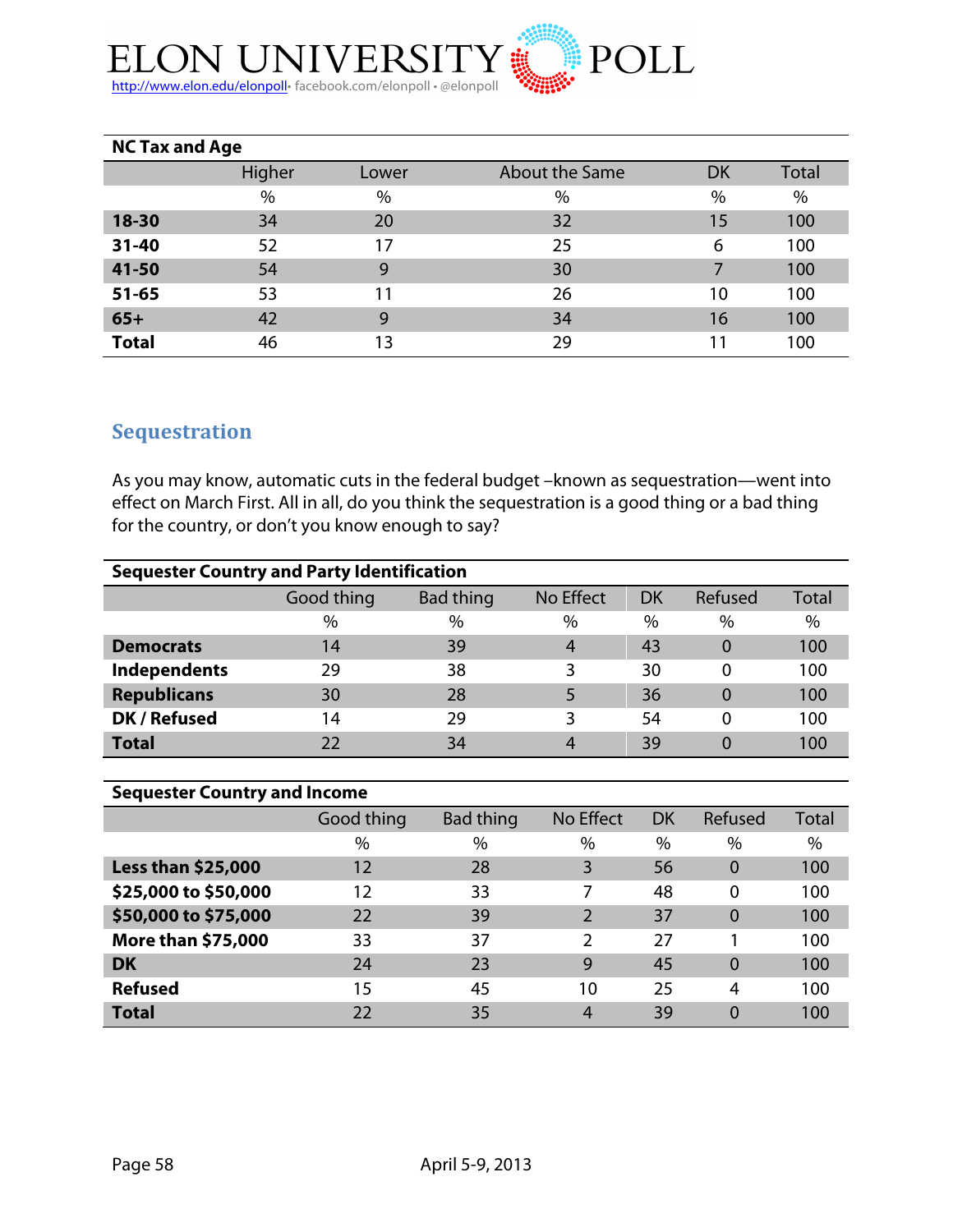| NC Tax and Age | | | | | |
|---|---|---|---|---|---|
| | Higher | Lower | About the Same | DK | Total |
| | % | % | % | % | % |
| **18-30** | 34 | 20 | 32 | 15 | 100 |
| **31-40** | 52 | 17 | 25 | 6 | 100 |
| **41-50** | 54 | 9 | 30 | 7 | 100 |
| **51-65** | 53 | 11 | 26 | 10 | 100 |
| **65+** | 42 | 9 | 34 | 16 | 100 |
| **Total** | 46 | 13 | 29 | 11 | 100 |

## Sequestration

As you may know, automatic cuts in the federal budget –known as sequestration—went into effect on March First. All in all, do you think the sequestration is a good thing or a bad thing for the country, or don't you know enough to say?

| Sequester Country and Party Identification | | | | | | |
|---|---|---|---|---|---|---|
| | Good thing | Bad thing | No Effect | DK | Refused | Total |
| | % | % | % | % | % | % |
| **Democrats** | 14 | 39 | 4 | 43 | 0 | 100 |
| **Independents** | 29 | 38 | 3 | 30 | 0 | 100 |
| **Republicans** | 30 | 28 | 5 | 36 | 0 | 100 |
| **DK / Refused** | 14 | 29 | 3 | 54 | 0 | 100 |
| **Total** | 22 | 34 | 4 | 39 | 0 | 100 |

| Sequester Country and Income | | | | | | |
|---|---|---|---|---|---|---|
| | Good thing | Bad thing | No Effect | DK | Refused | Total |
| | % | % | % | % | % | % |
| **Less than $25,000** | 12 | 28 | 3 | 56 | 0 | 100 |
| **$25,000 to $50,000** | 12 | 33 | 7 | 48 | 0 | 100 |
| **$50,000 to $75,000** | 22 | 39 | 2 | 37 | 0 | 100 |
| **More than $75,000** | 33 | 37 | 2 | 27 | 1 | 100 |
| **DK** | 24 | 23 | 9 | 45 | 0 | 100 |
| **Refused** | 15 | 45 | 10 | 25 | 4 | 100 |
| **Total** | 22 | 35 | 4 | 39 | 0 | 100 |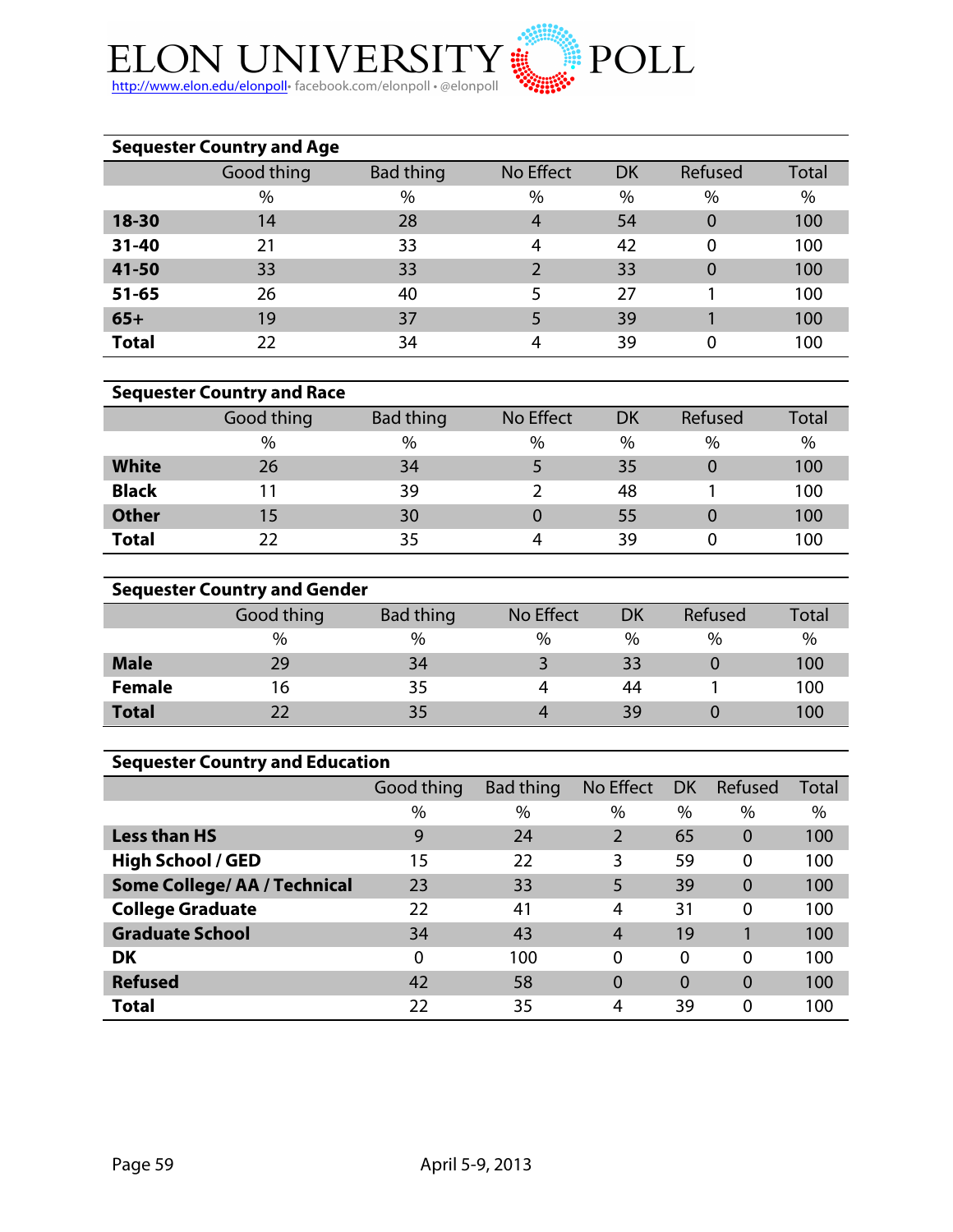ELON UNIVERSITY POLL
http://www.elon.edu/elonpoll • facebook.com/elonpoll • @elonpoll

**Sequester Country and Age**

| | Good thing | Bad thing | No Effect | DK | Refused | Total |
|---|---|---|---|---|---|---|
| | % | % | % | % | % | % |
| **18-30** | 14 | 28 | 4 | 54 | 0 | 100 |
| **31-40** | 21 | 33 | 4 | 42 | 0 | 100 |
| **41-50** | 33 | 33 | 2 | 33 | 0 | 100 |
| **51-65** | 26 | 40 | 5 | 27 | 1 | 100 |
| **65+** | 19 | 37 | 5 | 39 | 1 | 100 |
| **Total** | 22 | 34 | 4 | 39 | 0 | 100 |

**Sequester Country and Race**

| | Good thing | Bad thing | No Effect | DK | Refused | Total |
|---|---|---|---|---|---|---|
| | % | % | % | % | % | % |
| **White** | 26 | 34 | 5 | 35 | 0 | 100 |
| **Black** | 11 | 39 | 2 | 48 | 1 | 100 |
| **Other** | 15 | 30 | 0 | 55 | 0 | 100 |
| **Total** | 22 | 35 | 4 | 39 | 0 | 100 |

**Sequester Country and Gender**

| | Good thing | Bad thing | No Effect | DK | Refused | Total |
|---|---|---|---|---|---|---|
| | % | % | % | % | % | % |
| **Male** | 29 | 34 | 3 | 33 | 0 | 100 |
| **Female** | 16 | 35 | 4 | 44 | 1 | 100 |
| **Total** | 22 | 35 | 4 | 39 | 0 | 100 |

**Sequester Country and Education**

| | Good thing | Bad thing | No Effect | DK | Refused | Total |
|---|---|---|---|---|---|---|
| | % | % | % | % | % | % |
| **Less than HS** | 9 | 24 | 2 | 65 | 0 | 100 |
| **High School / GED** | 15 | 22 | 3 | 59 | 0 | 100 |
| **Some College/ AA / Technical** | 23 | 33 | 5 | 39 | 0 | 100 |
| **College Graduate** | 22 | 41 | 4 | 31 | 0 | 100 |
| **Graduate School** | 34 | 43 | 4 | 19 | 1 | 100 |
| **DK** | 0 | 100 | 0 | 0 | 0 | 100 |
| **Refused** | 42 | 58 | 0 | 0 | 0 | 100 |
| **Total** | 22 | 35 | 4 | 39 | 0 | 100 |

April 5-9, 2013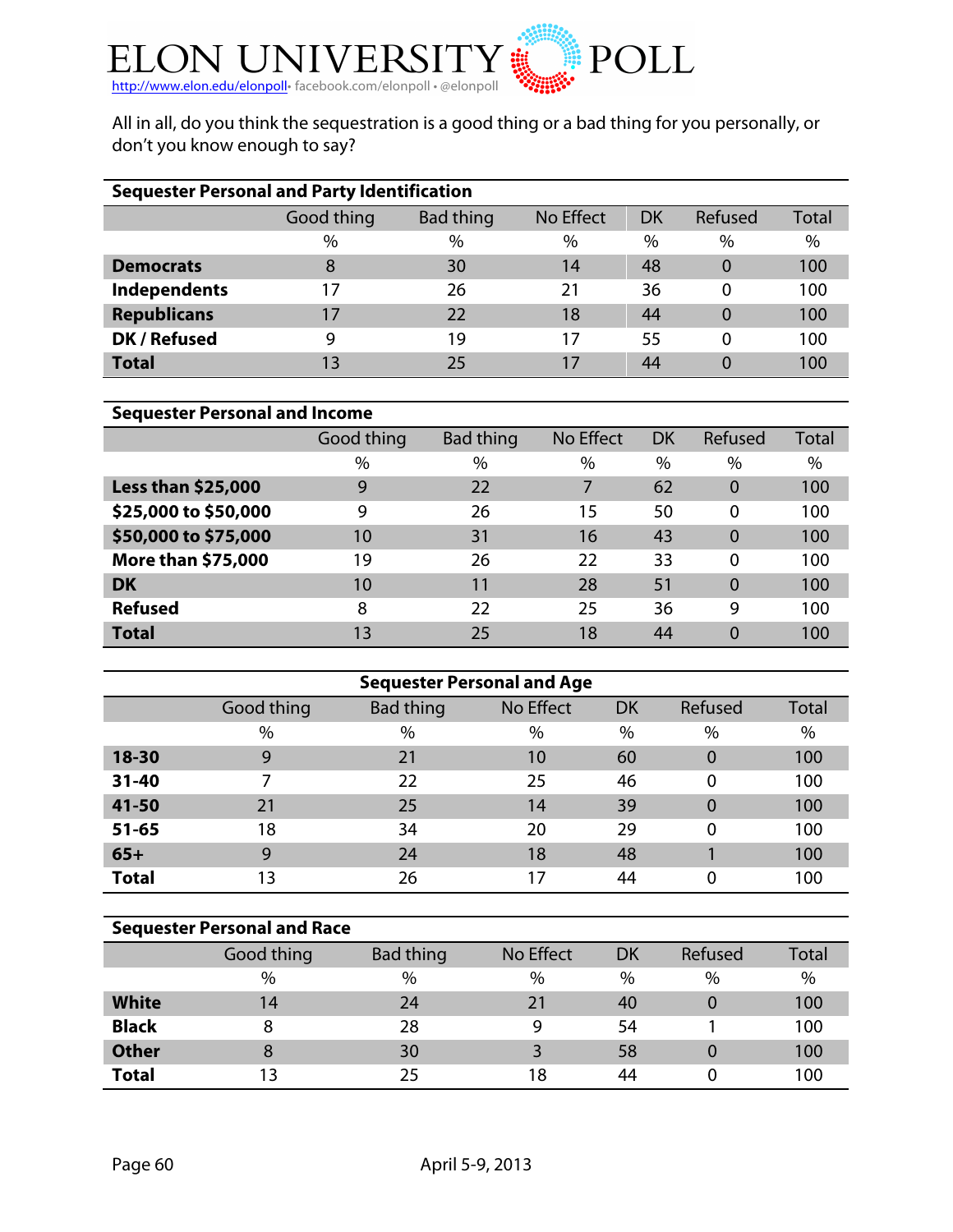# ELON UNIVERSITY POLL

http://www.elon.edu/elonpoll• facebook.com/elonpoll • @elonpoll

All in all, do you think the sequestration is a good thing or a bad thing for you personally, or don't you know enough to say?

**Sequester Personal and Party Identification**

| | Good thing | Bad thing | No Effect | DK | Refused | Total |
|---|---|---|---|---|---|---|
| | % | % | % | % | % | % |
| **Democrats** | 8 | 30 | 14 | 48 | 0 | 100 |
| **Independents** | 17 | 26 | 21 | 36 | 0 | 100 |
| **Republicans** | 17 | 22 | 18 | 44 | 0 | 100 |
| **DK / Refused** | 9 | 19 | 17 | 55 | 0 | 100 |
| **Total** | 13 | 25 | 17 | 44 | 0 | 100 |

**Sequester Personal and Income**

| | Good thing | Bad thing | No Effect | DK | Refused | Total |
|---|---|---|---|---|---|---|
| | % | % | % | % | % | % |
| **Less than $25,000** | 9 | 22 | 7 | 62 | 0 | 100 |
| **$25,000 to $50,000** | 9 | 26 | 15 | 50 | 0 | 100 |
| **$50,000 to $75,000** | 10 | 31 | 16 | 43 | 0 | 100 |
| **More than $75,000** | 19 | 26 | 22 | 33 | 0 | 100 |
| **DK** | 10 | 11 | 28 | 51 | 0 | 100 |
| **Refused** | 8 | 22 | 25 | 36 | 9 | 100 |
| **Total** | 13 | 25 | 18 | 44 | 0 | 100 |

**Sequester Personal and Age**

| | Good thing | Bad thing | No Effect | DK | Refused | Total |
|---|---|---|---|---|---|---|
| | % | % | % | % | % | % |
| **18-30** | 9 | 21 | 10 | 60 | 0 | 100 |
| **31-40** | 7 | 22 | 25 | 46 | 0 | 100 |
| **41-50** | 21 | 25 | 14 | 39 | 0 | 100 |
| **51-65** | 18 | 34 | 20 | 29 | 0 | 100 |
| **65+** | 9 | 24 | 18 | 48 | 1 | 100 |
| **Total** | 13 | 26 | 17 | 44 | 0 | 100 |

**Sequester Personal and Race**

| | Good thing | Bad thing | No Effect | DK | Refused | Total |
|---|---|---|---|---|---|---|
| | % | % | % | % | % | % |
| **White** | 14 | 24 | 21 | 40 | 0 | 100 |
| **Black** | 8 | 28 | 9 | 54 | 1 | 100 |
| **Other** | 8 | 30 | 3 | 58 | 0 | 100 |
| **Total** | 13 | 25 | 18 | 44 | 0 | 100 |

April 5-9, 2013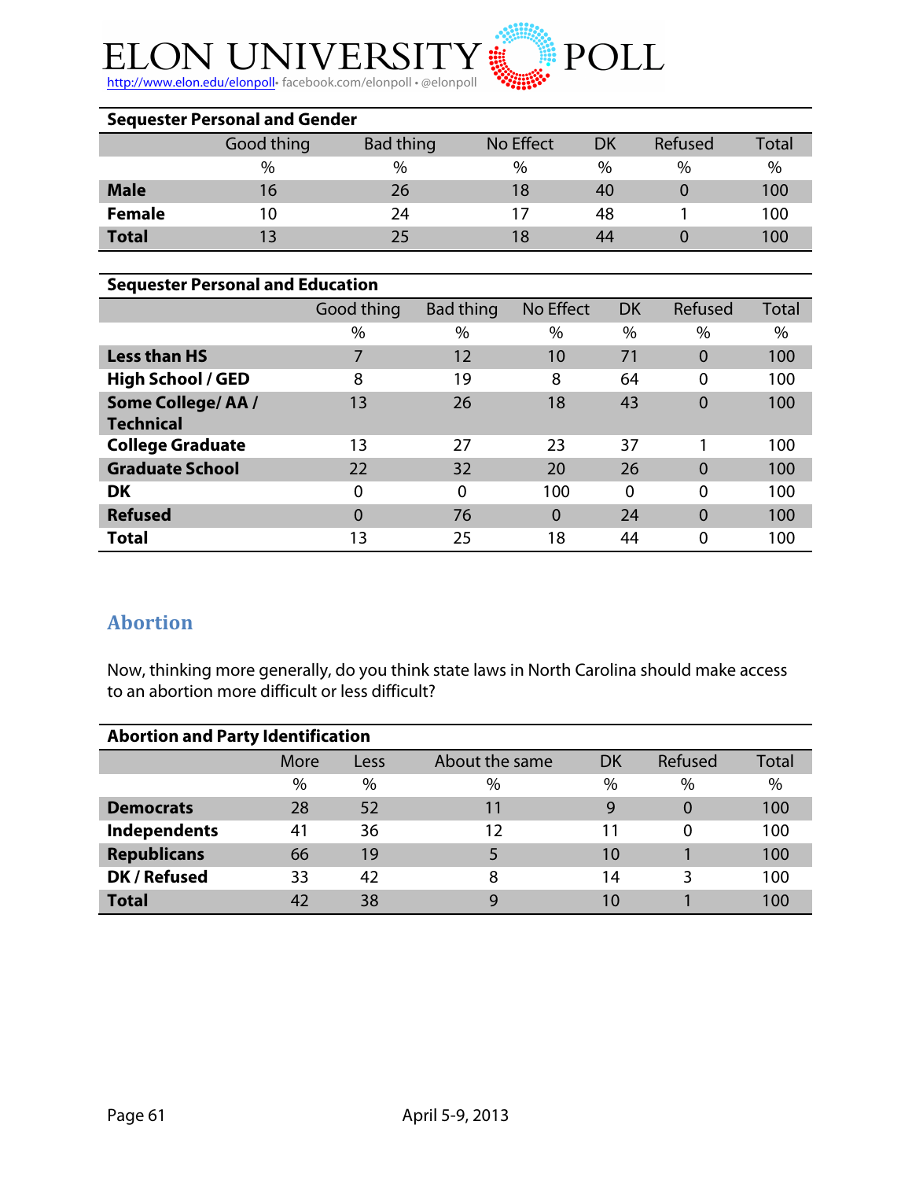**Sequester Personal and Gender**

| | Good thing | Bad thing | No Effect | DK | Refused | Total |
|---|---|---|---|---|---|---|
| | % | % | % | % | % | % |
| **Male** | 16 | 26 | 18 | 40 | 0 | 100 |
| **Female** | 10 | 24 | 17 | 48 | 1 | 100 |
| **Total** | 13 | 25 | 18 | 44 | 0 | 100 |

**Sequester Personal and Education**

| | Good thing | Bad thing | No Effect | DK | Refused | Total |
|---|---|---|---|---|---|---|
| | % | % | % | % | % | % |
| **Less than HS** | 7 | 12 | 10 | 71 | 0 | 100 |
| **High School / GED** | 8 | 19 | 8 | 64 | 0 | 100 |
| **Some College/ AA / Technical** | 13 | 26 | 18 | 43 | 0 | 100 |
| **College Graduate** | 13 | 27 | 23 | 37 | 1 | 100 |
| **Graduate School** | 22 | 32 | 20 | 26 | 0 | 100 |
| **DK** | 0 | 0 | 100 | 0 | 0 | 100 |
| **Refused** | 0 | 76 | 0 | 24 | 0 | 100 |
| **Total** | 13 | 25 | 18 | 44 | 0 | 100 |

## Abortion

Now, thinking more generally, do you think state laws in North Carolina should make access to an abortion more difficult or less difficult?

**Abortion and Party Identification**

| | More | Less | About the same | DK | Refused | Total |
|---|---|---|---|---|---|---|
| | % | % | % | % | % | % |
| **Democrats** | 28 | 52 | 11 | 9 | 0 | 100 |
| **Independents** | 41 | 36 | 12 | 11 | 0 | 100 |
| **Republicans** | 66 | 19 | 5 | 10 | 1 | 100 |
| **DK / Refused** | 33 | 42 | 8 | 14 | 3 | 100 |
| **Total** | 42 | 38 | 9 | 10 | 1 | 100 |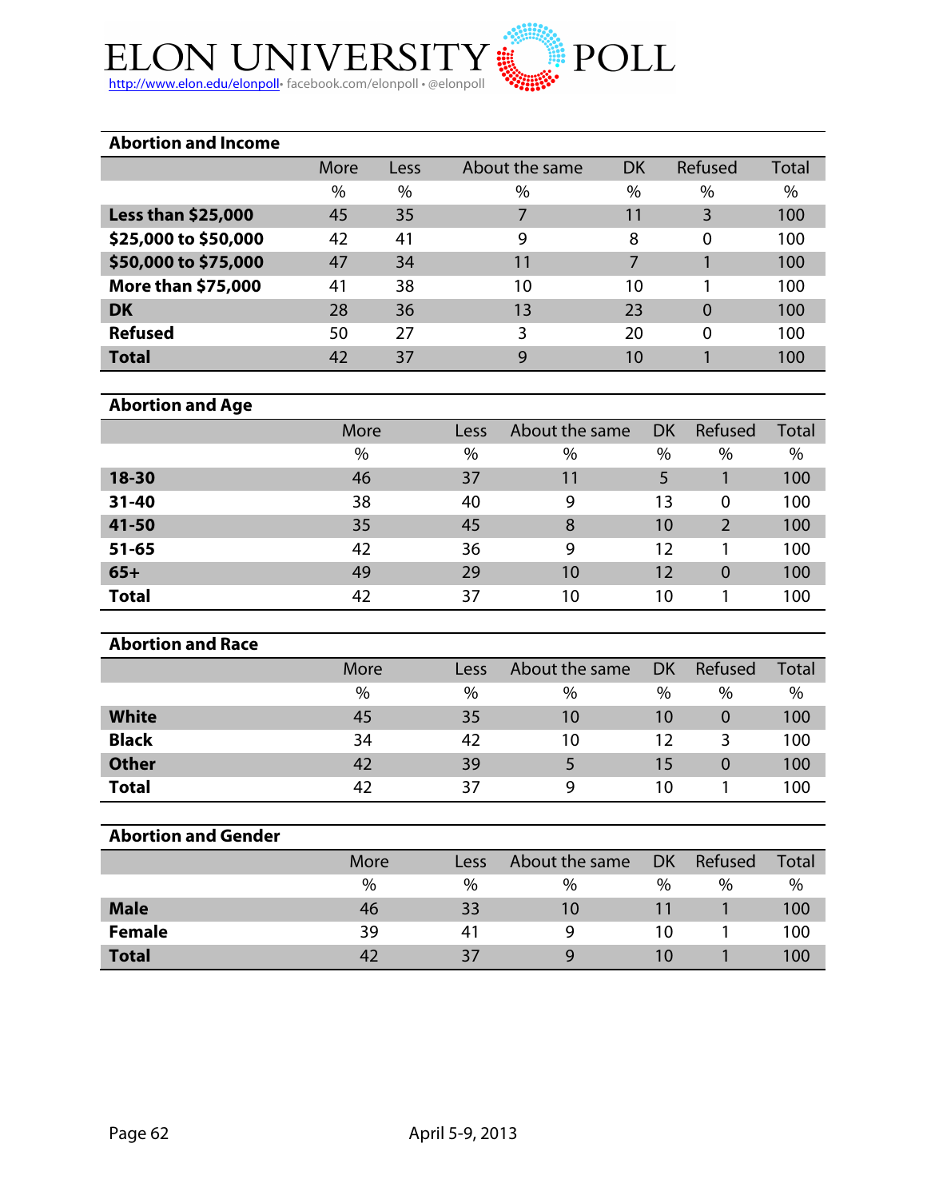**Abortion and Income**

| | More | Less | About the same | DK | Refused | Total |
|---|---|---|---|---|---|---|
| | % | % | % | % | % | % |
| **Less than $25,000** | 45 | 35 | 7 | 11 | 3 | 100 |
| **$25,000 to $50,000** | 42 | 41 | 9 | 8 | 0 | 100 |
| **$50,000 to $75,000** | 47 | 34 | 11 | 7 | 1 | 100 |
| **More than $75,000** | 41 | 38 | 10 | 10 | 1 | 100 |
| **DK** | 28 | 36 | 13 | 23 | 0 | 100 |
| **Refused** | 50 | 27 | 3 | 20 | 0 | 100 |
| **Total** | 42 | 37 | 9 | 10 | 1 | 100 |

**Abortion and Age**

| | More | Less | About the same | DK | Refused | Total |
|---|---|---|---|---|---|---|
| | % | % | % | % | % | % |
| **18-30** | 46 | 37 | 11 | 5 | 1 | 100 |
| **31-40** | 38 | 40 | 9 | 13 | 0 | 100 |
| **41-50** | 35 | 45 | 8 | 10 | 2 | 100 |
| **51-65** | 42 | 36 | 9 | 12 | 1 | 100 |
| **65+** | 49 | 29 | 10 | 12 | 0 | 100 |
| **Total** | 42 | 37 | 10 | 10 | 1 | 100 |

**Abortion and Race**

| | More | Less | About the same | DK | Refused | Total |
|---|---|---|---|---|---|---|
| | % | % | % | % | % | % |
| **White** | 45 | 35 | 10 | 10 | 0 | 100 |
| **Black** | 34 | 42 | 10 | 12 | 3 | 100 |
| **Other** | 42 | 39 | 5 | 15 | 0 | 100 |
| **Total** | 42 | 37 | 9 | 10 | 1 | 100 |

**Abortion and Gender**

| | More | Less | About the same | DK | Refused | Total |
|---|---|---|---|---|---|---|
| | % | % | % | % | % | % |
| **Male** | 46 | 33 | 10 | 11 | 1 | 100 |
| **Female** | 39 | 41 | 9 | 10 | 1 | 100 |
| **Total** | 42 | 37 | 9 | 10 | 1 | 100 |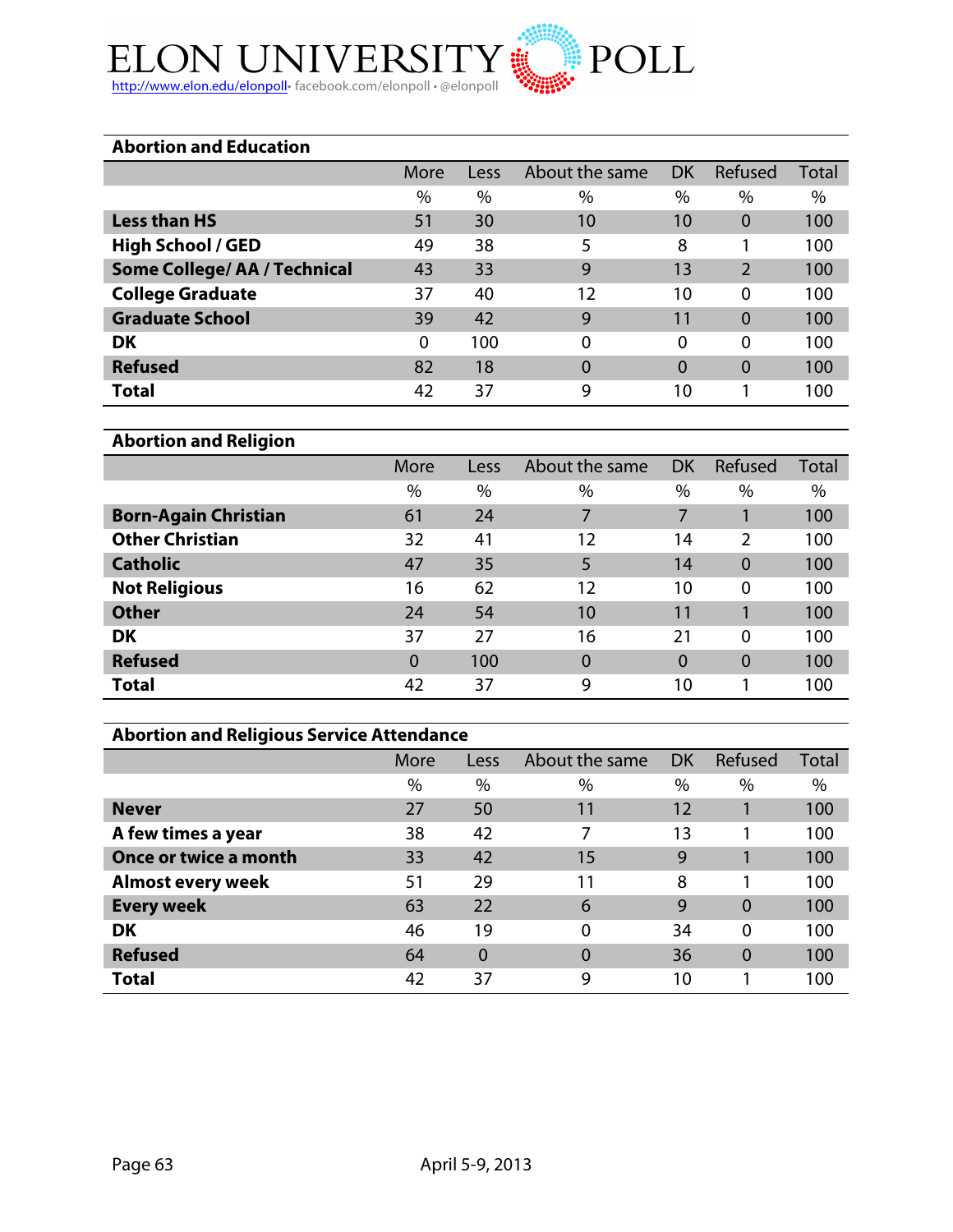### Abortion and Education

| | More | Less | About the same | DK | Refused | Total |
|---|---|---|---|---|---|---|
| | % | % | % | % | % | % |
| **Less than HS** | 51 | 30 | 10 | 10 | 0 | 100 |
| **High School / GED** | 49 | 38 | 5 | 8 | 1 | 100 |
| **Some College/ AA / Technical** | 43 | 33 | 9 | 13 | 2 | 100 |
| **College Graduate** | 37 | 40 | 12 | 10 | 0 | 100 |
| **Graduate School** | 39 | 42 | 9 | 11 | 0 | 100 |
| **DK** | 0 | 100 | 0 | 0 | 0 | 100 |
| **Refused** | 82 | 18 | 0 | 0 | 0 | 100 |
| **Total** | 42 | 37 | 9 | 10 | 1 | 100 |

### Abortion and Religion

| | More | Less | About the same | DK | Refused | Total |
|---|---|---|---|---|---|---|
| | % | % | % | % | % | % |
| **Born-Again Christian** | 61 | 24 | 7 | 7 | 1 | 100 |
| **Other Christian** | 32 | 41 | 12 | 14 | 2 | 100 |
| **Catholic** | 47 | 35 | 5 | 14 | 0 | 100 |
| **Not Religious** | 16 | 62 | 12 | 10 | 0 | 100 |
| **Other** | 24 | 54 | 10 | 11 | 1 | 100 |
| **DK** | 37 | 27 | 16 | 21 | 0 | 100 |
| **Refused** | 0 | 100 | 0 | 0 | 0 | 100 |
| **Total** | 42 | 37 | 9 | 10 | 1 | 100 |

### Abortion and Religious Service Attendance

| | More | Less | About the same | DK | Refused | Total |
|---|---|---|---|---|---|---|
| | % | % | % | % | % | % |
| **Never** | 27 | 50 | 11 | 12 | 1 | 100 |
| **A few times a year** | 38 | 42 | 7 | 13 | 1 | 100 |
| **Once or twice a month** | 33 | 42 | 15 | 9 | 1 | 100 |
| **Almost every week** | 51 | 29 | 11 | 8 | 1 | 100 |
| **Every week** | 63 | 22 | 6 | 9 | 0 | 100 |
| **DK** | 46 | 19 | 0 | 34 | 0 | 100 |
| **Refused** | 64 | 0 | 0 | 36 | 0 | 100 |
| **Total** | 42 | 37 | 9 | 10 | 1 | 100 |

April 5-9, 2013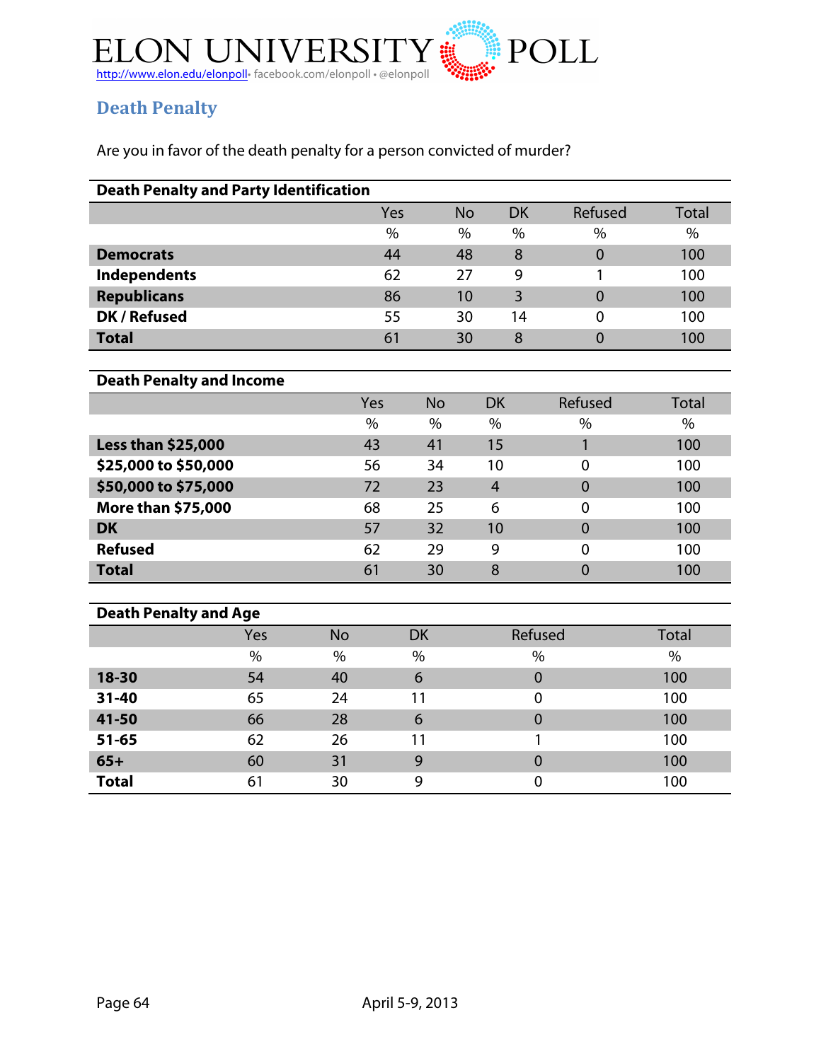## Death Penalty

Are you in favor of the death penalty for a person convicted of murder?

**Death Penalty and Party Identification**

| | Yes | No | DK | Refused | Total |
|---|---|---|---|---|---|
| | % | % | % | % | % |
| **Democrats** | 44 | 48 | 8 | 0 | 100 |
| **Independents** | 62 | 27 | 9 | 1 | 100 |
| **Republicans** | 86 | 10 | 3 | 0 | 100 |
| **DK / Refused** | 55 | 30 | 14 | 0 | 100 |
| **Total** | 61 | 30 | 8 | 0 | 100 |

**Death Penalty and Income**

| | Yes | No | DK | Refused | Total |
|---|---|---|---|---|---|
| | % | % | % | % | % |
| **Less than $25,000** | 43 | 41 | 15 | 1 | 100 |
| **$25,000 to $50,000** | 56 | 34 | 10 | 0 | 100 |
| **$50,000 to $75,000** | 72 | 23 | 4 | 0 | 100 |
| **More than $75,000** | 68 | 25 | 6 | 0 | 100 |
| **DK** | 57 | 32 | 10 | 0 | 100 |
| **Refused** | 62 | 29 | 9 | 0 | 100 |
| **Total** | 61 | 30 | 8 | 0 | 100 |

**Death Penalty and Age**

| | Yes | No | DK | Refused | Total |
|---|---|---|---|---|---|
| | % | % | % | % | % |
| **18-30** | 54 | 40 | 6 | 0 | 100 |
| **31-40** | 65 | 24 | 11 | 0 | 100 |
| **41-50** | 66 | 28 | 6 | 0 | 100 |
| **51-65** | 62 | 26 | 11 | 1 | 100 |
| **65+** | 60 | 31 | 9 | 0 | 100 |
| **Total** | 61 | 30 | 9 | 0 | 100 |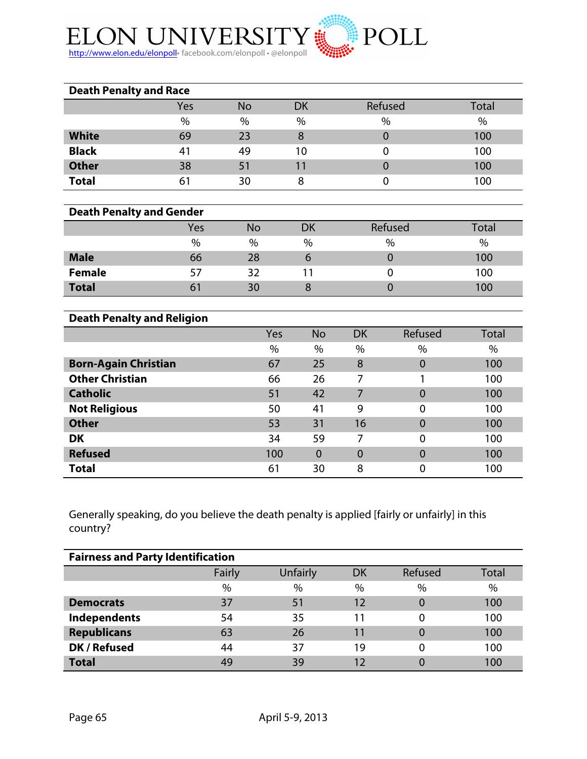| Death Penalty and Race | Yes | No | DK | Refused | Total |
|---|---|---|---|---|---|
| | % | % | % | % | % |
| **White** | 69 | 23 | 8 | 0 | 100 |
| **Black** | 41 | 49 | 10 | 0 | 100 |
| **Other** | 38 | 51 | 11 | 0 | 100 |
| **Total** | 61 | 30 | 8 | 0 | 100 |

| Death Penalty and Gender | Yes | No | DK | Refused | Total |
|---|---|---|---|---|---|
| | % | % | % | % | % |
| **Male** | 66 | 28 | 6 | 0 | 100 |
| **Female** | 57 | 32 | 11 | 0 | 100 |
| **Total** | 61 | 30 | 8 | 0 | 100 |

| Death Penalty and Religion | Yes | No | DK | Refused | Total |
|---|---|---|---|---|---|
| | % | % | % | % | % |
| **Born-Again Christian** | 67 | 25 | 8 | 0 | 100 |
| **Other Christian** | 66 | 26 | 7 | 1 | 100 |
| **Catholic** | 51 | 42 | 7 | 0 | 100 |
| **Not Religious** | 50 | 41 | 9 | 0 | 100 |
| **Other** | 53 | 31 | 16 | 0 | 100 |
| **DK** | 34 | 59 | 7 | 0 | 100 |
| **Refused** | 100 | 0 | 0 | 0 | 100 |
| **Total** | 61 | 30 | 8 | 0 | 100 |

Generally speaking, do you believe the death penalty is applied [fairly or unfairly] in this country?

| Fairness and Party Identification | Fairly | Unfairly | DK | Refused | Total |
|---|---|---|---|---|---|
| | % | % | % | % | % |
| **Democrats** | 37 | 51 | 12 | 0 | 100 |
| **Independents** | 54 | 35 | 11 | 0 | 100 |
| **Republicans** | 63 | 26 | 11 | 0 | 100 |
| **DK / Refused** | 44 | 37 | 19 | 0 | 100 |
| **Total** | 49 | 39 | 12 | 0 | 100 |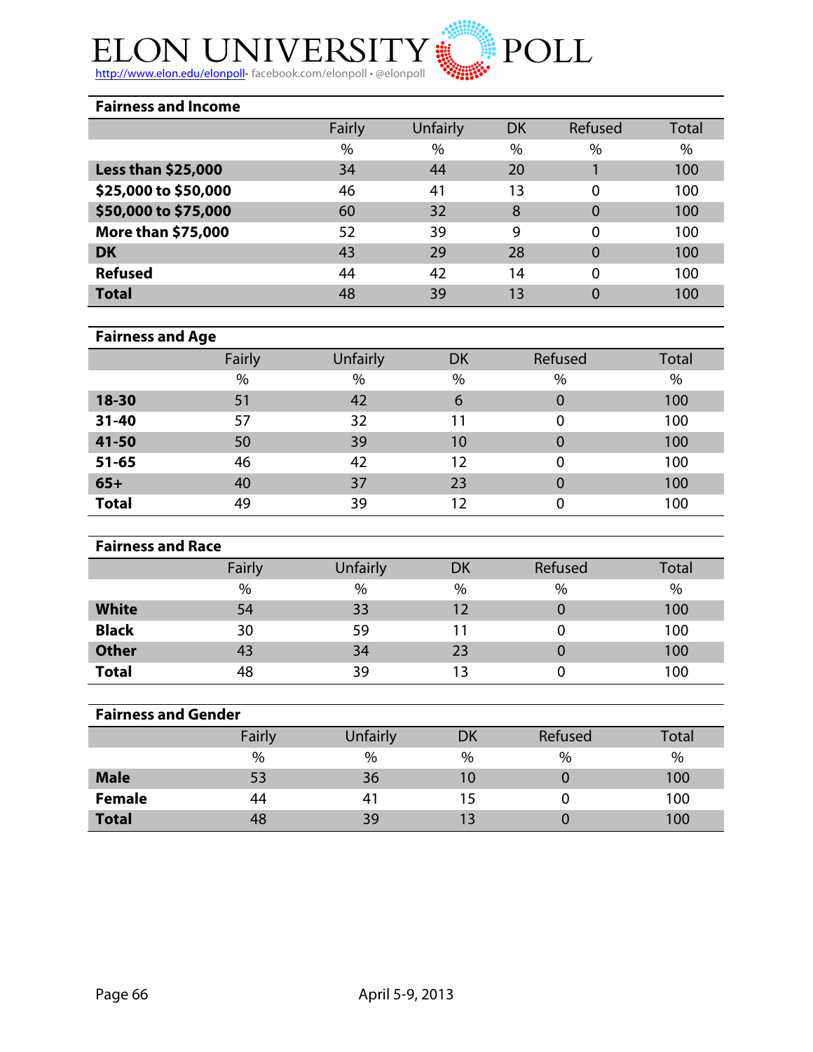## Fairness and Income

| | Fairly | Unfairly | DK | Refused | Total |
|---|---|---|---|---|---|
| | % | % | % | % | % |
| **Less than $25,000** | 34 | 44 | 20 | 1 | 100 |
| **$25,000 to $50,000** | 46 | 41 | 13 | 0 | 100 |
| **$50,000 to $75,000** | 60 | 32 | 8 | 0 | 100 |
| **More than $75,000** | 52 | 39 | 9 | 0 | 100 |
| **DK** | 43 | 29 | 28 | 0 | 100 |
| **Refused** | 44 | 42 | 14 | 0 | 100 |
| **Total** | 48 | 39 | 13 | 0 | 100 |

## Fairness and Age

| | Fairly | Unfairly | DK | Refused | Total |
|---|---|---|---|---|---|
| | % | % | % | % | % |
| **18-30** | 51 | 42 | 6 | 0 | 100 |
| **31-40** | 57 | 32 | 11 | 0 | 100 |
| **41-50** | 50 | 39 | 10 | 0 | 100 |
| **51-65** | 46 | 42 | 12 | 0 | 100 |
| **65+** | 40 | 37 | 23 | 0 | 100 |
| **Total** | 49 | 39 | 12 | 0 | 100 |

## Fairness and Race

| | Fairly | Unfairly | DK | Refused | Total |
|---|---|---|---|---|---|
| | % | % | % | % | % |
| **White** | 54 | 33 | 12 | 0 | 100 |
| **Black** | 30 | 59 | 11 | 0 | 100 |
| **Other** | 43 | 34 | 23 | 0 | 100 |
| **Total** | 48 | 39 | 13 | 0 | 100 |

## Fairness and Gender

| | Fairly | Unfairly | DK | Refused | Total |
|---|---|---|---|---|---|
| | % | % | % | % | % |
| **Male** | 53 | 36 | 10 | 0 | 100 |
| **Female** | 44 | 41 | 15 | 0 | 100 |
| **Total** | 48 | 39 | 13 | 0 | 100 |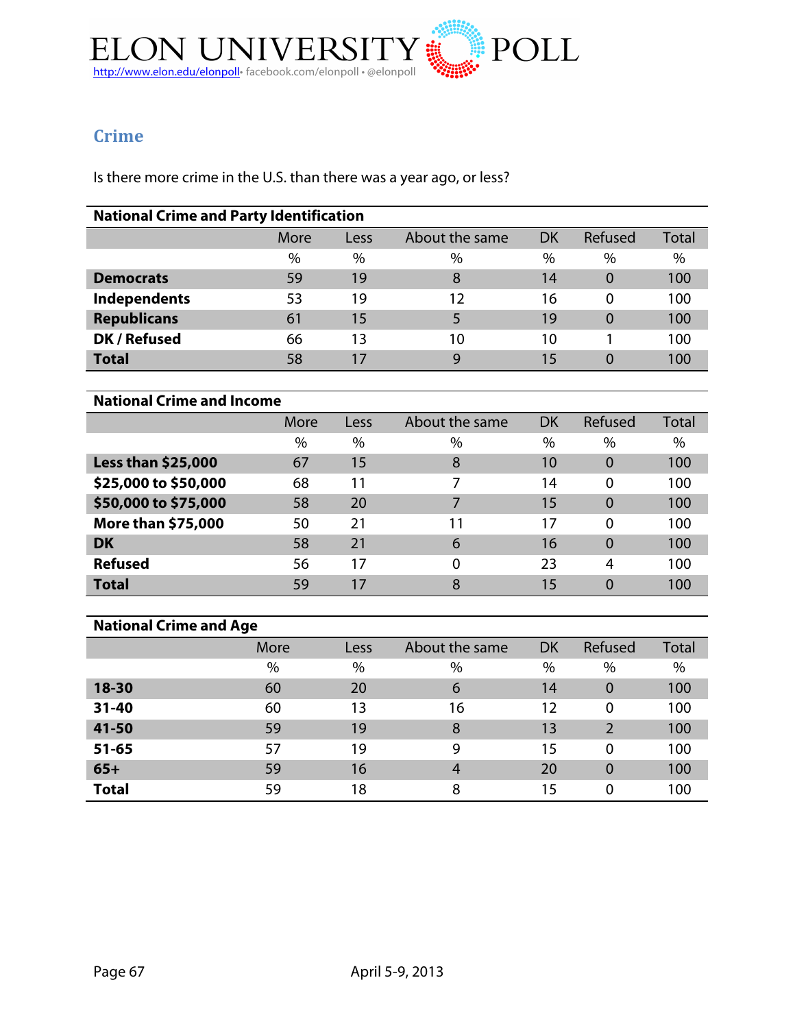## Crime

Is there more crime in the U.S. than there was a year ago, or less?

**National Crime and Party Identification**

| | More | Less | About the same | DK | Refused | Total |
|---|---|---|---|---|---|---|
| | % | % | % | % | % | % |
| **Democrats** | 59 | 19 | 8 | 14 | 0 | 100 |
| **Independents** | 53 | 19 | 12 | 16 | 0 | 100 |
| **Republicans** | 61 | 15 | 5 | 19 | 0 | 100 |
| **DK / Refused** | 66 | 13 | 10 | 10 | 1 | 100 |
| **Total** | 58 | 17 | 9 | 15 | 0 | 100 |

**National Crime and Income**

| | More | Less | About the same | DK | Refused | Total |
|---|---|---|---|---|---|---|
| | % | % | % | % | % | % |
| **Less than $25,000** | 67 | 15 | 8 | 10 | 0 | 100 |
| **$25,000 to $50,000** | 68 | 11 | 7 | 14 | 0 | 100 |
| **$50,000 to $75,000** | 58 | 20 | 7 | 15 | 0 | 100 |
| **More than $75,000** | 50 | 21 | 11 | 17 | 0 | 100 |
| **DK** | 58 | 21 | 6 | 16 | 0 | 100 |
| **Refused** | 56 | 17 | 0 | 23 | 4 | 100 |
| **Total** | 59 | 17 | 8 | 15 | 0 | 100 |

**National Crime and Age**

| | More | Less | About the same | DK | Refused | Total |
|---|---|---|---|---|---|---|
| | % | % | % | % | % | % |
| **18-30** | 60 | 20 | 6 | 14 | 0 | 100 |
| **31-40** | 60 | 13 | 16 | 12 | 0 | 100 |
| **41-50** | 59 | 19 | 8 | 13 | 2 | 100 |
| **51-65** | 57 | 19 | 9 | 15 | 0 | 100 |
| **65+** | 59 | 16 | 4 | 20 | 0 | 100 |
| **Total** | 59 | 18 | 8 | 15 | 0 | 100 |

April 5-9, 2013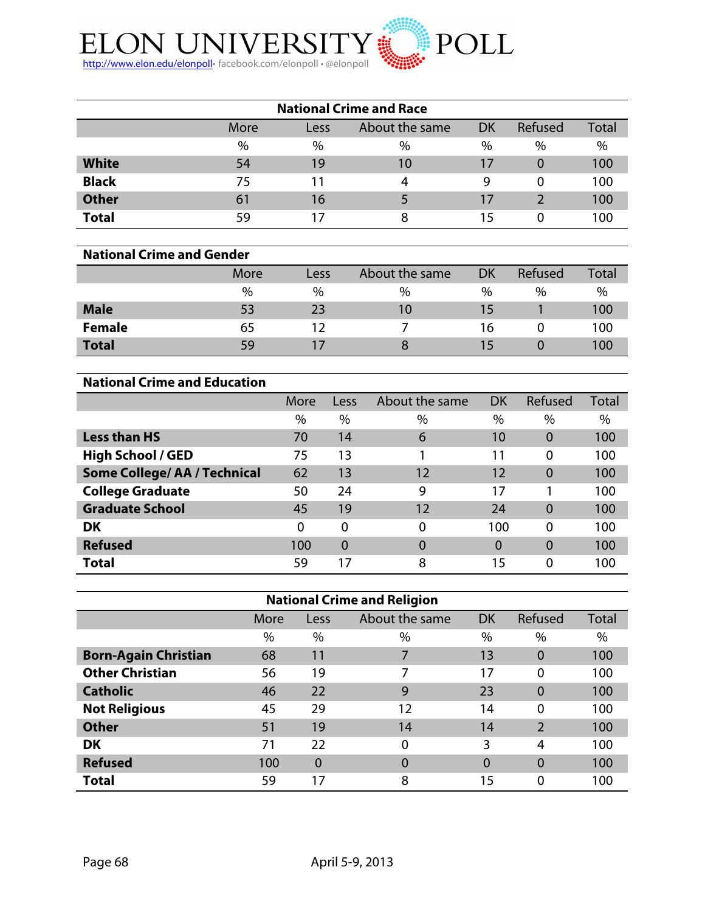## National Crime and Race

| | More | Less | About the same | DK | Refused | Total |
|---|---|---|---|---|---|---|
| | % | % | % | % | % | % |
| **White** | 54 | 19 | 10 | 17 | 0 | 100 |
| **Black** | 75 | 11 | 4 | 9 | 0 | 100 |
| **Other** | 61 | 16 | 5 | 17 | 2 | 100 |
| **Total** | 59 | 17 | 8 | 15 | 0 | 100 |

## National Crime and Gender

| | More | Less | About the same | DK | Refused | Total |
|---|---|---|---|---|---|---|
| | % | % | % | % | % | % |
| **Male** | 53 | 23 | 10 | 15 | 1 | 100 |
| **Female** | 65 | 12 | 7 | 16 | 0 | 100 |
| **Total** | 59 | 17 | 8 | 15 | 0 | 100 |

## National Crime and Education

| | More | Less | About the same | DK | Refused | Total |
|---|---|---|---|---|---|---|
| | % | % | % | % | % | % |
| **Less than HS** | 70 | 14 | 6 | 10 | 0 | 100 |
| **High School / GED** | 75 | 13 | 1 | 11 | 0 | 100 |
| **Some College/ AA / Technical** | 62 | 13 | 12 | 12 | 0 | 100 |
| **College Graduate** | 50 | 24 | 9 | 17 | 1 | 100 |
| **Graduate School** | 45 | 19 | 12 | 24 | 0 | 100 |
| **DK** | 0 | 0 | 0 | 100 | 0 | 100 |
| **Refused** | 100 | 0 | 0 | 0 | 0 | 100 |
| **Total** | 59 | 17 | 8 | 15 | 0 | 100 |

## National Crime and Religion

| | More | Less | About the same | DK | Refused | Total |
|---|---|---|---|---|---|---|
| | % | % | % | % | % | % |
| **Born-Again Christian** | 68 | 11 | 7 | 13 | 0 | 100 |
| **Other Christian** | 56 | 19 | 7 | 17 | 0 | 100 |
| **Catholic** | 46 | 22 | 9 | 23 | 0 | 100 |
| **Not Religious** | 45 | 29 | 12 | 14 | 0 | 100 |
| **Other** | 51 | 19 | 14 | 14 | 2 | 100 |
| **DK** | 71 | 22 | 0 | 3 | 4 | 100 |
| **Refused** | 100 | 0 | 0 | 0 | 0 | 100 |
| **Total** | 59 | 17 | 8 | 15 | 0 | 100 |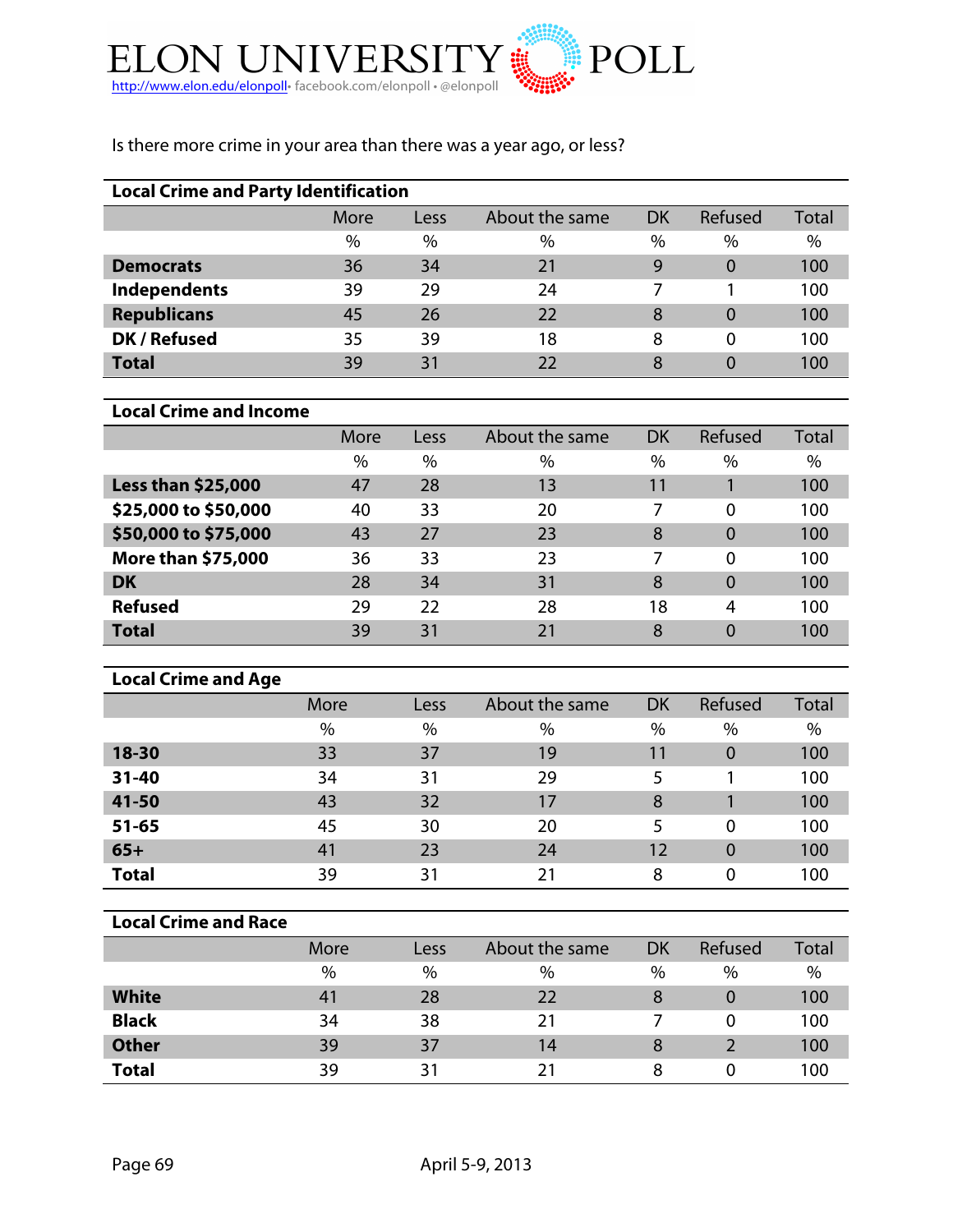Is there more crime in your area than there was a year ago, or less?

**Local Crime and Party Identification**

| | More | Less | About the same | DK | Refused | Total |
|---|---|---|---|---|---|---|
| | % | % | % | % | % | % |
| **Democrats** | 36 | 34 | 21 | 9 | 0 | 100 |
| **Independents** | 39 | 29 | 24 | 7 | 1 | 100 |
| **Republicans** | 45 | 26 | 22 | 8 | 0 | 100 |
| **DK / Refused** | 35 | 39 | 18 | 8 | 0 | 100 |
| **Total** | 39 | 31 | 22 | 8 | 0 | 100 |

**Local Crime and Income**

| | More | Less | About the same | DK | Refused | Total |
|---|---|---|---|---|---|---|
| | % | % | % | % | % | % |
| **Less than $25,000** | 47 | 28 | 13 | 11 | 1 | 100 |
| **$25,000 to $50,000** | 40 | 33 | 20 | 7 | 0 | 100 |
| **$50,000 to $75,000** | 43 | 27 | 23 | 8 | 0 | 100 |
| **More than $75,000** | 36 | 33 | 23 | 7 | 0 | 100 |
| **DK** | 28 | 34 | 31 | 8 | 0 | 100 |
| **Refused** | 29 | 22 | 28 | 18 | 4 | 100 |
| **Total** | 39 | 31 | 21 | 8 | 0 | 100 |

**Local Crime and Age**

| | More | Less | About the same | DK | Refused | Total |
|---|---|---|---|---|---|---|
| | % | % | % | % | % | % |
| **18-30** | 33 | 37 | 19 | 11 | 0 | 100 |
| **31-40** | 34 | 31 | 29 | 5 | 1 | 100 |
| **41-50** | 43 | 32 | 17 | 8 | 1 | 100 |
| **51-65** | 45 | 30 | 20 | 5 | 0 | 100 |
| **65+** | 41 | 23 | 24 | 12 | 0 | 100 |
| **Total** | 39 | 31 | 21 | 8 | 0 | 100 |

**Local Crime and Race**

| | More | Less | About the same | DK | Refused | Total |
|---|---|---|---|---|---|---|
| | % | % | % | % | % | % |
| **White** | 41 | 28 | 22 | 8 | 0 | 100 |
| **Black** | 34 | 38 | 21 | 7 | 0 | 100 |
| **Other** | 39 | 37 | 14 | 8 | 2 | 100 |
| **Total** | 39 | 31 | 21 | 8 | 0 | 100 |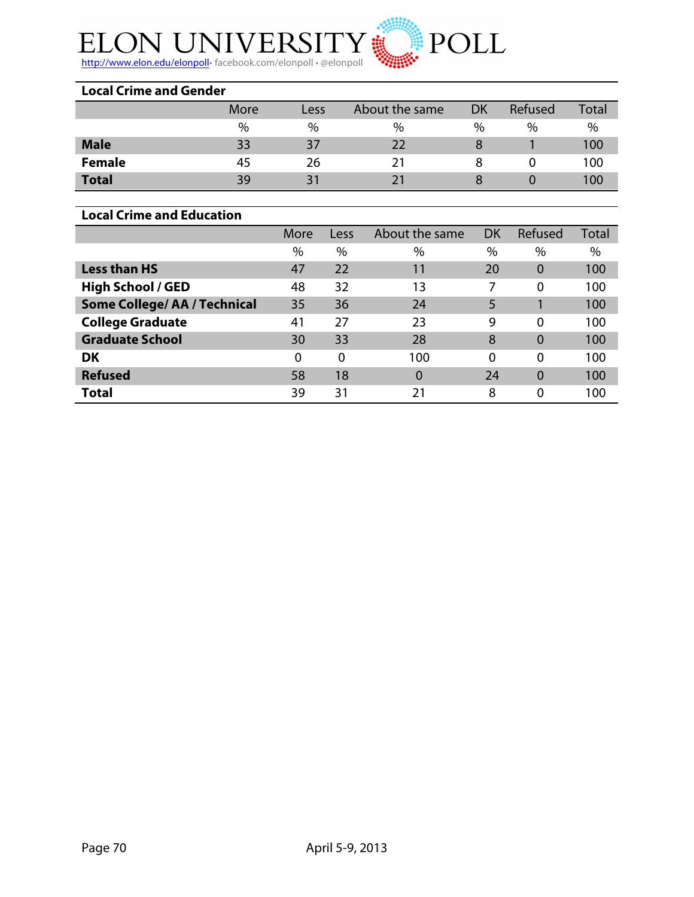### Local Crime and Gender

| | More | Less | About the same | DK | Refused | Total |
|---|---|---|---|---|---|---|
| | % | % | % | % | % | % |
| **Male** | 33 | 37 | 22 | 8 | 1 | 100 |
| **Female** | 45 | 26 | 21 | 8 | 0 | 100 |
| **Total** | 39 | 31 | 21 | 8 | 0 | 100 |

### Local Crime and Education

| | More | Less | About the same | DK | Refused | Total |
|---|---|---|---|---|---|---|
| | % | % | % | % | % | % |
| **Less than HS** | 47 | 22 | 11 | 20 | 0 | 100 |
| **High School / GED** | 48 | 32 | 13 | 7 | 0 | 100 |
| **Some College/ AA / Technical** | 35 | 36 | 24 | 5 | 1 | 100 |
| **College Graduate** | 41 | 27 | 23 | 9 | 0 | 100 |
| **Graduate School** | 30 | 33 | 28 | 8 | 0 | 100 |
| **DK** | 0 | 0 | 100 | 0 | 0 | 100 |
| **Refused** | 58 | 18 | 0 | 24 | 0 | 100 |
| **Total** | 39 | 31 | 21 | 8 | 0 | 100 |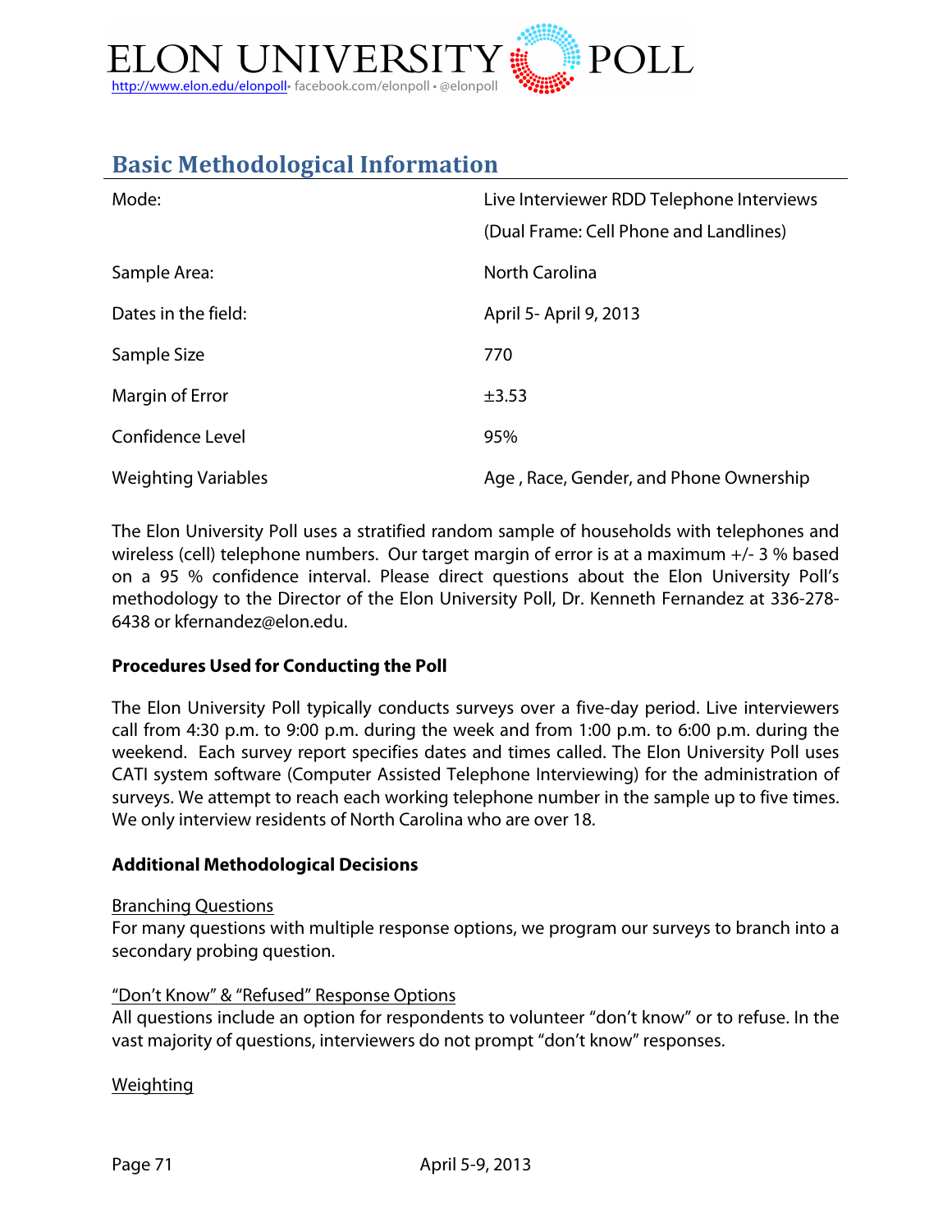## Basic Methodological Information

| | |
|---|---|
| Mode: | Live Interviewer RDD Telephone Interviews (Dual Frame: Cell Phone and Landlines) |
| Sample Area: | North Carolina |
| Dates in the field: | April 5- April 9, 2013 |
| Sample Size | 770 |
| Margin of Error | ±3.53 |
| Confidence Level | 95% |
| Weighting Variables | Age , Race, Gender, and Phone Ownership |

The Elon University Poll uses a stratified random sample of households with telephones and wireless (cell) telephone numbers. Our target margin of error is at a maximum +/- 3 % based on a 95 % confidence interval. Please direct questions about the Elon University Poll's methodology to the Director of the Elon University Poll, Dr. Kenneth Fernandez at 336-278-6438 or kfernandez@elon.edu.

**Procedures Used for Conducting the Poll**

The Elon University Poll typically conducts surveys over a five-day period. Live interviewers call from 4:30 p.m. to 9:00 p.m. during the week and from 1:00 p.m. to 6:00 p.m. during the weekend. Each survey report specifies dates and times called. The Elon University Poll uses CATI system software (Computer Assisted Telephone Interviewing) for the administration of surveys. We attempt to reach each working telephone number in the sample up to five times. We only interview residents of North Carolina who are over 18.

**Additional Methodological Decisions**

Branching Questions

For many questions with multiple response options, we program our surveys to branch into a secondary probing question.

"Don't Know" & "Refused" Response Options

All questions include an option for respondents to volunteer "don't know" or to refuse. In the vast majority of questions, interviewers do not prompt "don't know" responses.

Weighting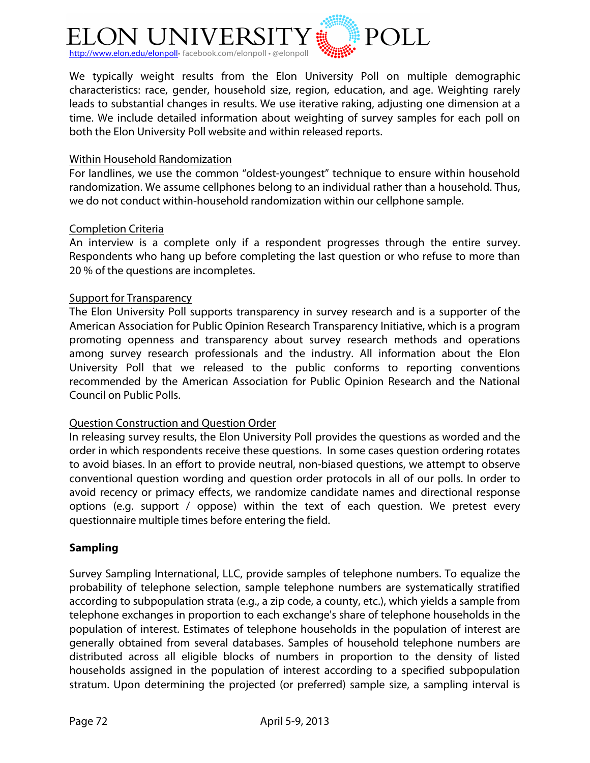We typically weight results from the Elon University Poll on multiple demographic characteristics: race, gender, household size, region, education, and age. Weighting rarely leads to substantial changes in results. We use iterative raking, adjusting one dimension at a time. We include detailed information about weighting of survey samples for each poll on both the Elon University Poll website and within released reports.

Within Household Randomization

For landlines, we use the common "oldest-youngest" technique to ensure within household randomization. We assume cellphones belong to an individual rather than a household. Thus, we do not conduct within-household randomization within our cellphone sample.

Completion Criteria

An interview is a complete only if a respondent progresses through the entire survey. Respondents who hang up before completing the last question or who refuse to more than 20 % of the questions are incompletes.

Support for Transparency

The Elon University Poll supports transparency in survey research and is a supporter of the American Association for Public Opinion Research Transparency Initiative, which is a program promoting openness and transparency about survey research methods and operations among survey research professionals and the industry. All information about the Elon University Poll that we released to the public conforms to reporting conventions recommended by the American Association for Public Opinion Research and the National Council on Public Polls.

Question Construction and Question Order

In releasing survey results, the Elon University Poll provides the questions as worded and the order in which respondents receive these questions. In some cases question ordering rotates to avoid biases. In an effort to provide neutral, non-biased questions, we attempt to observe conventional question wording and question order protocols in all of our polls. In order to avoid recency or primacy effects, we randomize candidate names and directional response options (e.g. support / oppose) within the text of each question. We pretest every questionnaire multiple times before entering the field.

**Sampling**

Survey Sampling International, LLC, provide samples of telephone numbers. To equalize the probability of telephone selection, sample telephone numbers are systematically stratified according to subpopulation strata (e.g., a zip code, a county, etc.), which yields a sample from telephone exchanges in proportion to each exchange's share of telephone households in the population of interest. Estimates of telephone households in the population of interest are generally obtained from several databases. Samples of household telephone numbers are distributed across all eligible blocks of numbers in proportion to the density of listed households assigned in the population of interest according to a specified subpopulation stratum. Upon determining the projected (or preferred) sample size, a sampling interval is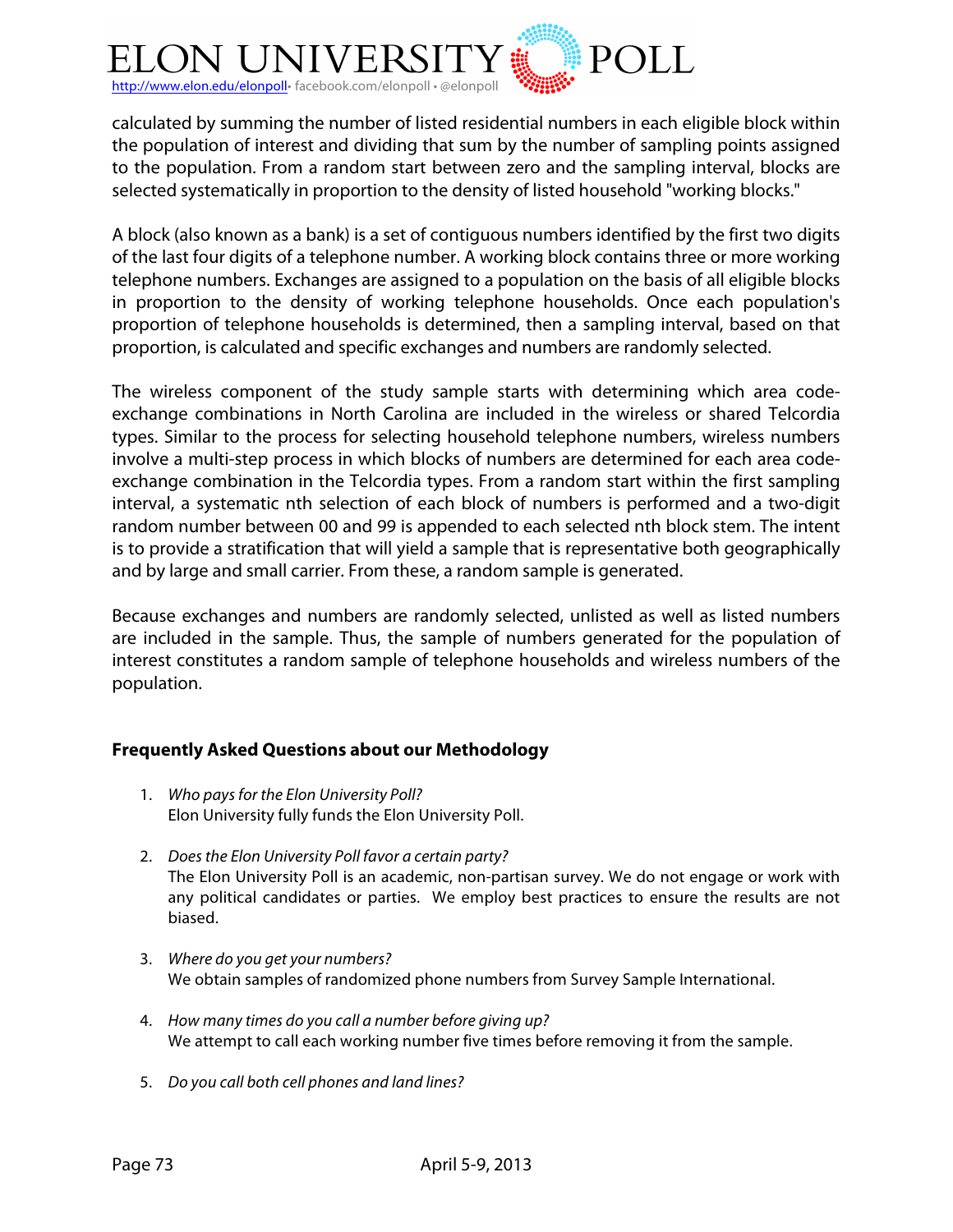calculated by summing the number of listed residential numbers in each eligible block within the population of interest and dividing that sum by the number of sampling points assigned to the population. From a random start between zero and the sampling interval, blocks are selected systematically in proportion to the density of listed household "working blocks."

A block (also known as a bank) is a set of contiguous numbers identified by the first two digits of the last four digits of a telephone number. A working block contains three or more working telephone numbers. Exchanges are assigned to a population on the basis of all eligible blocks in proportion to the density of working telephone households. Once each population's proportion of telephone households is determined, then a sampling interval, based on that proportion, is calculated and specific exchanges and numbers are randomly selected.

The wireless component of the study sample starts with determining which area code-exchange combinations in North Carolina are included in the wireless or shared Telcordia types. Similar to the process for selecting household telephone numbers, wireless numbers involve a multi-step process in which blocks of numbers are determined for each area code-exchange combination in the Telcordia types. From a random start within the first sampling interval, a systematic nth selection of each block of numbers is performed and a two-digit random number between 00 and 99 is appended to each selected nth block stem. The intent is to provide a stratification that will yield a sample that is representative both geographically and by large and small carrier. From these, a random sample is generated.

Because exchanges and numbers are randomly selected, unlisted as well as listed numbers are included in the sample. Thus, the sample of numbers generated for the population of interest constitutes a random sample of telephone households and wireless numbers of the population.

**Frequently Asked Questions about our Methodology**

1. *Who pays for the Elon University Poll?*
   Elon University fully funds the Elon University Poll.

2. *Does the Elon University Poll favor a certain party?*
   The Elon University Poll is an academic, non-partisan survey. We do not engage or work with any political candidates or parties. We employ best practices to ensure the results are not biased.

3. *Where do you get your numbers?*
   We obtain samples of randomized phone numbers from Survey Sample International.

4. *How many times do you call a number before giving up?*
   We attempt to call each working number five times before removing it from the sample.

5. *Do you call both cell phones and land lines?*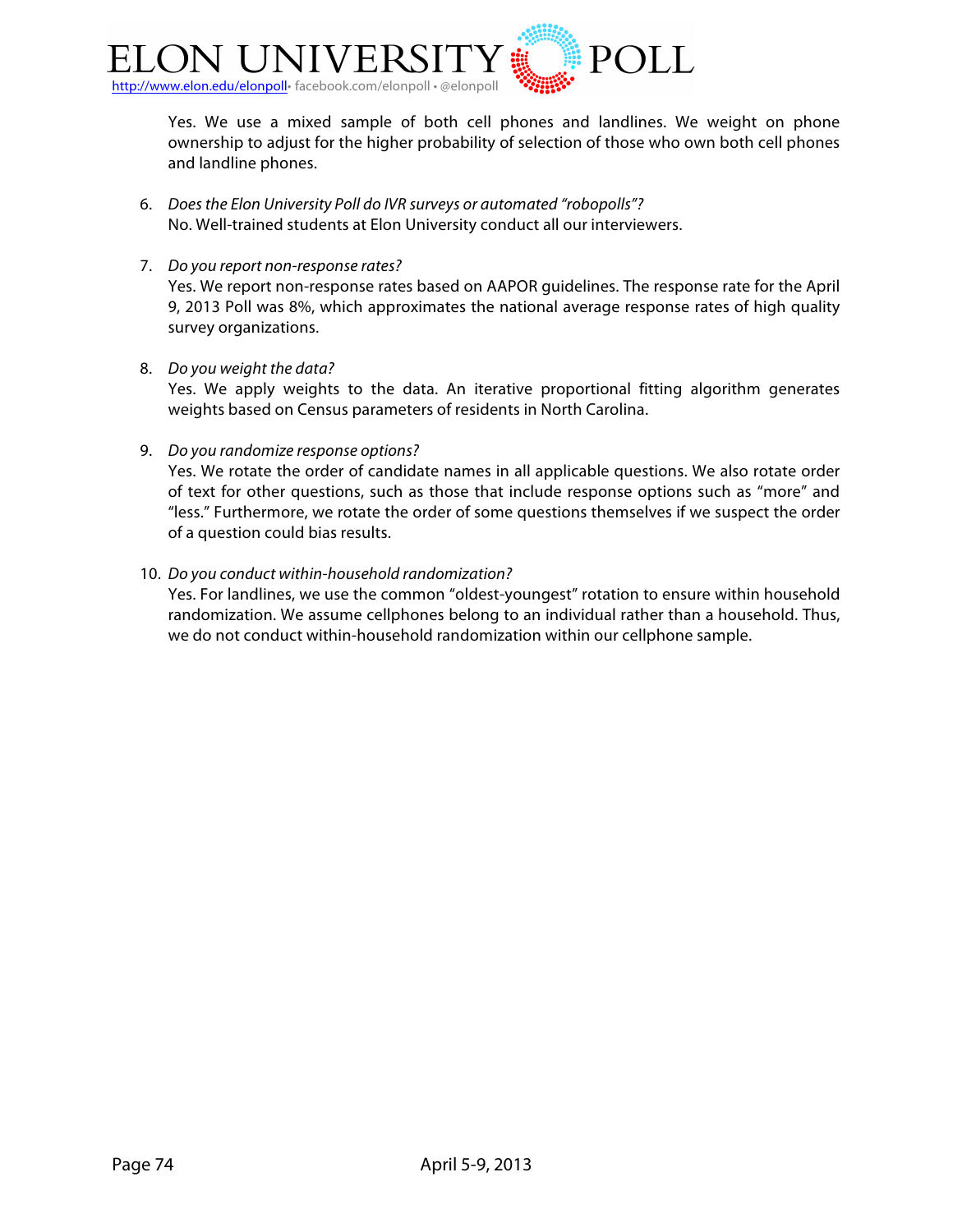Yes. We use a mixed sample of both cell phones and landlines. We weight on phone ownership to adjust for the higher probability of selection of those who own both cell phones and landline phones.

6. *Does the Elon University Poll do IVR surveys or automated "robopolls"?*
   No. Well-trained students at Elon University conduct all our interviewers.

7. *Do you report non-response rates?*
   Yes. We report non-response rates based on AAPOR guidelines. The response rate for the April 9, 2013 Poll was 8%, which approximates the national average response rates of high quality survey organizations.

8. *Do you weight the data?*
   Yes. We apply weights to the data. An iterative proportional fitting algorithm generates weights based on Census parameters of residents in North Carolina.

9. *Do you randomize response options?*
   Yes. We rotate the order of candidate names in all applicable questions. We also rotate order of text for other questions, such as those that include response options such as "more" and "less." Furthermore, we rotate the order of some questions themselves if we suspect the order of a question could bias results.

10. *Do you conduct within-household randomization?*
    Yes. For landlines, we use the common "oldest-youngest" rotation to ensure within household randomization. We assume cellphones belong to an individual rather than a household. Thus, we do not conduct within-household randomization within our cellphone sample.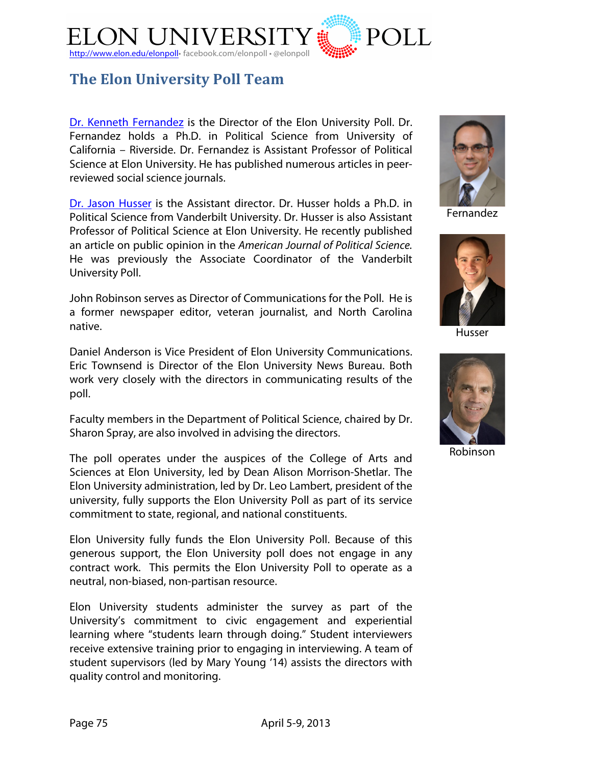# ELON UNIVERSITY POLL

http://www.elon.edu/elonpoll• facebook.com/elonpoll • @elonpoll

## The Elon University Poll Team

Dr. Kenneth Fernandez is the Director of the Elon University Poll. Dr. Fernandez holds a Ph.D. in Political Science from University of California – Riverside. Dr. Fernandez is Assistant Professor of Political Science at Elon University. He has published numerous articles in peer-reviewed social science journals.

Dr. Jason Husser is the Assistant director. Dr. Husser holds a Ph.D. in Political Science from Vanderbilt University. Dr. Husser is also Assistant Professor of Political Science at Elon University. He recently published an article on public opinion in the *American Journal of Political Science.* He was previously the Associate Coordinator of the Vanderbilt University Poll.

John Robinson serves as Director of Communications for the Poll. He is a former newspaper editor, veteran journalist, and North Carolina native.

Daniel Anderson is Vice President of Elon University Communications. Eric Townsend is Director of the Elon University News Bureau. Both work very closely with the directors in communicating results of the poll.

Faculty members in the Department of Political Science, chaired by Dr. Sharon Spray, are also involved in advising the directors.

The poll operates under the auspices of the College of Arts and Sciences at Elon University, led by Dean Alison Morrison-Shetlar. The Elon University administration, led by Dr. Leo Lambert, president of the university, fully supports the Elon University Poll as part of its service commitment to state, regional, and national constituents.

Elon University fully funds the Elon University Poll. Because of this generous support, the Elon University poll does not engage in any contract work. This permits the Elon University Poll to operate as a neutral, non-biased, non-partisan resource.

Elon University students administer the survey as part of the University's commitment to civic engagement and experiential learning where "students learn through doing." Student interviewers receive extensive training prior to engaging in interviewing. A team of student supervisors (led by Mary Young '14) assists the directors with quality control and monitoring.

Fernandez

Husser

Robinson

April 5-9, 2013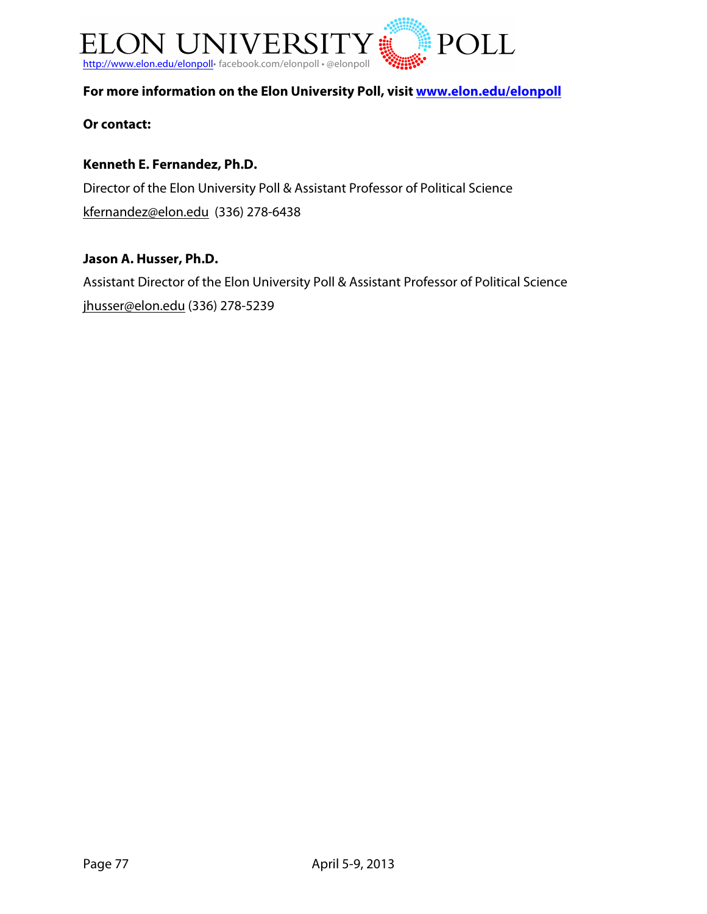ELON UNIVERSITY POLL

http://www.elon.edu/elonpoll • facebook.com/elonpoll • @elonpoll

**For more information on the Elon University Poll, visit www.elon.edu/elonpoll**

**Or contact:**

**Kenneth E. Fernandez, Ph.D.**

Director of the Elon University Poll & Assistant Professor of Political Science

kfernandez@elon.edu (336) 278-6438

**Jason A. Husser, Ph.D.**

Assistant Director of the Elon University Poll & Assistant Professor of Political Science

jhusser@elon.edu (336) 278-5239